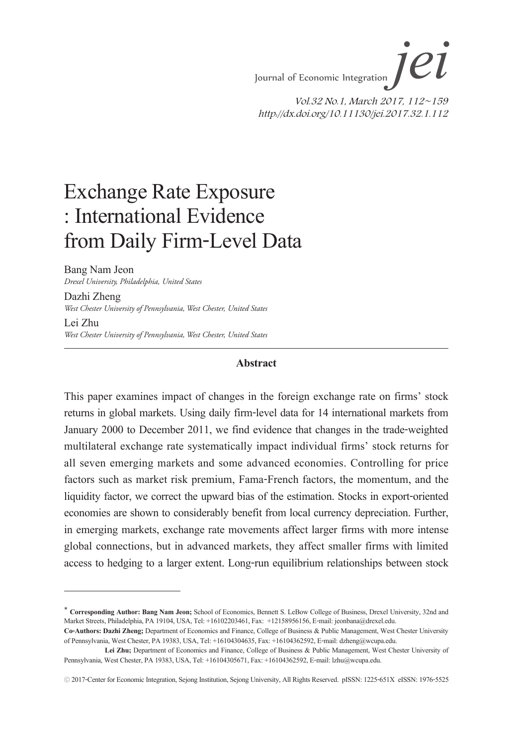# Exchange Rate Exposure : International Evidence from Daily Firm-Level Data

Bang Nam Jeon
*Drexel University, Philadelphia, United States*

Dazhi Zheng
*West Chester University of Pennsylvania, West Chester, United States*

Lei Zhu
*West Chester University of Pennsylvania, West Chester, United States*

## Abstract

This paper examines impact of changes in the foreign exchange rate on firms' stock returns in global markets. Using daily firm-level data for 14 international markets from January 2000 to December 2011, we find evidence that changes in the trade-weighted multilateral exchange rate systematically impact individual firms' stock returns for all seven emerging markets and some advanced economies. Controlling for price factors such as market risk premium, Fama-French factors, the momentum, and the liquidity factor, we correct the upward bias of the estimation. Stocks in export-oriented economies are shown to considerably benefit from local currency depreciation. Further, in emerging markets, exchange rate movements affect larger firms with more intense global connections, but in advanced markets, they affect smaller firms with limited access to hedging to a larger extent. Long-run equilibrium relationships between stock

---

* **Corresponding Author: Bang Nam Jeon;** School of Economics, Bennett S. LeBow College of Business, Drexel University, 32nd and Market Streets, Philadelphia, PA 19104, USA, Tel: +16102203461, Fax: +12158956156, E-mail: jeonbana@drexel.edu.

**Co-Authors: Dazhi Zheng;** Department of Economics and Finance, College of Business & Public Management, West Chester University of Pennsylvania, West Chester, PA 19383, USA, Tel: +16104304635, Fax: +16104362592, E-mail: dzheng@wcupa.edu.

**Lei Zhu;** Department of Economics and Finance, College of Business & Public Management, West Chester University of Pennsylvania, West Chester, PA 19383, USA, Tel: +16104305671, Fax: +16104362592, E-mail: lzhu@wcupa.edu.

ⓒ 2017-Center for Economic Integration, Sejong Institution, Sejong University, All Rights Reserved. pISSN: 1225-651X eISSN: 1976-5525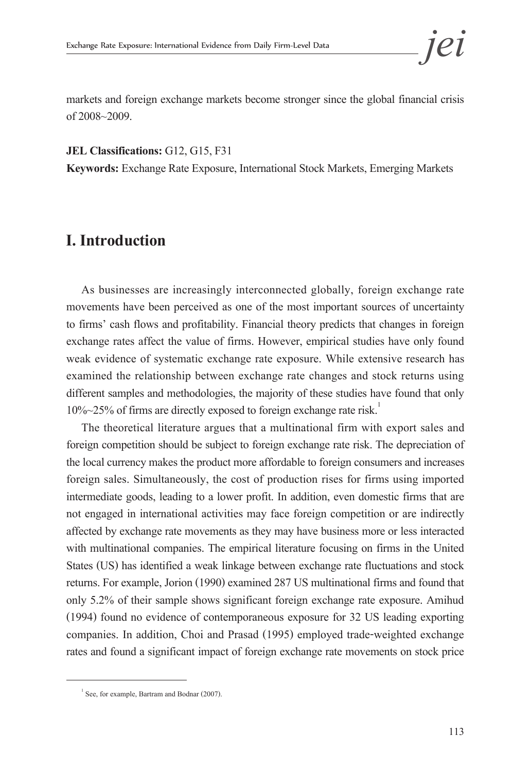markets and foreign exchange markets become stronger since the global financial crisis of 2008~2009.

**JEL Classifications:** G12, G15, F31

**Keywords:** Exchange Rate Exposure, International Stock Markets, Emerging Markets

# I. Introduction

As businesses are increasingly interconnected globally, foreign exchange rate movements have been perceived as one of the most important sources of uncertainty to firms' cash flows and profitability. Financial theory predicts that changes in foreign exchange rates affect the value of firms. However, empirical studies have only found weak evidence of systematic exchange rate exposure. While extensive research has examined the relationship between exchange rate changes and stock returns using different samples and methodologies, the majority of these studies have found that only 10%~25% of firms are directly exposed to foreign exchange rate risk.[1]

The theoretical literature argues that a multinational firm with export sales and foreign competition should be subject to foreign exchange rate risk. The depreciation of the local currency makes the product more affordable to foreign consumers and increases foreign sales. Simultaneously, the cost of production rises for firms using imported intermediate goods, leading to a lower profit. In addition, even domestic firms that are not engaged in international activities may face foreign competition or are indirectly affected by exchange rate movements as they may have business more or less interacted with multinational companies. The empirical literature focusing on firms in the United States (US) has identified a weak linkage between exchange rate fluctuations and stock returns. For example, Jorion (1990) examined 287 US multinational firms and found that only 5.2% of their sample shows significant foreign exchange rate exposure. Amihud (1994) found no evidence of contemporaneous exposure for 32 US leading exporting companies. In addition, Choi and Prasad (1995) employed trade-weighted exchange rates and found a significant impact of foreign exchange rate movements on stock price

[1] See, for example, Bartram and Bodnar (2007).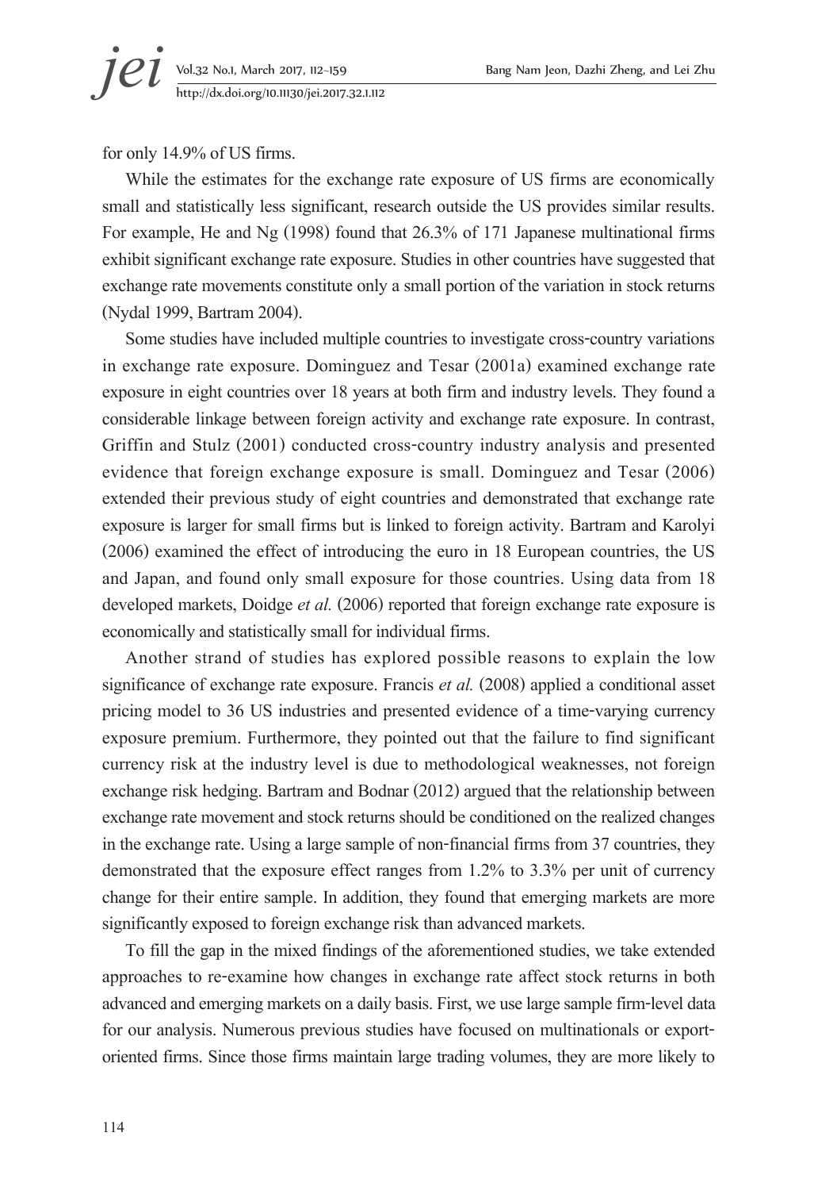for only 14.9% of US firms.

While the estimates for the exchange rate exposure of US firms are economically small and statistically less significant, research outside the US provides similar results. For example, He and Ng (1998) found that 26.3% of 171 Japanese multinational firms exhibit significant exchange rate exposure. Studies in other countries have suggested that exchange rate movements constitute only a small portion of the variation in stock returns (Nydal 1999, Bartram 2004).

Some studies have included multiple countries to investigate cross-country variations in exchange rate exposure. Dominguez and Tesar (2001a) examined exchange rate exposure in eight countries over 18 years at both firm and industry levels. They found a considerable linkage between foreign activity and exchange rate exposure. In contrast, Griffin and Stulz (2001) conducted cross-country industry analysis and presented evidence that foreign exchange exposure is small. Dominguez and Tesar (2006) extended their previous study of eight countries and demonstrated that exchange rate exposure is larger for small firms but is linked to foreign activity. Bartram and Karolyi (2006) examined the effect of introducing the euro in 18 European countries, the US and Japan, and found only small exposure for those countries. Using data from 18 developed markets, Doidge *et al.* (2006) reported that foreign exchange rate exposure is economically and statistically small for individual firms.

Another strand of studies has explored possible reasons to explain the low significance of exchange rate exposure. Francis *et al.* (2008) applied a conditional asset pricing model to 36 US industries and presented evidence of a time-varying currency exposure premium. Furthermore, they pointed out that the failure to find significant currency risk at the industry level is due to methodological weaknesses, not foreign exchange risk hedging. Bartram and Bodnar (2012) argued that the relationship between exchange rate movement and stock returns should be conditioned on the realized changes in the exchange rate. Using a large sample of non-financial firms from 37 countries, they demonstrated that the exposure effect ranges from 1.2% to 3.3% per unit of currency change for their entire sample. In addition, they found that emerging markets are more significantly exposed to foreign exchange risk than advanced markets.

To fill the gap in the mixed findings of the aforementioned studies, we take extended approaches to re-examine how changes in exchange rate affect stock returns in both advanced and emerging markets on a daily basis. First, we use large sample firm-level data for our analysis. Numerous previous studies have focused on multinationals or export-oriented firms. Since those firms maintain large trading volumes, they are more likely to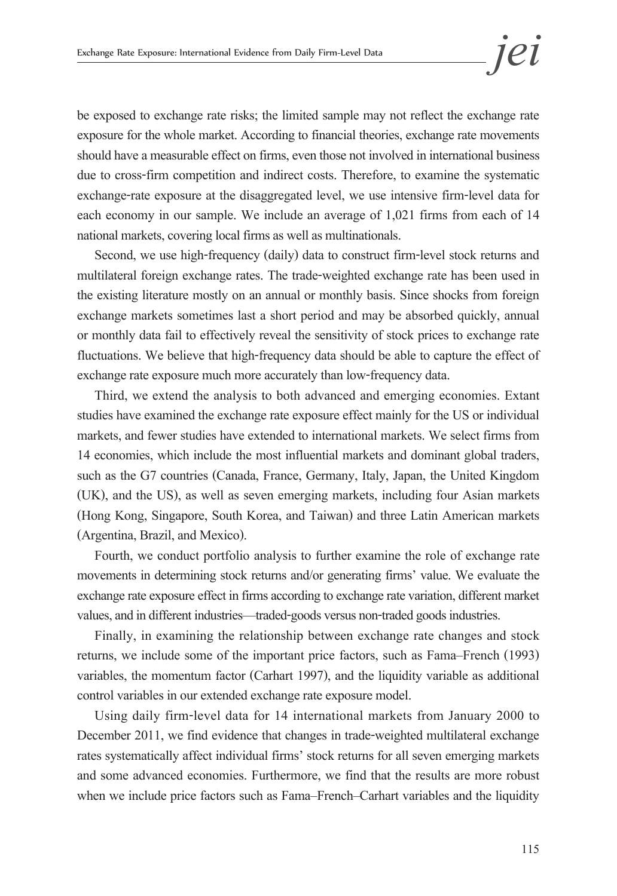be exposed to exchange rate risks; the limited sample may not reflect the exchange rate exposure for the whole market. According to financial theories, exchange rate movements should have a measurable effect on firms, even those not involved in international business due to cross-firm competition and indirect costs. Therefore, to examine the systematic exchange-rate exposure at the disaggregated level, we use intensive firm-level data for each economy in our sample. We include an average of 1,021 firms from each of 14 national markets, covering local firms as well as multinationals.

Second, we use high-frequency (daily) data to construct firm-level stock returns and multilateral foreign exchange rates. The trade-weighted exchange rate has been used in the existing literature mostly on an annual or monthly basis. Since shocks from foreign exchange markets sometimes last a short period and may be absorbed quickly, annual or monthly data fail to effectively reveal the sensitivity of stock prices to exchange rate fluctuations. We believe that high-frequency data should be able to capture the effect of exchange rate exposure much more accurately than low-frequency data.

Third, we extend the analysis to both advanced and emerging economies. Extant studies have examined the exchange rate exposure effect mainly for the US or individual markets, and fewer studies have extended to international markets. We select firms from 14 economies, which include the most influential markets and dominant global traders, such as the G7 countries (Canada, France, Germany, Italy, Japan, the United Kingdom (UK), and the US), as well as seven emerging markets, including four Asian markets (Hong Kong, Singapore, South Korea, and Taiwan) and three Latin American markets (Argentina, Brazil, and Mexico).

Fourth, we conduct portfolio analysis to further examine the role of exchange rate movements in determining stock returns and/or generating firms' value. We evaluate the exchange rate exposure effect in firms according to exchange rate variation, different market values, and in different industries—traded-goods versus non-traded goods industries.

Finally, in examining the relationship between exchange rate changes and stock returns, we include some of the important price factors, such as Fama–French (1993) variables, the momentum factor (Carhart 1997), and the liquidity variable as additional control variables in our extended exchange rate exposure model.

Using daily firm-level data for 14 international markets from January 2000 to December 2011, we find evidence that changes in trade-weighted multilateral exchange rates systematically affect individual firms' stock returns for all seven emerging markets and some advanced economies. Furthermore, we find that the results are more robust when we include price factors such as Fama–French–Carhart variables and the liquidity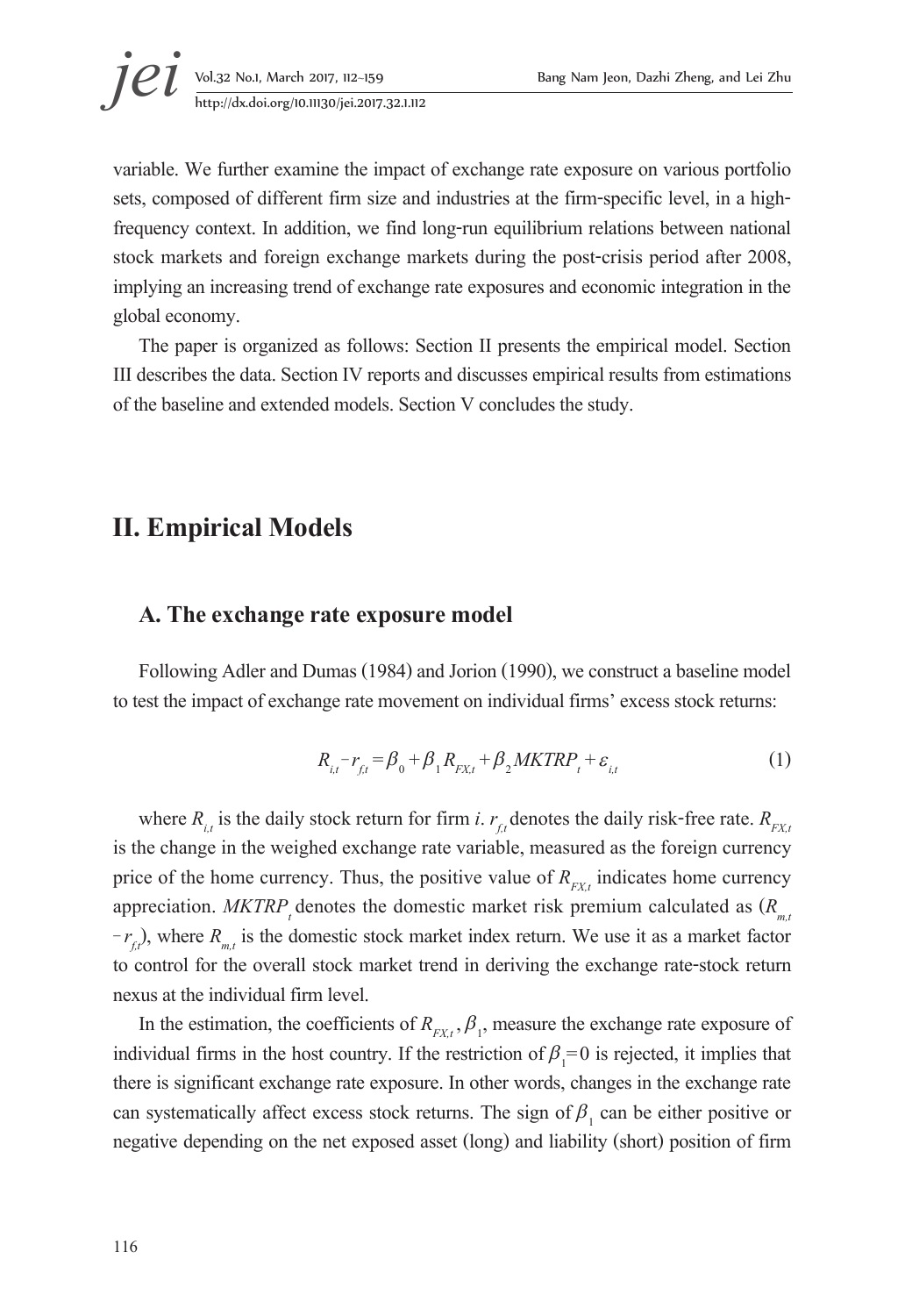variable. We further examine the impact of exchange rate exposure on various portfolio sets, composed of different firm size and industries at the firm-specific level, in a high-frequency context. In addition, we find long-run equilibrium relations between national stock markets and foreign exchange markets during the post-crisis period after 2008, implying an increasing trend of exchange rate exposures and economic integration in the global economy.

The paper is organized as follows: Section II presents the empirical model. Section III describes the data. Section IV reports and discusses empirical results from estimations of the baseline and extended models. Section V concludes the study.

## II. Empirical Models

### A. The exchange rate exposure model

Following Adler and Dumas (1984) and Jorion (1990), we construct a baseline model to test the impact of exchange rate movement on individual firms' excess stock returns:

$$R_{i,t} - r_{f,t} = \beta_0 + \beta_1 R_{FX,t} + \beta_2 MKTRP_t + \varepsilon_{i,t} \tag{1}$$

where $R_{i,t}$ is the daily stock return for firm *i*. $r_{f,t}$ denotes the daily risk-free rate. $R_{FX,t}$ is the change in the weighed exchange rate variable, measured as the foreign currency price of the home currency. Thus, the positive value of $R_{FX,t}$ indicates home currency appreciation. $MKTRP_t$ denotes the domestic market risk premium calculated as ($R_{m,t} - r_{f,t}$), where $R_{m,t}$ is the domestic stock market index return. We use it as a market factor to control for the overall stock market trend in deriving the exchange rate-stock return nexus at the individual firm level.

In the estimation, the coefficients of $R_{FX,t}$, $\beta_1$, measure the exchange rate exposure of individual firms in the host country. If the restriction of $\beta_1 = 0$ is rejected, it implies that there is significant exchange rate exposure. In other words, changes in the exchange rate can systematically affect excess stock returns. The sign of $\beta_1$ can be either positive or negative depending on the net exposed asset (long) and liability (short) position of firm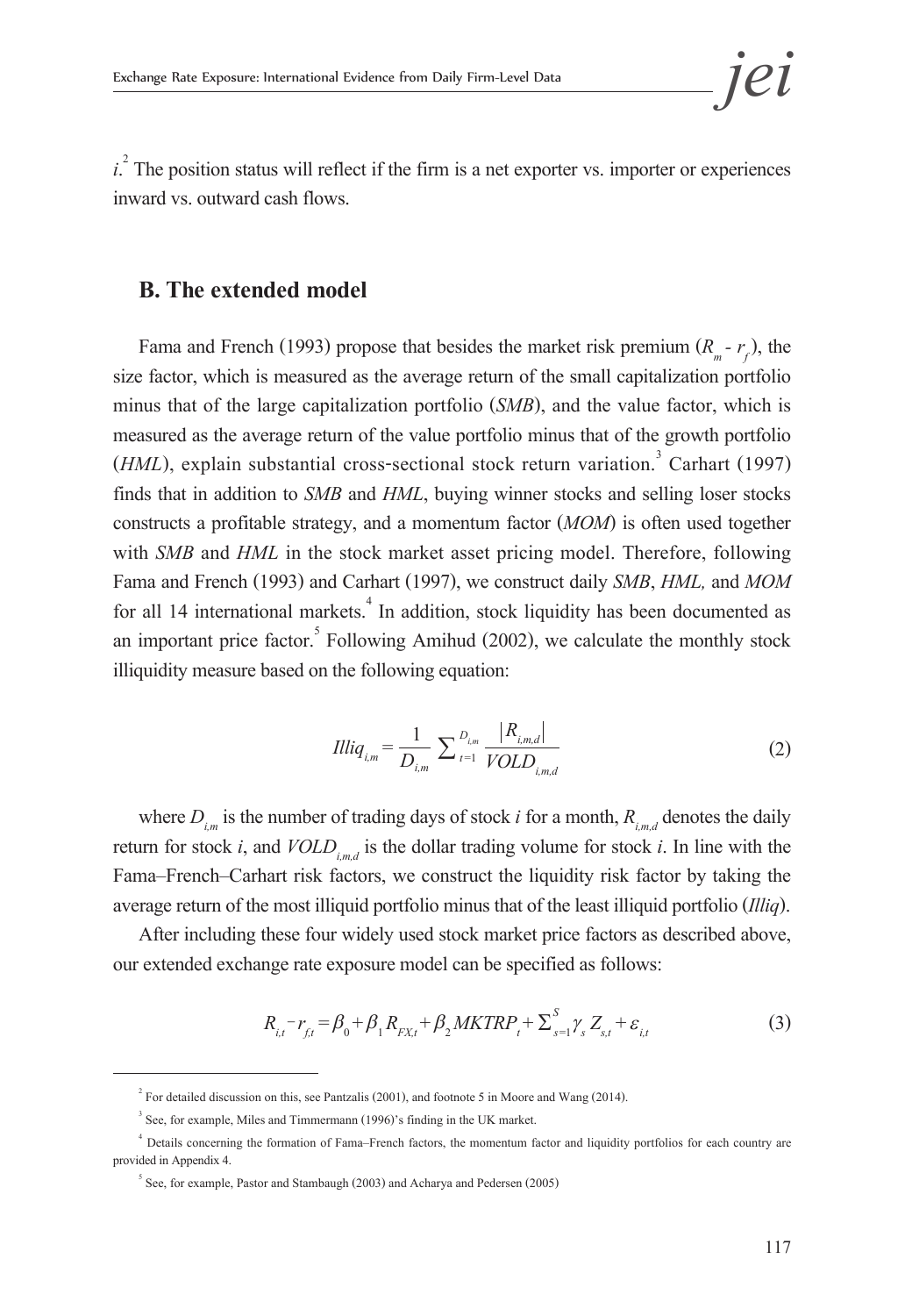*i*.[2] The position status will reflect if the firm is a net exporter vs. importer or experiences inward vs. outward cash flows.

## B. The extended model

Fama and French (1993) propose that besides the market risk premium ($R_m$ - $r_f$), the size factor, which is measured as the average return of the small capitalization portfolio minus that of the large capitalization portfolio (*SMB*), and the value factor, which is measured as the average return of the value portfolio minus that of the growth portfolio (*HML*), explain substantial cross-sectional stock return variation.[3] Carhart (1997) finds that in addition to *SMB* and *HML*, buying winner stocks and selling loser stocks constructs a profitable strategy, and a momentum factor (*MOM*) is often used together with *SMB* and *HML* in the stock market asset pricing model. Therefore, following Fama and French (1993) and Carhart (1997), we construct daily *SMB*, *HML,* and *MOM* for all 14 international markets.[4] In addition, stock liquidity has been documented as an important price factor.[5] Following Amihud (2002), we calculate the monthly stock illiquidity measure based on the following equation:

$$Illiq_{i,m} = \frac{1}{D_{i,m}} \sum_{t=1}^{D_{i,m}} \frac{|R_{i,m,d}|}{VOLD_{i,m,d}} \tag{2}$$

where $D_{i,m}$ is the number of trading days of stock *i* for a month, $R_{i,m,d}$ denotes the daily return for stock *i*, and $VOLD_{i,m,d}$ is the dollar trading volume for stock *i*. In line with the Fama–French–Carhart risk factors, we construct the liquidity risk factor by taking the average return of the most illiquid portfolio minus that of the least illiquid portfolio (*Illiq*).

After including these four widely used stock market price factors as described above, our extended exchange rate exposure model can be specified as follows:

$$R_{i,t} - r_{f,t} = \beta_0 + \beta_1 R_{FX,t} + \beta_2 MKTRP_t + \Sigma_{s=1}^{S} \gamma_s Z_{s,t} + \varepsilon_{i,t} \tag{3}$$

---

[2] For detailed discussion on this, see Pantzalis (2001), and footnote 5 in Moore and Wang (2014).

[3] See, for example, Miles and Timmermann (1996)'s finding in the UK market.

[4] Details concerning the formation of Fama–French factors, the momentum factor and liquidity portfolios for each country are provided in Appendix 4.

[5] See, for example, Pastor and Stambaugh (2003) and Acharya and Pedersen (2005)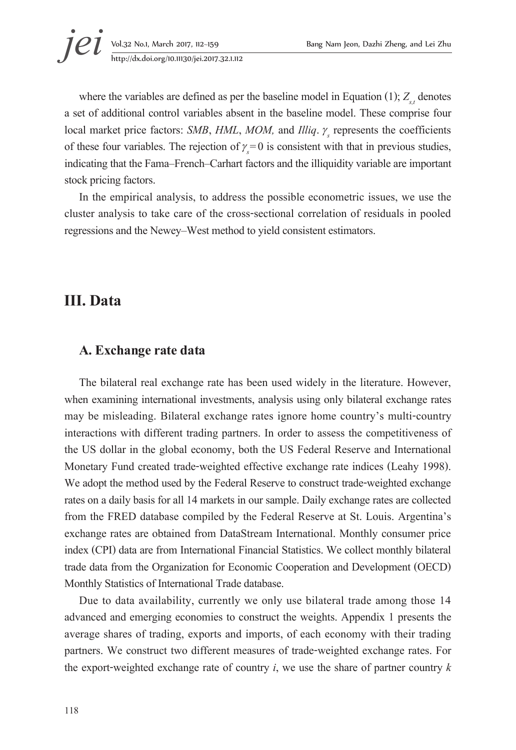where the variables are defined as per the baseline model in Equation (1); $Z_{s,t}$ denotes a set of additional control variables absent in the baseline model. These comprise four local market price factors: *SMB*, *HML*, *MOM,* and *Illiq*. $\gamma_s$ represents the coefficients of these four variables. The rejection of $\gamma_s = 0$ is consistent with that in previous studies, indicating that the Fama–French–Carhart factors and the illiquidity variable are important stock pricing factors.

In the empirical analysis, to address the possible econometric issues, we use the cluster analysis to take care of the cross-sectional correlation of residuals in pooled regressions and the Newey–West method to yield consistent estimators.

## III. Data

### A. Exchange rate data

The bilateral real exchange rate has been used widely in the literature. However, when examining international investments, analysis using only bilateral exchange rates may be misleading. Bilateral exchange rates ignore home country's multi-country interactions with different trading partners. In order to assess the competitiveness of the US dollar in the global economy, both the US Federal Reserve and International Monetary Fund created trade-weighted effective exchange rate indices (Leahy 1998). We adopt the method used by the Federal Reserve to construct trade-weighted exchange rates on a daily basis for all 14 markets in our sample. Daily exchange rates are collected from the FRED database compiled by the Federal Reserve at St. Louis. Argentina's exchange rates are obtained from DataStream International. Monthly consumer price index (CPI) data are from International Financial Statistics. We collect monthly bilateral trade data from the Organization for Economic Cooperation and Development (OECD) Monthly Statistics of International Trade database.

Due to data availability, currently we only use bilateral trade among those 14 advanced and emerging economies to construct the weights. Appendix 1 presents the average shares of trading, exports and imports, of each economy with their trading partners. We construct two different measures of trade-weighted exchange rates. For the export-weighted exchange rate of country *i*, we use the share of partner country *k*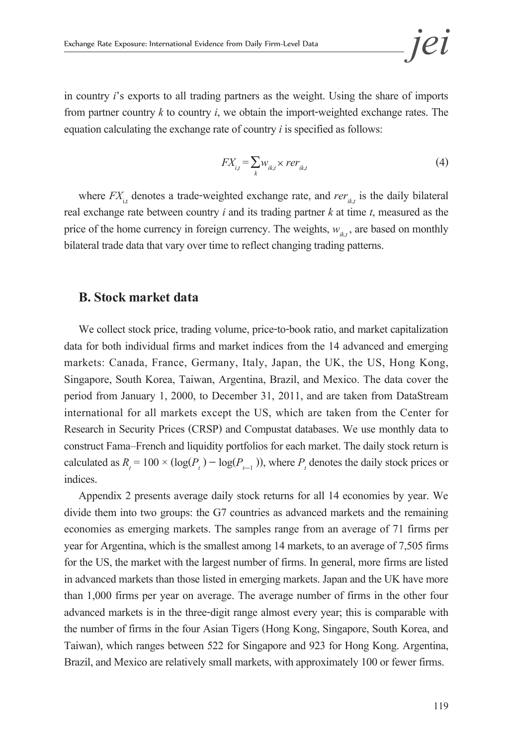in country *i*'s exports to all trading partners as the weight. Using the share of imports from partner country *k* to country *i*, we obtain the import-weighted exchange rates. The equation calculating the exchange rate of country *i* is specified as follows:

$$FX_{i,t} = \sum_{k} w_{ik,t} \times rer_{ik,t} \tag{4}$$

where $FX_{i,t}$ denotes a trade-weighted exchange rate, and $rer_{ik,t}$ is the daily bilateral real exchange rate between country *i* and its trading partner *k* at time *t*, measured as the price of the home currency in foreign currency. The weights, $w_{ik,t}$, are based on monthly bilateral trade data that vary over time to reflect changing trading patterns.

## B. Stock market data

We collect stock price, trading volume, price-to-book ratio, and market capitalization data for both individual firms and market indices from the 14 advanced and emerging markets: Canada, France, Germany, Italy, Japan, the UK, the US, Hong Kong, Singapore, South Korea, Taiwan, Argentina, Brazil, and Mexico. The data cover the period from January 1, 2000, to December 31, 2011, and are taken from DataStream international for all markets except the US, which are taken from the Center for Research in Security Prices (CRSP) and Compustat databases. We use monthly data to construct Fama–French and liquidity portfolios for each market. The daily stock return is calculated as $R_t = 100 \times (\log(P_t) - \log(P_{t-1}))$, where $P_t$ denotes the daily stock prices or indices.

Appendix 2 presents average daily stock returns for all 14 economies by year. We divide them into two groups: the G7 countries as advanced markets and the remaining economies as emerging markets. The samples range from an average of 71 firms per year for Argentina, which is the smallest among 14 markets, to an average of 7,505 firms for the US, the market with the largest number of firms. In general, more firms are listed in advanced markets than those listed in emerging markets. Japan and the UK have more than 1,000 firms per year on average. The average number of firms in the other four advanced markets is in the three-digit range almost every year; this is comparable with the number of firms in the four Asian Tigers (Hong Kong, Singapore, South Korea, and Taiwan), which ranges between 522 for Singapore and 923 for Hong Kong. Argentina, Brazil, and Mexico are relatively small markets, with approximately 100 or fewer firms.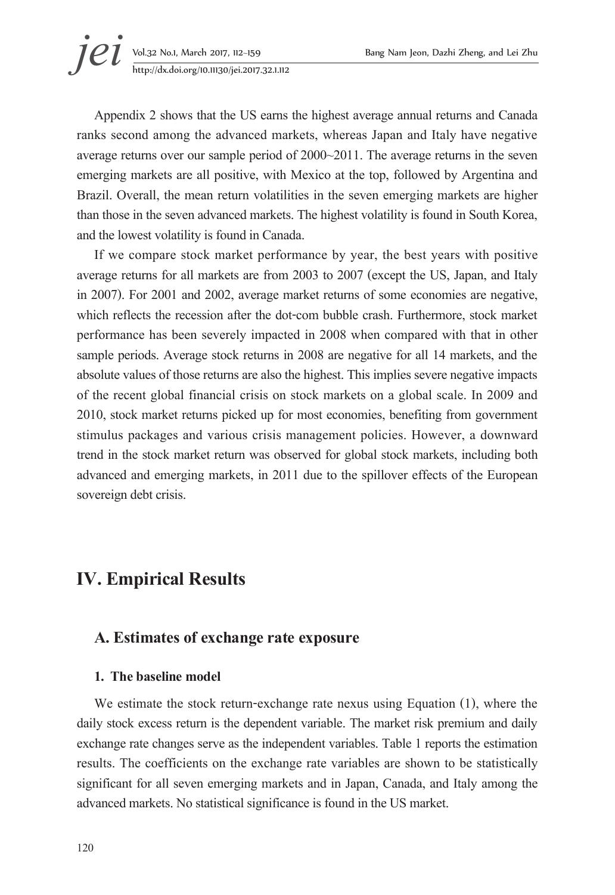Appendix 2 shows that the US earns the highest average annual returns and Canada ranks second among the advanced markets, whereas Japan and Italy have negative average returns over our sample period of 2000~2011. The average returns in the seven emerging markets are all positive, with Mexico at the top, followed by Argentina and Brazil. Overall, the mean return volatilities in the seven emerging markets are higher than those in the seven advanced markets. The highest volatility is found in South Korea, and the lowest volatility is found in Canada.

If we compare stock market performance by year, the best years with positive average returns for all markets are from 2003 to 2007 (except the US, Japan, and Italy in 2007). For 2001 and 2002, average market returns of some economies are negative, which reflects the recession after the dot-com bubble crash. Furthermore, stock market performance has been severely impacted in 2008 when compared with that in other sample periods. Average stock returns in 2008 are negative for all 14 markets, and the absolute values of those returns are also the highest. This implies severe negative impacts of the recent global financial crisis on stock markets on a global scale. In 2009 and 2010, stock market returns picked up for most economies, benefiting from government stimulus packages and various crisis management policies. However, a downward trend in the stock market return was observed for global stock markets, including both advanced and emerging markets, in 2011 due to the spillover effects of the European sovereign debt crisis.

# IV. Empirical Results

## A. Estimates of exchange rate exposure

### 1. The baseline model

We estimate the stock return-exchange rate nexus using Equation (1), where the daily stock excess return is the dependent variable. The market risk premium and daily exchange rate changes serve as the independent variables. Table 1 reports the estimation results. The coefficients on the exchange rate variables are shown to be statistically significant for all seven emerging markets and in Japan, Canada, and Italy among the advanced markets. No statistical significance is found in the US market.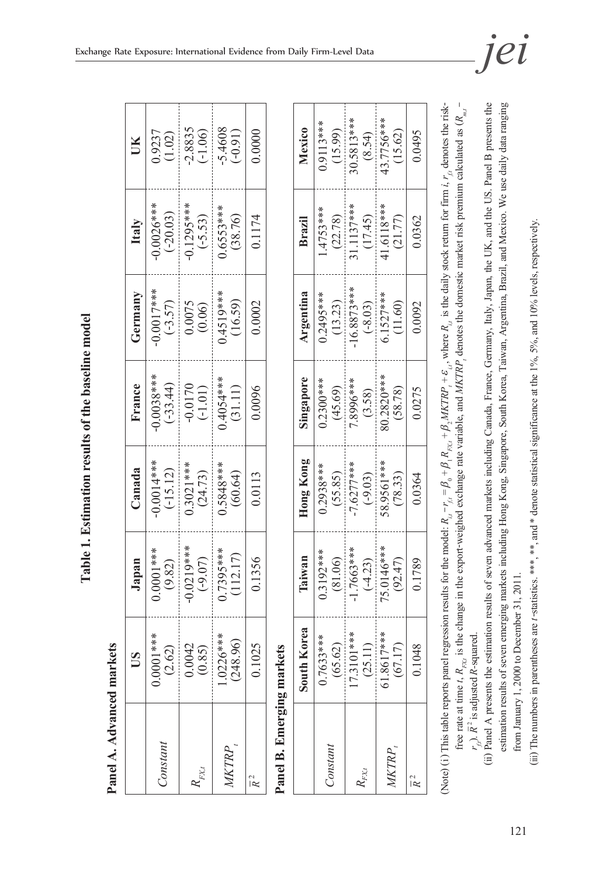# Table 1. Estimation results of the baseline model

**Panel A. Advanced markets**

| | US | Japan | Canada | France | Germany | Italy | UK |
|---|---|---|---|---|---|---|---|
| $Constant$ | 0.0001*** (2.62) | 0.0001*** (9.82) | -0.0014*** (-15.12) | -0.0038*** (-33.44) | -0.0017*** (-3.57) | -0.0026*** (-20.03) | 0.9237 (1.02) |
| $R_{FX,t}$ | 0.0042 (0.85) | -0.0219*** (-9.07) | 0.3021*** (24.73) | -0.0170 (-1.01) | 0.0075 (0.06) | -0.1295*** (-5.53) | -2.8835 (-1.06) |
| $MKTRP_t$ | 1.0226*** (248.96) | 0.7395*** (112.17) | 0.5848*** (60.64) | 0.4054*** (31.11) | 0.4519*** (16.59) | 0.6553*** (38.76) | -5.4608 (-0.91) |
| $\bar{R}^2$ | 0.1025 | 0.1356 | 0.0113 | 0.0096 | 0.0002 | 0.1174 | 0.0000 |

**Panel B. Emerging markets**

| | South Korea | Taiwan | Hong Kong | Singapore | Argentina | Brazil | Mexico |
|---|---|---|---|---|---|---|---|
| $Constant$ | 0.7633*** (65.62) | 0.3192*** (81.06) | 0.2938*** (55.85) | 0.2300*** (45.69) | 0.2495*** (13.23) | 1.4753*** (22.78) | 0.9113*** (15.99) |
| $R_{FX,t}$ | 17.3101*** (25.11) | -1.7663*** (-4.23) | -7.6277*** (-9.03) | 7.8996*** (3.58) | -16.8873*** (-8.03) | 31.1137*** (17.45) | 30.5813*** (8.54) |
| $MKTRP_t$ | 61.8617*** (67.17) | 75.0146*** (92.47) | 58.9561*** (78.33) | 80.2820*** (58.78) | 6.1527*** (11.60) | 41.6118*** (21.77) | 43.7756*** (15.62) |
| $\bar{R}^2$ | 0.1048 | 0.1789 | 0.0364 | 0.0275 | 0.0092 | 0.0362 | 0.0495 |

(Note) (i) This table reports panel regression results for the model: $R_{i,t} - r_{f,t} = \beta_0 + \beta_1 R_{FX,t} + \beta_2 MKTRP_t + \varepsilon_{i,t}$, where $R_{i,t}$ is the daily stock return for firm $i$, $r_{f,t}$ denotes the risk-free rate at time $t$, $R_{FX,t}$ is the change in the export-weighed exchange rate variable, and $MKTRP_t$ denotes the domestic market risk premium calculated as $(R_{m,t} - r_{f,t})$. $\bar{R}^2$ is adjusted $R$-squared.

(ii) Panel A presents the estimation results of seven advanced markets including Canada, France, Germany, Italy, Japan, the UK, and the US. Panel B presents the estimation results of seven emerging markets including Hong Kong, Singapore, South Korea, Taiwan, Argentina, Brazil, and Mexico. We use daily data ranging from January 1, 2000 to December 31, 2011.

(iii) The numbers in parentheses are $t$-statistics. ***, **, and * denote statistical significance at the 1%, 5%, and 10% levels, respectively.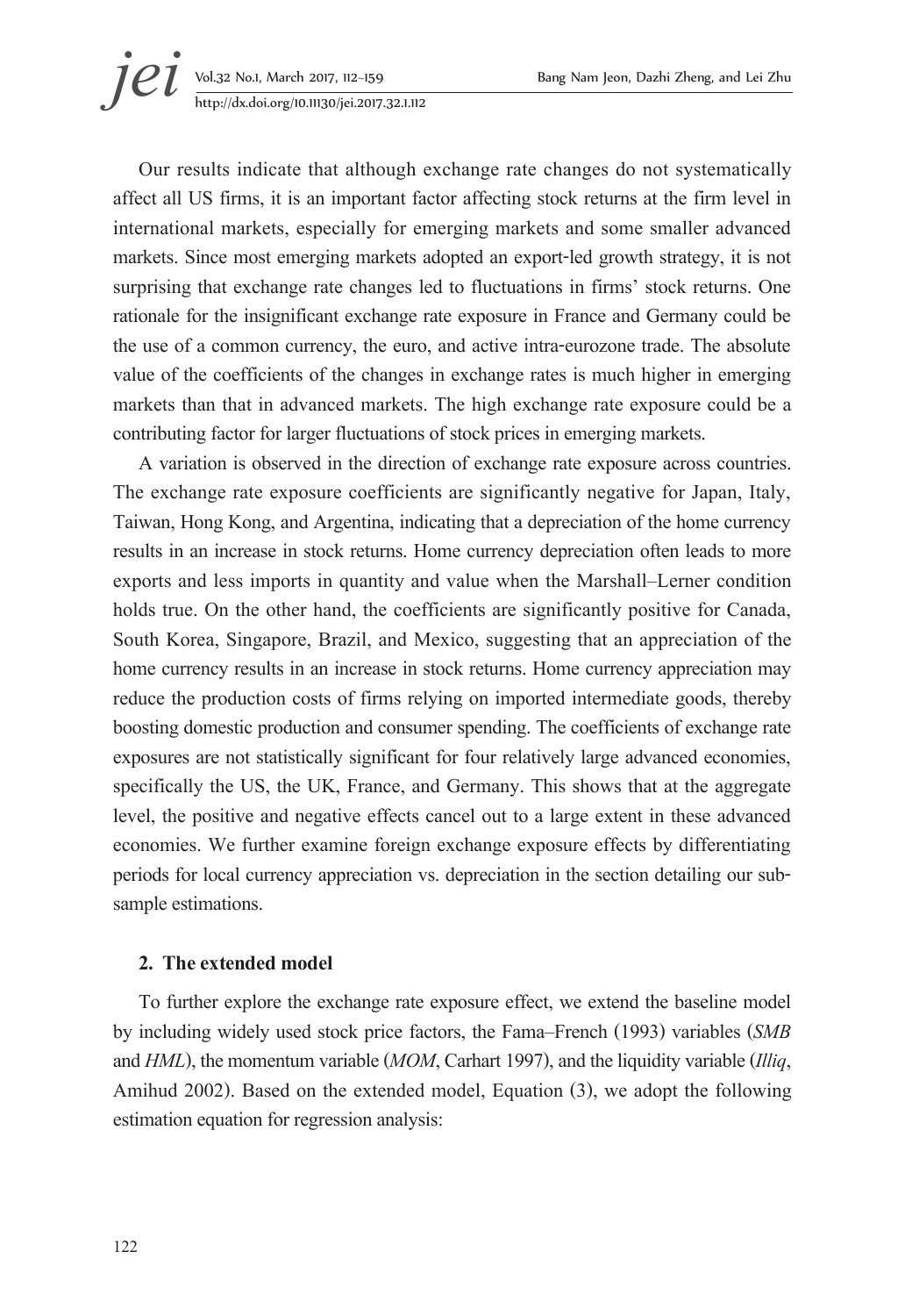Our results indicate that although exchange rate changes do not systematically affect all US firms, it is an important factor affecting stock returns at the firm level in international markets, especially for emerging markets and some smaller advanced markets. Since most emerging markets adopted an export-led growth strategy, it is not surprising that exchange rate changes led to fluctuations in firms' stock returns. One rationale for the insignificant exchange rate exposure in France and Germany could be the use of a common currency, the euro, and active intra-eurozone trade. The absolute value of the coefficients of the changes in exchange rates is much higher in emerging markets than that in advanced markets. The high exchange rate exposure could be a contributing factor for larger fluctuations of stock prices in emerging markets.

A variation is observed in the direction of exchange rate exposure across countries. The exchange rate exposure coefficients are significantly negative for Japan, Italy, Taiwan, Hong Kong, and Argentina, indicating that a depreciation of the home currency results in an increase in stock returns. Home currency depreciation often leads to more exports and less imports in quantity and value when the Marshall–Lerner condition holds true. On the other hand, the coefficients are significantly positive for Canada, South Korea, Singapore, Brazil, and Mexico, suggesting that an appreciation of the home currency results in an increase in stock returns. Home currency appreciation may reduce the production costs of firms relying on imported intermediate goods, thereby boosting domestic production and consumer spending. The coefficients of exchange rate exposures are not statistically significant for four relatively large advanced economies, specifically the US, the UK, France, and Germany. This shows that at the aggregate level, the positive and negative effects cancel out to a large extent in these advanced economies. We further examine foreign exchange exposure effects by differentiating periods for local currency appreciation vs. depreciation in the section detailing our sub-sample estimations.

### 2. The extended model

To further explore the exchange rate exposure effect, we extend the baseline model by including widely used stock price factors, the Fama–French (1993) variables (*SMB* and *HML*), the momentum variable (*MOM*, Carhart 1997), and the liquidity variable (*Illiq*, Amihud 2002). Based on the extended model, Equation (3), we adopt the following estimation equation for regression analysis: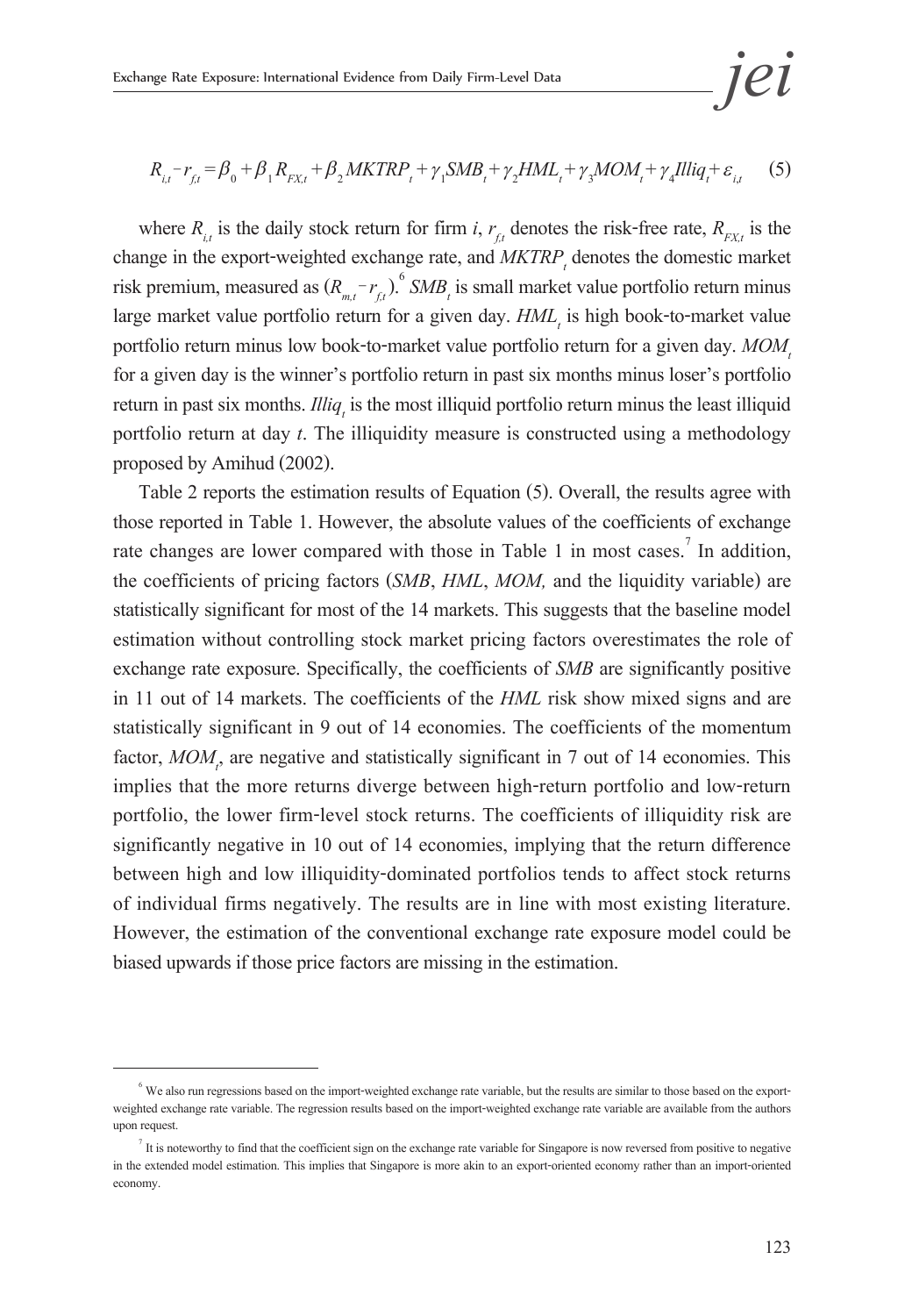$$R_{i,t} - r_{f,t} = \beta_0 + \beta_1 R_{FX,t} + \beta_2 MKTRP_t + \gamma_1 SMB_t + \gamma_2 HML_t + \gamma_3 MOM_t + \gamma_4 Illiq_t + \varepsilon_{i,t} \quad (5)$$

where $R_{i,t}$ is the daily stock return for firm $i$, $r_{f,t}$ denotes the risk-free rate, $R_{FX,t}$ is the change in the export-weighted exchange rate, and $MKTRP_t$ denotes the domestic market risk premium, measured as $(R_{m,t} - r_{f,t})$.[6] $SMB_t$ is small market value portfolio return minus large market value portfolio return for a given day. $HML_t$ is high book-to-market value portfolio return minus low book-to-market value portfolio return for a given day. $MOM_t$ for a given day is the winner's portfolio return in past six months minus loser's portfolio return in past six months. $Illiq_t$ is the most illiquid portfolio return minus the least illiquid portfolio return at day $t$. The illiquidity measure is constructed using a methodology proposed by Amihud (2002).

Table 2 reports the estimation results of Equation (5). Overall, the results agree with those reported in Table 1. However, the absolute values of the coefficients of exchange rate changes are lower compared with those in Table 1 in most cases.[7] In addition, the coefficients of pricing factors (*SMB*, *HML*, *MOM,* and the liquidity variable) are statistically significant for most of the 14 markets. This suggests that the baseline model estimation without controlling stock market pricing factors overestimates the role of exchange rate exposure. Specifically, the coefficients of *SMB* are significantly positive in 11 out of 14 markets. The coefficients of the *HML* risk show mixed signs and are statistically significant in 9 out of 14 economies. The coefficients of the momentum factor, $MOM_t$, are negative and statistically significant in 7 out of 14 economies. This implies that the more returns diverge between high-return portfolio and low-return portfolio, the lower firm-level stock returns. The coefficients of illiquidity risk are significantly negative in 10 out of 14 economies, implying that the return difference between high and low illiquidity-dominated portfolios tends to affect stock returns of individual firms negatively. The results are in line with most existing literature. However, the estimation of the conventional exchange rate exposure model could be biased upwards if those price factors are missing in the estimation.

---

[6] We also run regressions based on the import-weighted exchange rate variable, but the results are similar to those based on the export-weighted exchange rate variable. The regression results based on the import-weighted exchange rate variable are available from the authors upon request.

[7] It is noteworthy to find that the coefficient sign on the exchange rate variable for Singapore is now reversed from positive to negative in the extended model estimation. This implies that Singapore is more akin to an export-oriented economy rather than an import-oriented economy.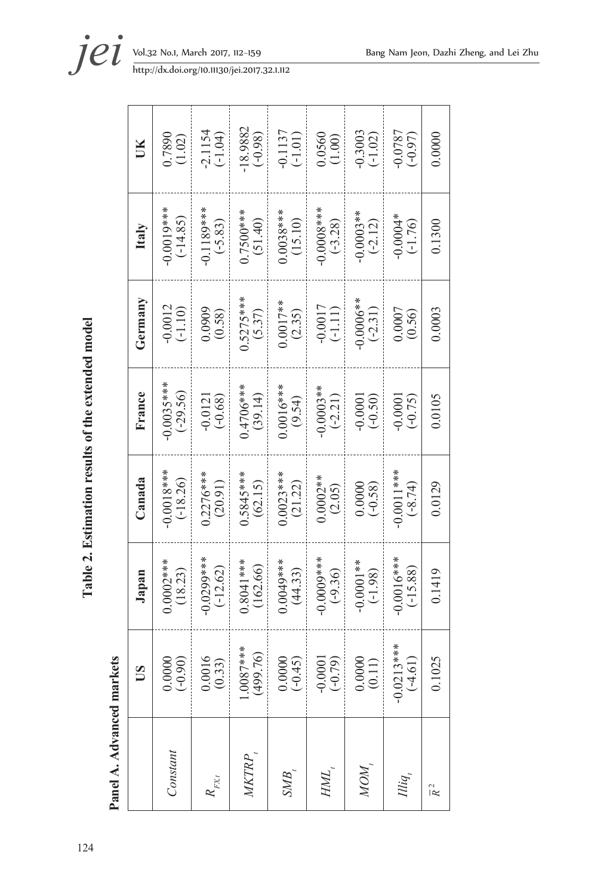**Table 2. Estimation results of the extended model**

**Panel A. Advanced markets**

| | US | Japan | Canada | France | Germany | Italy | UK |
|---|---|---|---|---|---|---|---|
| *Constant* | 0.0000<br>(-0.90) | 0.0002***<br>(18.23) | -0.0018***<br>(-18.26) | -0.0035***<br>(-29.56) | -0.0012<br>(-1.10) | -0.0019***<br>(-14.85) | 0.7890<br>(1.02) |
| $R_{FX,t}$ | 0.0016<br>(0.33) | -0.0299***<br>(-12.62) | 0.2276***<br>(20.91) | -0.0121<br>(-0.68) | 0.0909<br>(0.58) | -0.1189***<br>(-5.83) | -2.1154<br>(-1.04) |
| $MKTRP_t$ | 1.0087***<br>(499.76) | 0.8041***<br>(162.66) | 0.5845***<br>(62.15) | 0.4706***<br>(39.14) | 0.5275***<br>(5.37) | 0.7500***<br>(51.40) | -18.9882<br>(-0.98) |
| $SMB_t$ | 0.0000<br>(-0.45) | 0.0049***<br>(44.33) | 0.0023***<br>(21.22) | 0.0016***<br>(9.54) | 0.0017**<br>(2.35) | 0.0038***<br>(15.10) | -0.1137<br>(-1.01) |
| $HML_t$ | -0.0001<br>(-0.79) | -0.0009***<br>(-9.36) | 0.0002**<br>(2.05) | -0.0003**<br>(-2.21) | -0.0017<br>(-1.11) | -0.0008***<br>(-3.28) | 0.0560<br>(1.00) |
| $MOM_t$ | 0.0000<br>(0.11) | -0.0001**<br>(-1.98) | 0.0000<br>(-0.58) | -0.0001<br>(-0.50) | -0.0006**<br>(-2.31) | -0.0003**<br>(-2.12) | -0.3003<br>(-1.02) |
| $Illiq_t$ | -0.0213***<br>(-4.61) | -0.0016***<br>(-15.88) | -0.0011***<br>(-8.74) | -0.0001<br>(-0.75) | 0.0007<br>(0.56) | -0.0004*<br>(-1.76) | -0.0787<br>(-0.97) |
| $\bar{R}^2$ | 0.1025 | 0.1419 | 0.0129 | 0.0105 | 0.0003 | 0.1300 | 0.0000 |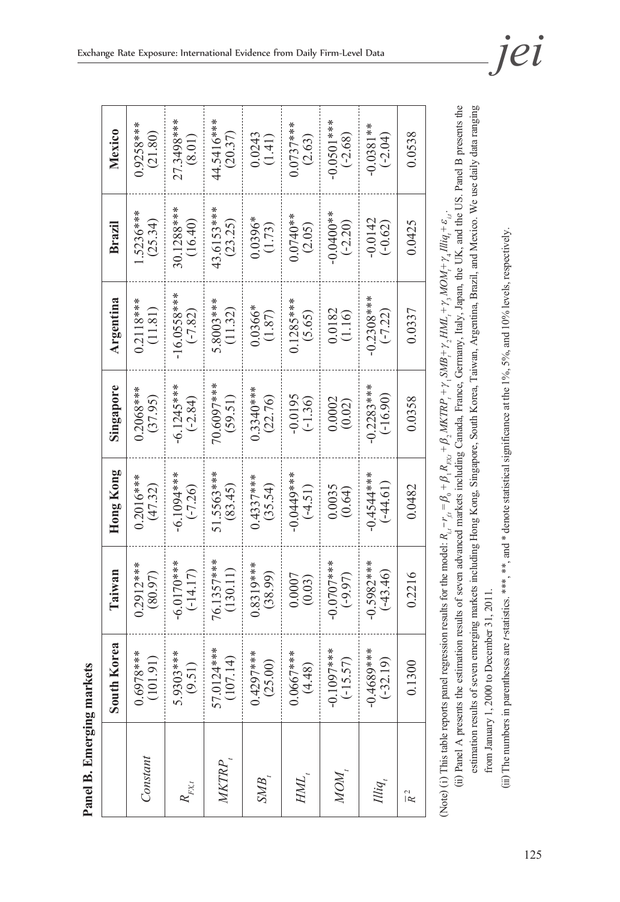**Panel B. Emerging markets**

| | South Korea | Taiwan | Hong Kong | Singapore | Argentina | Brazil | Mexico |
|---|---|---|---|---|---|---|---|
| $Constant$ | 0.6978***<br>(101.91) | 0.2912***<br>(80.97) | 0.2016***<br>(47.32) | 0.2068***<br>(37.95) | 0.2118***<br>(11.81) | 1.5236***<br>(25.34) | 0.9258***<br>(21.80) |
| $R_{FX,t}$ | 5.9303***<br>(9.51) | -6.0170***<br>(-14.17) | -6.1094***<br>(-7.26) | -6.1245***<br>(-2.84) | -16.0558***<br>(-7.82) | 30.1288***<br>(16.40) | 27.3498***<br>(8.01) |
| $MKTRP_t$ | 57.0124***<br>(107.14) | 76.1357***<br>(130.11) | 51.5563***<br>(83.45) | 70.6097***<br>(59.51) | 5.8003***<br>(11.32) | 43.6153***<br>(23.25) | 44.5416***<br>(20.37) |
| $SMB_t$ | 0.4297***<br>(25.00) | 0.8319***<br>(38.99) | 0.4337***<br>(35.54) | 0.3340***<br>(22.76) | 0.0366*<br>(1.87) | 0.0396*<br>(1.73) | 0.0243<br>(1.41) |
| $HML_t$ | 0.0667***<br>(4.48) | 0.0007<br>(0.03) | -0.0449***<br>(-4.51) | -0.0195<br>(-1.36) | 0.1285***<br>(5.65) | 0.0740**<br>(2.05) | 0.0737***<br>(2.63) |
| $MOM_t$ | -0.1097***<br>(-15.57) | -0.0707***<br>(-9.97) | 0.0035<br>(0.64) | 0.0002<br>(0.02) | 0.0182<br>(1.16) | -0.0400**<br>(-2.20) | -0.0501***<br>(-2.68) |
| $Illiq_t$ | -0.4689***<br>(-32.19) | -0.5982***<br>(-43.46) | -0.4544***<br>(-44.61) | -0.2283***<br>(-16.90) | -0.2308***<br>(-7.22) | -0.0142<br>(-0.62) | -0.0381**<br>(-2.04) |
| $\bar{R}^2$ | 0.1300 | 0.2216 | 0.0482 | 0.0358 | 0.0337 | 0.0425 | 0.0538 |

(Note) (i) This table reports panel regression results for the model: $R_{i,t} - r_{f,t} = \beta_0 + \beta_1 R_{FX,t} + \beta_2 MKTRP_t + \gamma_1 SMB_t + \gamma_2 HML_t + \gamma_3 MOM_t + \gamma_4 Illiq_t + \varepsilon_{i,t}$.

(ii) Panel A presents the estimation results of seven advanced markets including Canada, France, Germany, Italy, Japan, the UK, and the US. Panel B presents the estimation results of seven emerging markets including Hong Kong, Singapore, South Korea, Taiwan, Argentina, Brazil, and Mexico. We use daily data ranging from January 1, 2000 to December 31, 2011.

(ii) The numbers in parentheses are $t$-statistics. ***, **, and * denote statistical significance at the 1%, 5%, and 10% levels, respectively.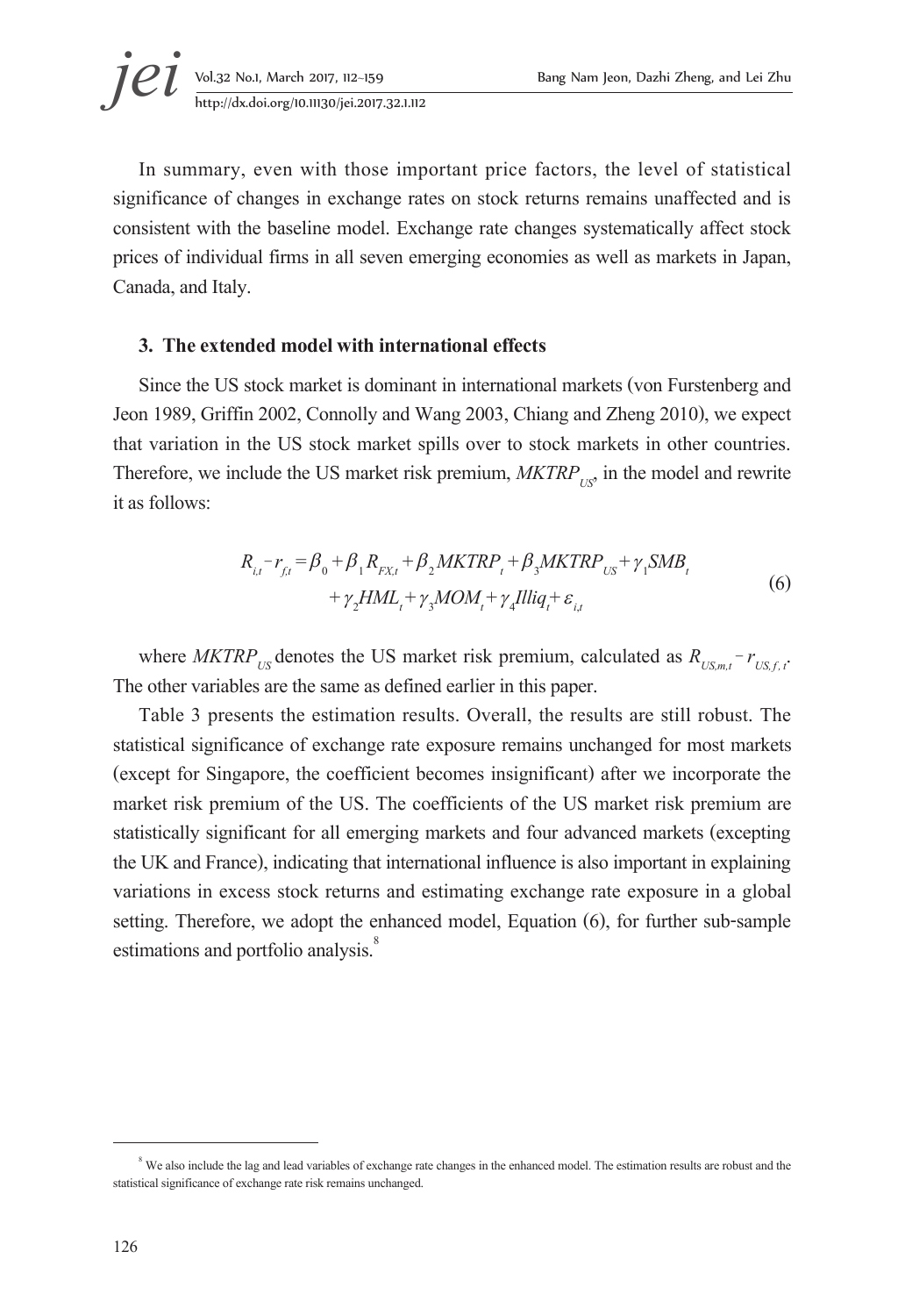In summary, even with those important price factors, the level of statistical significance of changes in exchange rates on stock returns remains unaffected and is consistent with the baseline model. Exchange rate changes systematically affect stock prices of individual firms in all seven emerging economies as well as markets in Japan, Canada, and Italy.

### 3. The extended model with international effects

Since the US stock market is dominant in international markets (von Furstenberg and Jeon 1989, Griffin 2002, Connolly and Wang 2003, Chiang and Zheng 2010), we expect that variation in the US stock market spills over to stock markets in other countries. Therefore, we include the US market risk premium, $MKTRP_{US}$, in the model and rewrite it as follows:

$$R_{i,t} - r_{f,t} = \beta_0 + \beta_1 R_{FX,t} + \beta_2 MKTRP_t + \beta_3 MKTRP_{US} + \gamma_1 SMB_t + \gamma_2 HML_t + \gamma_3 MOM_t + \gamma_4 Illiq_t + \varepsilon_{i,t} \tag{6}$$

where $MKTRP_{US}$ denotes the US market risk premium, calculated as $R_{US,m,t} - r_{US,f,t}$. The other variables are the same as defined earlier in this paper.

Table 3 presents the estimation results. Overall, the results are still robust. The statistical significance of exchange rate exposure remains unchanged for most markets (except for Singapore, the coefficient becomes insignificant) after we incorporate the market risk premium of the US. The coefficients of the US market risk premium are statistically significant for all emerging markets and four advanced markets (excepting the UK and France), indicating that international influence is also important in explaining variations in excess stock returns and estimating exchange rate exposure in a global setting. Therefore, we adopt the enhanced model, Equation (6), for further sub-sample estimations and portfolio analysis.[8]

[8] We also include the lag and lead variables of exchange rate changes in the enhanced model. The estimation results are robust and the statistical significance of exchange rate risk remains unchanged.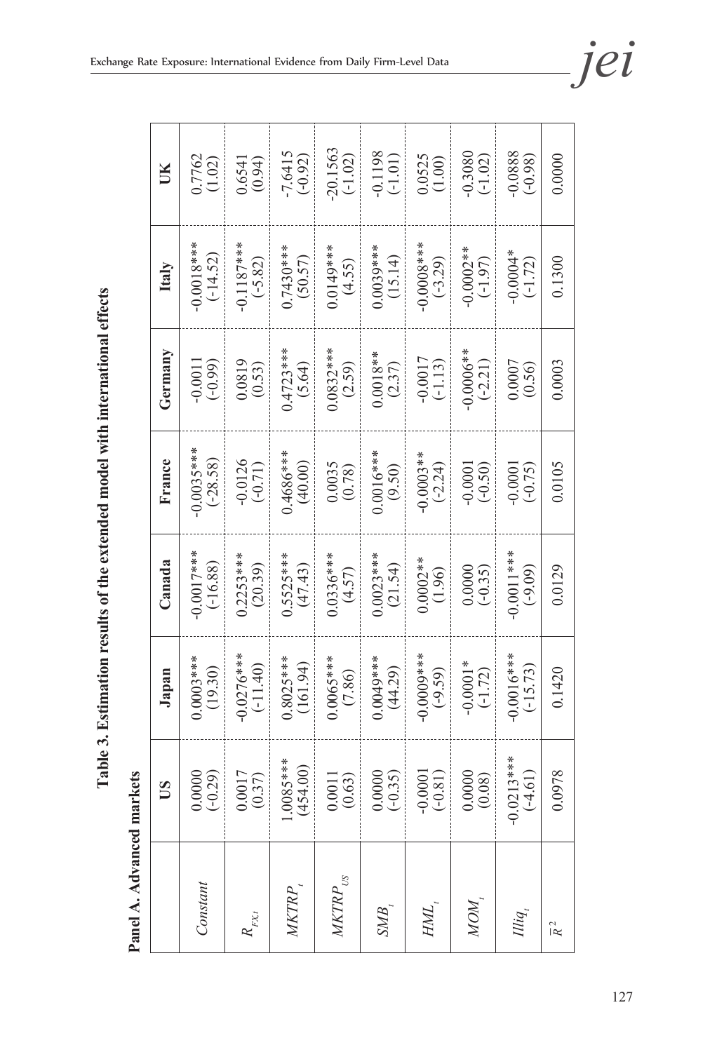**Table 3. Estimation results of the extended model with international effects**

**Panel A. Advanced markets**

| | US | Japan | Canada | France | Germany | Italy | UK |
|---|---|---|---|---|---|---|---|
| *Constant* | 0.0000<br>(-0.29) | 0.0003***<br>(19.30) | -0.0017***<br>(-16.88) | -0.0035***<br>(-28.58) | -0.0011<br>(-0.99) | -0.0018***<br>(-14.52) | 0.7762<br>(1.02) |
| $R_{FX,t}$ | 0.0017<br>(0.37) | -0.0276***<br>(-11.40) | 0.2253***<br>(20.39) | -0.0126<br>(-0.71) | 0.0819<br>(0.53) | -0.1187***<br>(-5.82) | 0.6541<br>(0.94) |
| $MKTRP_t$ | 1.0085***<br>(454.00) | 0.8025***<br>(161.94) | 0.5525***<br>(47.43) | 0.4686***<br>(40.00) | 0.4723***<br>(5.64) | 0.7430***<br>(50.57) | -7.6415<br>(-0.92) |
| $MKTRP_{US}$ | 0.0011<br>(0.63) | 0.0065***<br>(7.86) | 0.0336***<br>(4.57) | 0.0035<br>(0.78) | 0.0832***<br>(2.59) | 0.0149***<br>(4.55) | -20.1563<br>(-1.02) |
| $SMB_t$ | 0.0000<br>(-0.35) | 0.0049***<br>(44.29) | 0.0023***<br>(21.54) | 0.0016***<br>(9.50) | 0.0018**<br>(2.37) | 0.0039***<br>(15.14) | -0.1198<br>(-1.01) |
| $HML_t$ | -0.0001<br>(-0.81) | -0.0009***<br>(-9.59) | 0.0002**<br>(1.96) | -0.0003**<br>(-2.24) | -0.0017<br>(-1.13) | -0.0008***<br>(-3.29) | 0.0525<br>(1.00) |
| $MOM_t$ | 0.0000<br>(0.08) | -0.0001*<br>(-1.72) | 0.0000<br>(-0.35) | -0.0001<br>(-0.50) | -0.0006**<br>(-2.21) | -0.0002**<br>(-1.97) | -0.3080<br>(-1.02) |
| $Illiq_t$ | -0.0213***<br>(-4.61) | -0.0016***<br>(-15.73) | -0.0011***<br>(-9.09) | -0.0001<br>(-0.75) | 0.0007<br>(0.56) | -0.0004*<br>(-1.72) | -0.0888<br>(-0.98) |
| $\bar{R}^2$ | 0.0978 | 0.1420 | 0.0129 | 0.0105 | 0.0003 | 0.1300 | 0.0000 |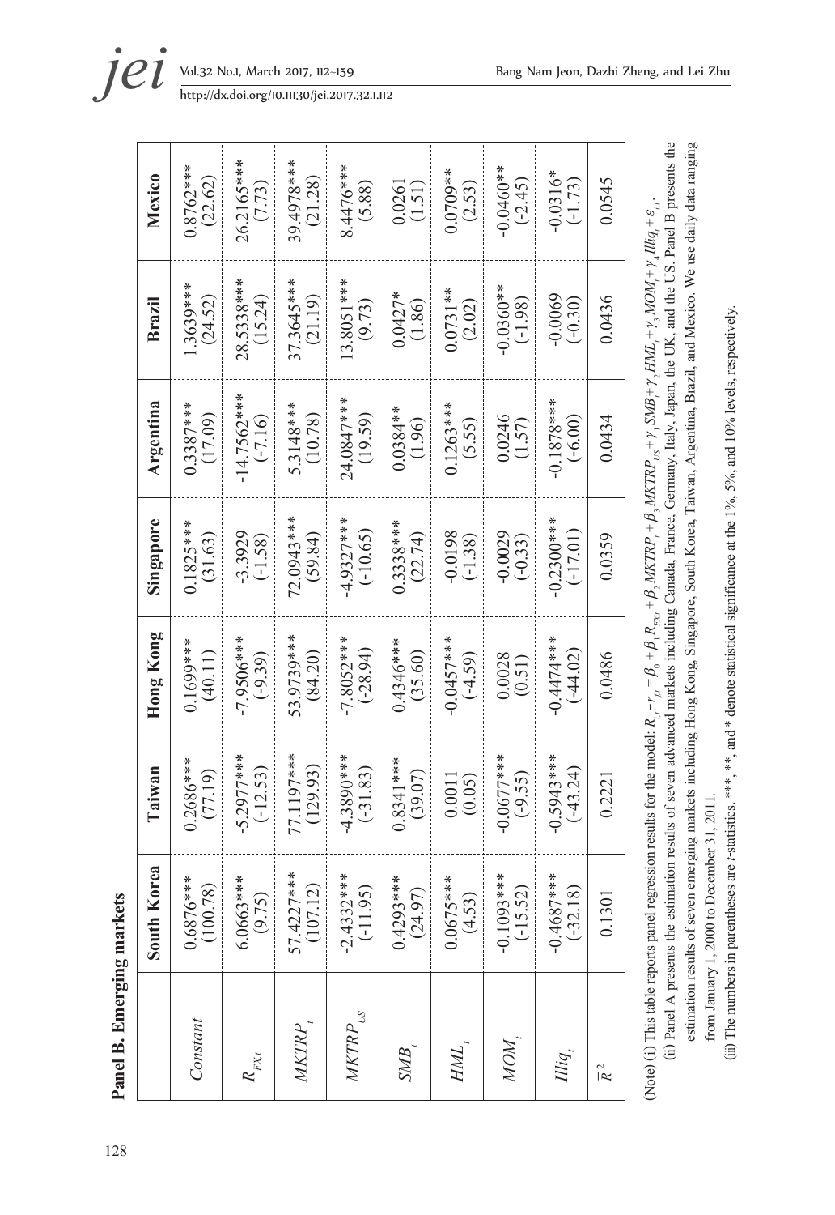**Panel B. Emerging markets**

| | South Korea | Taiwan | Hong Kong | Singapore | Argentina | Brazil | Mexico |
|---|---|---|---|---|---|---|---|
| $Constant$ | 0.6876*** (100.78) | 0.2686*** (77.19) | 0.1699*** (40.11) | 0.1825*** (31.63) | 0.3387*** (17.09) | 1.3639*** (24.52) | 0.8762*** (22.62) |
| $R_{FX,t}$ | 6.0663*** (9.75) | -5.2977*** (-12.53) | -7.9506*** (-9.39) | -3.3929 (-1.58) | -14.7562*** (-7.16) | 28.5338*** (15.24) | 26.2165*** (7.73) |
| $MKTRP_t$ | 57.4227*** (107.12) | 77.1197*** (129.93) | 53.9739*** (84.20) | 72.0943*** (59.84) | 5.3148*** (10.78) | 37.3645*** (21.19) | 39.4978*** (21.28) |
| $MKTRP_{US}$ | -2.4332*** (-11.95) | -4.3890*** (-31.83) | -7.8052*** (-28.94) | -4.9327*** (-10.65) | 24.0847*** (19.59) | 13.8051*** (9.73) | 8.4476*** (5.88) |
| $SMB_t$ | 0.4293*** (24.97) | 0.8341*** (39.07) | 0.4346*** (35.60) | 0.3338*** (22.74) | 0.0384** (1.96) | 0.0427* (1.86) | 0.0261 (1.51) |
| $HML_t$ | 0.0675*** (4.53) | 0.0011 (0.05) | -0.0457*** (-4.59) | -0.0198 (-1.38) | 0.1263*** (5.55) | 0.0731** (2.02) | 0.0709** (2.53) |
| $MOM_t$ | -0.1093*** (-15.52) | -0.0677*** (-9.55) | 0.0028 (0.51) | -0.0029 (-0.33) | 0.0246 (1.57) | -0.0360** (-1.98) | -0.0460** (-2.45) |
| $Illiq_t$ | -0.4687*** (-32.18) | -0.5943*** (-43.24) | -0.4474*** (-44.02) | -0.2300*** (-17.01) | -0.1878*** (-6.00) | -0.0069 (-0.30) | -0.0316* (-1.73) |
| $\bar{R}^2$ | 0.1301 | 0.2221 | 0.0486 | 0.0359 | 0.0434 | 0.0436 | 0.0545 |

(Note) (i) This table reports panel regression results for the model: $R_{i,t}-r_{f,t}=\beta_0+\beta_1 R_{FX,t}+\beta_2 MKTRP_t+\beta_3 MKTRP_{US}+\gamma_1 SMB_t+\gamma_2 HML_t+\gamma_3 MOM_t+\gamma_4 Illiq_t+\varepsilon_{i,t}$.

(ii) Panel A presents the estimation results of seven advanced markets including Canada, France, Germany, Italy, Japan, the UK, and the US. Panel B presents the estimation results of seven emerging markets including Hong Kong, Singapore, South Korea, Taiwan, Argentina, Brazil, and Mexico. We use daily data ranging from January 1, 2000 to December 31, 2011.

(iii) The numbers in parentheses are $t$-statistics. ***, **, and * denote statistical significance at the 1%, 5%, and 10% levels, respectively.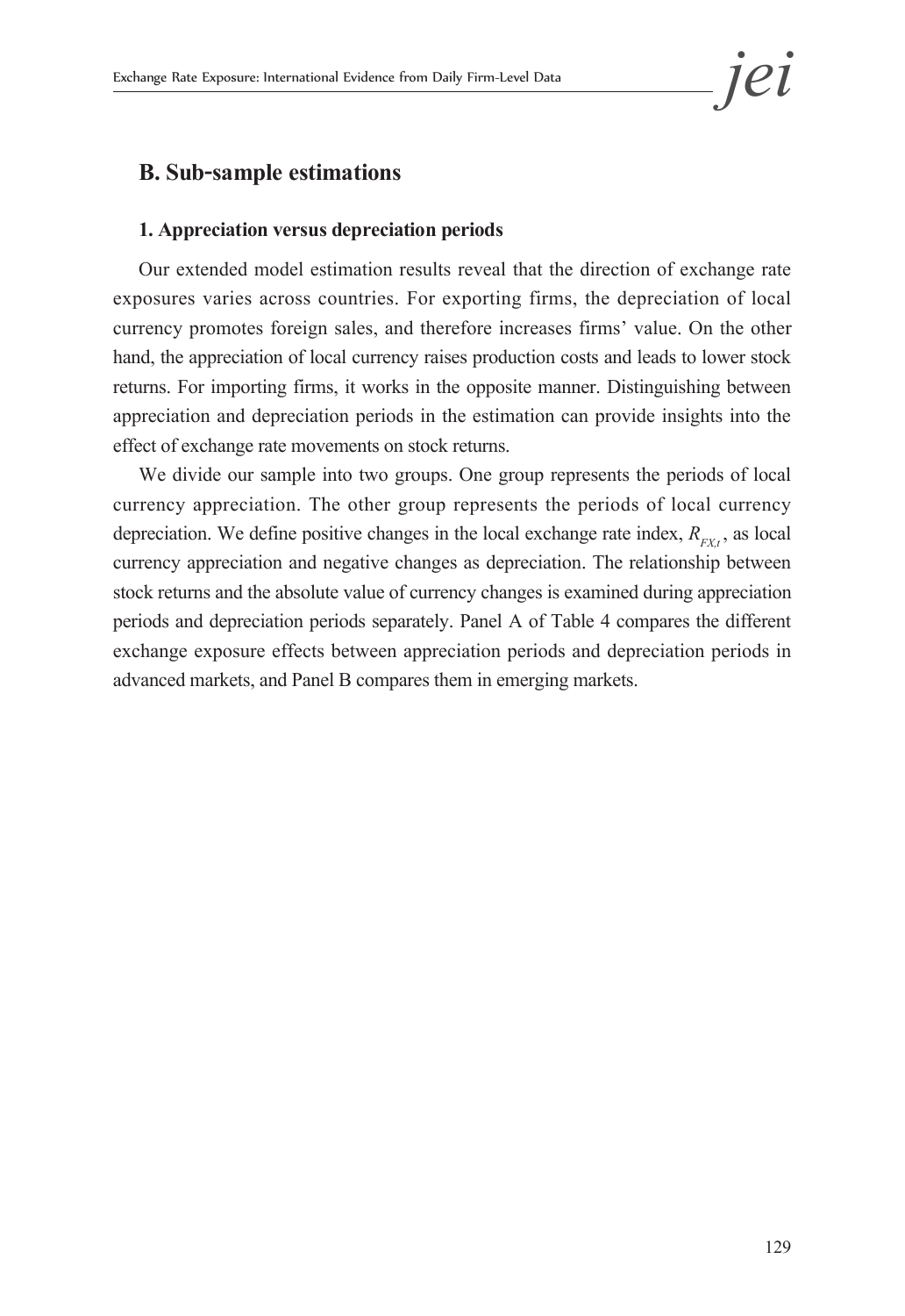## B. Sub-sample estimations

### 1. Appreciation versus depreciation periods

Our extended model estimation results reveal that the direction of exchange rate exposures varies across countries. For exporting firms, the depreciation of local currency promotes foreign sales, and therefore increases firms' value. On the other hand, the appreciation of local currency raises production costs and leads to lower stock returns. For importing firms, it works in the opposite manner. Distinguishing between appreciation and depreciation periods in the estimation can provide insights into the effect of exchange rate movements on stock returns.

We divide our sample into two groups. One group represents the periods of local currency appreciation. The other group represents the periods of local currency depreciation. We define positive changes in the local exchange rate index, $R_{FX,t}$, as local currency appreciation and negative changes as depreciation. The relationship between stock returns and the absolute value of currency changes is examined during appreciation periods and depreciation periods separately. Panel A of Table 4 compares the different exchange exposure effects between appreciation periods and depreciation periods in advanced markets, and Panel B compares them in emerging markets.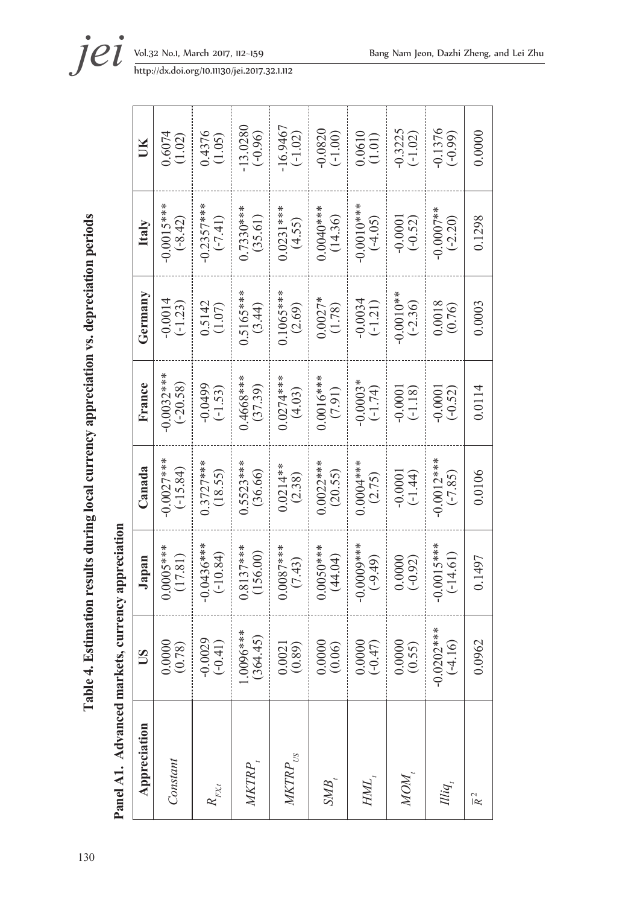**Table 4. Estimation results during local currency appreciation vs. depreciation periods**

**Panel A1. Advanced markets, currency appreciation**

| Appreciation | US | Japan | Canada | France | Germany | Italy | UK |
|---|---|---|---|---|---|---|---|
| $Constant$ | 0.0000 (0.78) | 0.0005*** (17.81) | -0.0027*** (-15.84) | -0.0032*** (-20.58) | -0.0014 (-1.23) | -0.0015*** (-8.42) | 0.6074 (1.02) |
| $R_{FX,t}$ | -0.0029 (-0.41) | -0.0436*** (-10.84) | 0.3727*** (18.55) | -0.0499 (-1.53) | 0.5142 (1.07) | -0.2357*** (-7.41) | 0.4376 (1.05) |
| $MKTRP_t$ | 1.0096*** (364.45) | 0.8137*** (156.00) | 0.5523*** (36.66) | 0.4668*** (37.39) | 0.5165*** (3.44) | 0.7330*** (35.61) | -13.0280 (-0.96) |
| $MKTRP_{US}$ | 0.0021 (0.89) | 0.0087*** (7.43) | 0.0214** (2.38) | 0.0274*** (4.03) | 0.1065*** (2.69) | 0.0231*** (4.55) | -16.9467 (-1.02) |
| $SMB_t$ | 0.0000 (0.06) | 0.0050*** (44.04) | 0.0022*** (20.55) | 0.0016*** (7.91) | 0.0027* (1.78) | 0.0040*** (14.36) | -0.0820 (-1.00) |
| $HML_t$ | 0.0000 (-0.47) | -0.0009*** (-9.49) | 0.0004*** (2.75) | -0.0003* (-1.74) | -0.0034 (-1.21) | -0.0010*** (-4.05) | 0.0610 (1.01) |
| $MOM_t$ | 0.0000 (0.55) | 0.0000 (-0.92) | -0.0001 (-1.44) | -0.0001 (-1.18) | -0.0010** (-2.36) | -0.0001 (-0.52) | -0.3225 (-1.02) |
| $Illiq_t$ | -0.0202*** (-4.16) | -0.0015*** (-14.61) | -0.0012*** (-7.85) | -0.0001 (-0.52) | 0.0018 (0.76) | -0.0007** (-2.20) | -0.1376 (-0.99) |
| $\bar{R}^2$ | 0.0962 | 0.1497 | 0.0106 | 0.0114 | 0.0003 | 0.1298 | 0.0000 |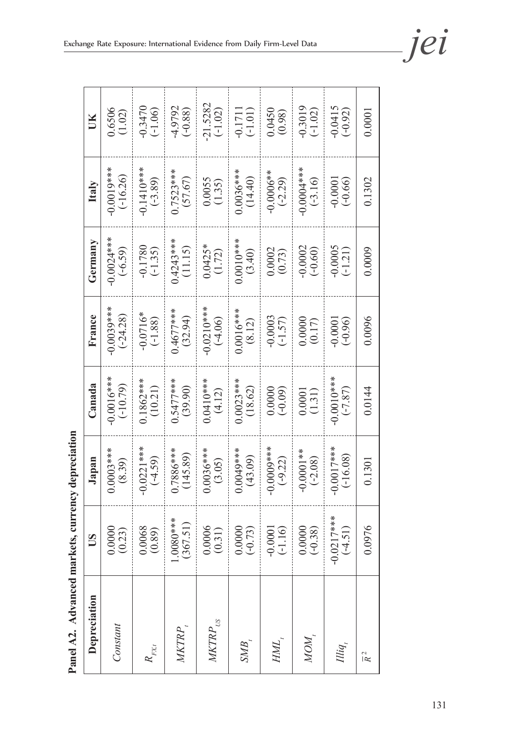**Panel A2. Advanced markets, currency depreciation**

| Depreciation | US | Japan | Canada | France | Germany | Italy | UK |
|---|---|---|---|---|---|---|---|
| *Constant* | 0.0000<br>(0.23) | 0.0003***<br>(8.39) | -0.0016***<br>(-10.79) | -0.0039***<br>(-24.28) | -0.0024***<br>(-6.59) | -0.0019***<br>(-16.26) | 0.6506<br>(1.02) |
| $R_{FX,t}$ | 0.0068<br>(0.89) | -0.0221***<br>(-4.59) | 0.1862***<br>(10.21) | -0.0716*<br>(-1.88) | -0.1780<br>(-1.35) | -0.1410***<br>(-3.89) | -0.3470<br>(-1.06) |
| $MKTRP_t$ | 1.0080***<br>(367.51) | 0.7886***<br>(145.89) | 0.5477***<br>(39.90) | 0.4677***<br>(32.94) | 0.4243***<br>(11.15) | 0.7523***<br>(57.67) | -4.9792<br>(-0.88) |
| $MKTRP_{US}$ | 0.0006<br>(0.31) | 0.0036***<br>(3.05) | 0.0410***<br>(4.12) | -0.0210***<br>(-4.06) | 0.0425*<br>(1.72) | 0.0055<br>(1.35) | -21.5282<br>(-1.02) |
| $SMB_t$ | 0.0000<br>(-0.73) | 0.0049***<br>(43.09) | 0.0023***<br>(18.62) | 0.0016***<br>(8.12) | 0.0010***<br>(3.40) | 0.0036***<br>(14.40) | -0.1711<br>(-1.01) |
| $HML_t$ | -0.0001<br>(-1.16) | -0.0009***<br>(-9.22) | 0.0000<br>(-0.09) | -0.0003<br>(-1.57) | 0.0002<br>(0.73) | -0.0006**<br>(-2.29) | 0.0450<br>(0.98) |
| $MOM_t$ | 0.0000<br>(-0.38) | -0.0001**<br>(-2.08) | 0.0001<br>(1.31) | 0.0000<br>(0.17) | -0.0002<br>(-0.60) | -0.0004***<br>(-3.16) | -0.3019<br>(-1.02) |
| $Illiq_t$ | -0.0217***<br>(-4.51) | -0.0017***<br>(-16.08) | -0.0010***<br>(-7.87) | -0.0001<br>(-0.96) | -0.0005<br>(-1.21) | -0.0001<br>(-0.66) | -0.0415<br>(-0.92) |
| $\bar{R}^2$ | 0.0976 | 0.1301 | 0.0144 | 0.0096 | 0.0009 | 0.1302 | 0.0001 |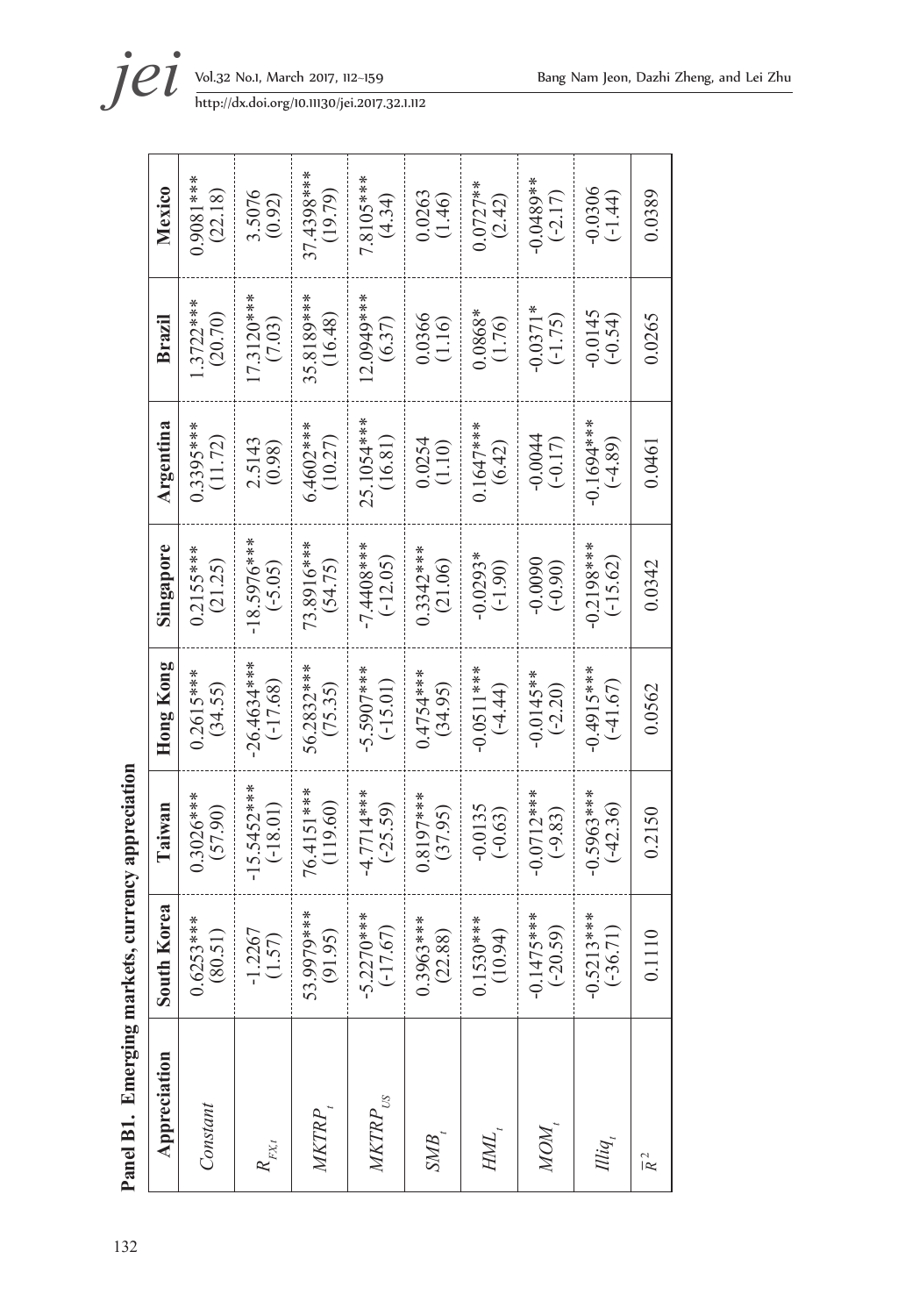**Panel B1. Emerging markets, currency appreciation**

| Appreciation | South Korea | Taiwan | Hong Kong | Singapore | Argentina | Brazil | Mexico |
|---|---|---|---|---|---|---|---|
| *Constant* | 0.6253*** (80.51) | 0.3026*** (57.90) | 0.2615*** (34.55) | 0.2155*** (21.25) | 0.3395*** (11.72) | 1.3722*** (20.70) | 0.9081*** (22.18) |
| $R_{FX,t}$ | -1.2267 (1.57) | -15.5452*** (-18.01) | -26.4634*** (-17.68) | -18.5976*** (-5.05) | 2.5143 (0.98) | 17.3120*** (7.03) | 3.5076 (0.92) |
| $MKTRP_t$ | 53.9979*** (91.95) | 76.4151*** (119.60) | 56.2832*** (75.35) | 73.8916*** (54.75) | 6.4602*** (10.27) | 35.8189*** (16.48) | 37.4398*** (19.79) |
| $MKTRP_{US}$ | -5.2270*** (-17.67) | -4.7714*** (-25.59) | -5.5907*** (-15.01) | -7.4408*** (-12.05) | 25.1054*** (16.81) | 12.0949*** (6.37) | 7.8105*** (4.34) |
| $SMB_t$ | 0.3963*** (22.88) | 0.8197*** (37.95) | 0.4754*** (34.95) | 0.3342*** (21.06) | 0.0254 (1.10) | 0.0366 (1.16) | 0.0263 (1.46) |
| $HML_t$ | 0.1530*** (10.94) | -0.0135 (-0.63) | -0.0511*** (-4.44) | -0.0293* (-1.90) | 0.1647*** (6.42) | 0.0868* (1.76) | 0.0727** (2.42) |
| $MOM_t$ | -0.1475*** (-20.59) | -0.0712*** (-9.83) | -0.0145** (-2.20) | -0.0090 (-0.90) | -0.0044 (-0.17) | -0.0371* (-1.75) | -0.0489** (-2.17) |
| $Illiq_t$ | -0.5213*** (-36.71) | -0.5963*** (-42.36) | -0.4915*** (-41.67) | -0.2198*** (-15.62) | -0.1694*** (-4.89) | -0.0145 (-0.54) | -0.0306 (-1.44) |
| $\bar{R}^2$ | 0.1110 | 0.2150 | 0.0562 | 0.0342 | 0.0461 | 0.0265 | 0.0389 |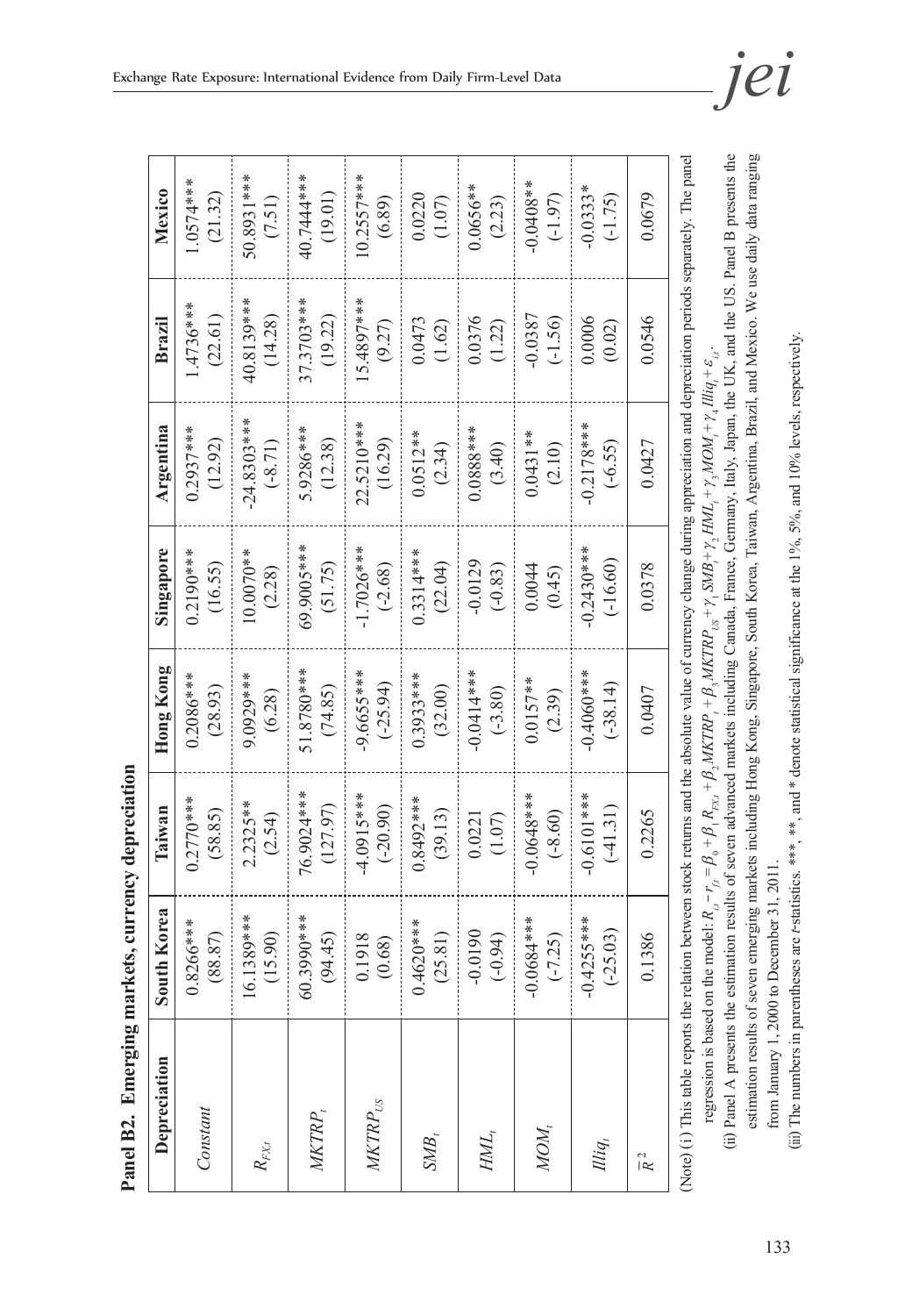**Panel B2. Emerging markets, currency depreciation**

| Depreciation | South Korea | Taiwan | Hong Kong | Singapore | Argentina | Brazil | Mexico |
|---|---|---|---|---|---|---|---|
| *Constant* | 0.8266*** | 0.2770*** | 0.2086*** | 0.2190*** | 0.2937*** | 1.4736*** | 1.0574*** |
| | (88.87) | (58.85) | (28.93) | (16.55) | (12.92) | (22.61) | (21.32) |
| $R_{FXt}$ | 16.1389*** | 2.2325** | 9.0929*** | 10.0070** | -24.8303*** | 40.8139*** | 50.8931*** |
| | (15.90) | (2.54) | (6.28) | (2.28) | (-8.71) | (14.28) | (7.51) |
| $MKTRP_t$ | 60.3990*** | 76.9024*** | 51.8780*** | 69.9005*** | 5.9286*** | 37.3703*** | 40.7444*** |
| | (94.45) | (127.97) | (74.85) | (51.75) | (12.38) | (19.22) | (19.01) |
| $MKTRP_{US}$ | 0.1918 | -4.0915*** | -9.6655*** | -1.7026*** | 22.5210*** | 15.4897*** | 10.2557*** |
| | (0.68) | (-20.90) | (-25.94) | (-2.68) | (16.29) | (9.27) | (6.89) |
| $SMB_t$ | 0.4620*** | 0.8492*** | 0.3933*** | 0.3314*** | 0.0512** | 0.0473 | 0.0220 |
| | (25.81) | (39.13) | (32.00) | (22.04) | (2.34) | (1.62) | (1.07) |
| $HML_t$ | -0.0190 | 0.0221 | -0.0414*** | -0.0129 | 0.0888*** | 0.0376 | 0.0656** |
| | (-0.94) | (1.07) | (-3.80) | (-0.83) | (3.40) | (1.22) | (2.23) |
| $MOM_t$ | -0.0684*** | -0.0648*** | 0.0157** | 0.0044 | 0.0431** | -0.0387 | -0.0408** |
| | (-7.25) | (-8.60) | (2.39) | (0.45) | (2.10) | (-1.56) | (-1.97) |
| $Illiq_t$ | -0.4255*** | -0.6101*** | -0.4060*** | -0.2430*** | -0.2178*** | 0.0006 | -0.0333* |
| | (-25.03) | (-41.31) | (-38.14) | (-16.60) | (-6.55) | (0.02) | (-1.75) |
| $\bar{R}^2$ | 0.1386 | 0.2265 | 0.0407 | 0.0378 | 0.0427 | 0.0546 | 0.0679 |

(Note) (i) This table reports the relation between stock returns and the absolute value of currency change during appreciation and depreciation periods separately. The panel regression is based on the model: $R_{i,t} - r_{f,t} = \beta_0 + \beta_1 R_{FX,t} + \beta_2 MKTRP_t + \beta_3 MKTRP_{US} + \gamma_1 SMB_t + \gamma_2 HML_t + \gamma_3 MOM_t + \gamma_4 Illiq_t + \varepsilon_{i,t}$.

(ii) Panel A presents the estimation results of seven advanced markets including Canada, France, Germany, Italy, Japan, the UK, and the US. Panel B presents the estimation results of seven emerging markets including Hong Kong, Singapore, South Korea, Taiwan, Argentina, Brazil, and Mexico. We use daily data ranging from January 1, 2000 to December 31, 2011.

(iii) The numbers in parentheses are *t*-statistics. ***, **, and * denote statistical significance at the 1%, 5%, and 10% levels, respectively.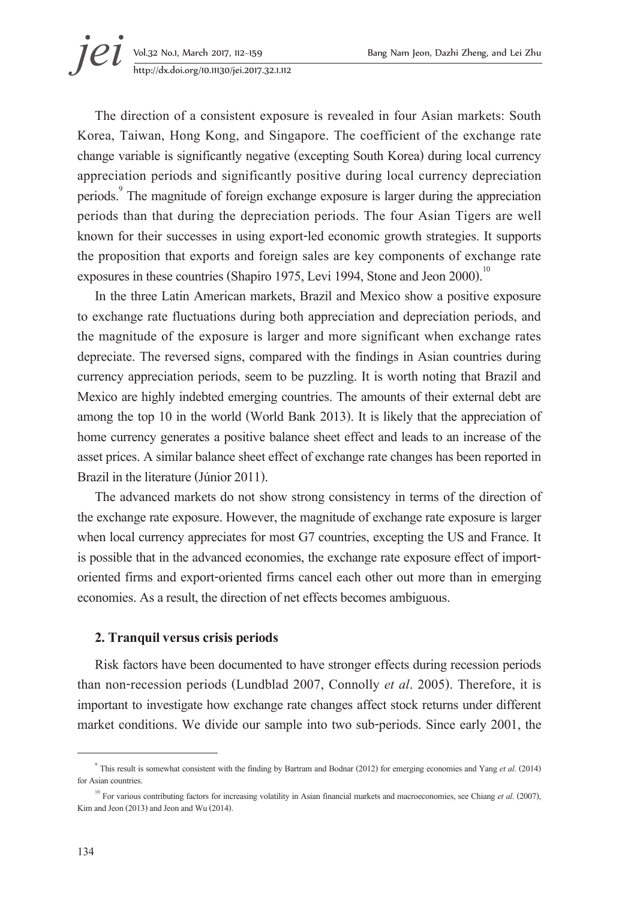The direction of a consistent exposure is revealed in four Asian markets: South Korea, Taiwan, Hong Kong, and Singapore. The coefficient of the exchange rate change variable is significantly negative (excepting South Korea) during local currency appreciation periods and significantly positive during local currency depreciation periods.[9] The magnitude of foreign exchange exposure is larger during the appreciation periods than that during the depreciation periods. The four Asian Tigers are well known for their successes in using export-led economic growth strategies. It supports the proposition that exports and foreign sales are key components of exchange rate exposures in these countries (Shapiro 1975, Levi 1994, Stone and Jeon 2000).[10]

In the three Latin American markets, Brazil and Mexico show a positive exposure to exchange rate fluctuations during both appreciation and depreciation periods, and the magnitude of the exposure is larger and more significant when exchange rates depreciate. The reversed signs, compared with the findings in Asian countries during currency appreciation periods, seem to be puzzling. It is worth noting that Brazil and Mexico are highly indebted emerging countries. The amounts of their external debt are among the top 10 in the world (World Bank 2013). It is likely that the appreciation of home currency generates a positive balance sheet effect and leads to an increase of the asset prices. A similar balance sheet effect of exchange rate changes has been reported in Brazil in the literature (Júnior 2011).

The advanced markets do not show strong consistency in terms of the direction of the exchange rate exposure. However, the magnitude of exchange rate exposure is larger when local currency appreciates for most G7 countries, excepting the US and France. It is possible that in the advanced economies, the exchange rate exposure effect of import-oriented firms and export-oriented firms cancel each other out more than in emerging economies. As a result, the direction of net effects becomes ambiguous.

### 2. Tranquil versus crisis periods

Risk factors have been documented to have stronger effects during recession periods than non-recession periods (Lundblad 2007, Connolly *et al*. 2005). Therefore, it is important to investigate how exchange rate changes affect stock returns under different market conditions. We divide our sample into two sub-periods. Since early 2001, the

---

[9] This result is somewhat consistent with the finding by Bartram and Bodnar (2012) for emerging economies and Yang *et al*. (2014) for Asian countries.

[10] For various contributing factors for increasing volatility in Asian financial markets and macroeconomies, see Chiang *et al*. (2007), Kim and Jeon (2013) and Jeon and Wu (2014).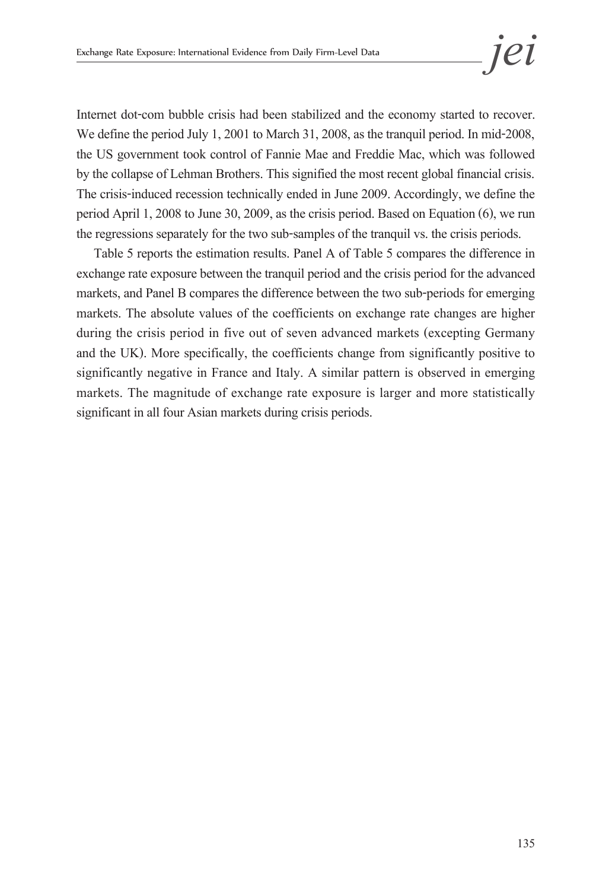Internet dot-com bubble crisis had been stabilized and the economy started to recover. We define the period July 1, 2001 to March 31, 2008, as the tranquil period. In mid-2008, the US government took control of Fannie Mae and Freddie Mac, which was followed by the collapse of Lehman Brothers. This signified the most recent global financial crisis. The crisis-induced recession technically ended in June 2009. Accordingly, we define the period April 1, 2008 to June 30, 2009, as the crisis period. Based on Equation (6), we run the regressions separately for the two sub-samples of the tranquil vs. the crisis periods.

Table 5 reports the estimation results. Panel A of Table 5 compares the difference in exchange rate exposure between the tranquil period and the crisis period for the advanced markets, and Panel B compares the difference between the two sub-periods for emerging markets. The absolute values of the coefficients on exchange rate changes are higher during the crisis period in five out of seven advanced markets (excepting Germany and the UK). More specifically, the coefficients change from significantly positive to significantly negative in France and Italy. A similar pattern is observed in emerging markets. The magnitude of exchange rate exposure is larger and more statistically significant in all four Asian markets during crisis periods.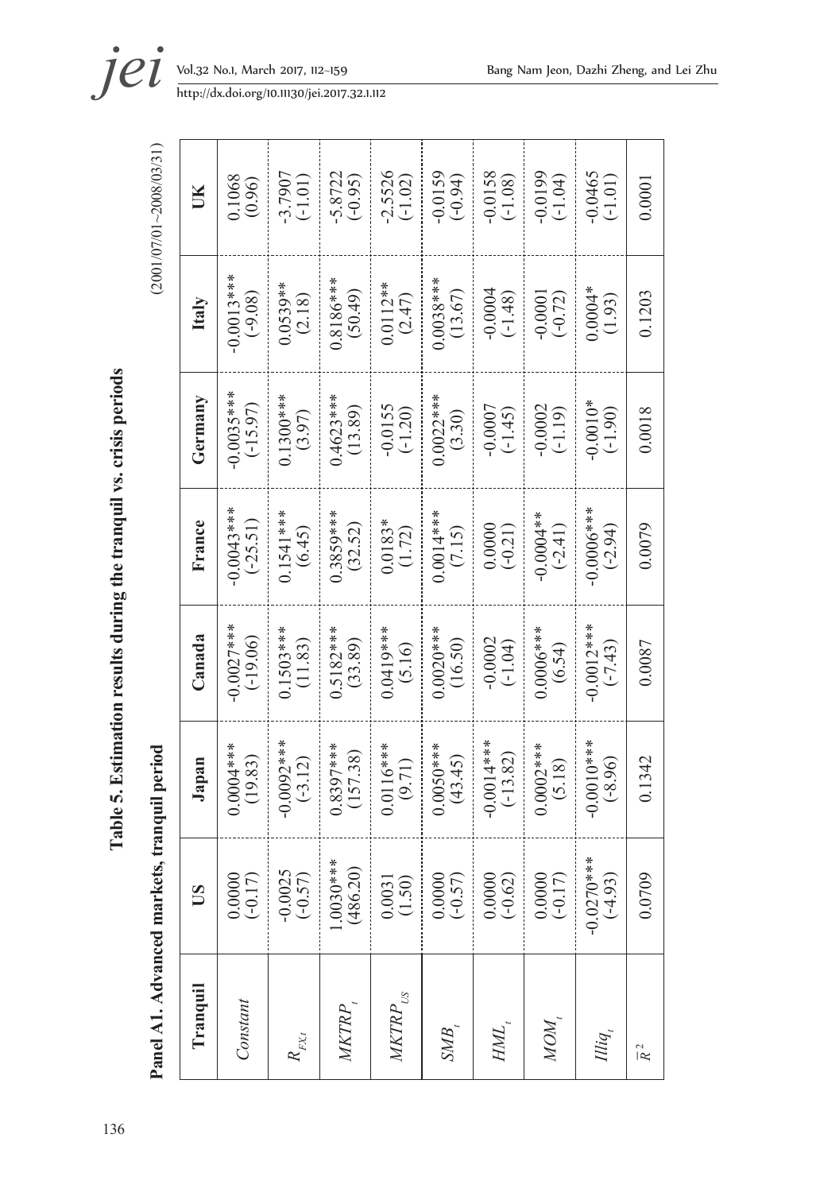**Table 5. Estimation results during the tranquil vs. crisis periods**

**Panel A1. Advanced markets, tranquil period**

(2001/07/01~2008/03/31)

| Tranquil | US | Japan | Canada | France | Germany | Italy | UK |
|---|---|---|---|---|---|---|---|
| *Constant* | 0.0000<br>(-0.17) | 0.0004***<br>(19.83) | -0.0027***<br>(-19.06) | -0.0043***<br>(-25.51) | -0.0035***<br>(-15.97) | -0.0013***<br>(-9.08) | 0.1068<br>(0.96) |
| $R_{FX,t}$ | -0.0025<br>(-0.57) | -0.0092***<br>(-3.12) | 0.1503***<br>(11.83) | 0.1541***<br>(6.45) | 0.1300***<br>(3.97) | 0.0539**<br>(2.18) | -3.7907<br>(-1.01) |
| $MKTRP_t$ | 1.0030***<br>(486.20) | 0.8397***<br>(157.38) | 0.5182***<br>(33.89) | 0.3859***<br>(32.52) | 0.4623***<br>(13.89) | 0.8186***<br>(50.49) | -5.8722<br>(-0.95) |
| $MKTRP_{US}$ | 0.0031<br>(1.50) | 0.0116***<br>(9.71) | 0.0419***<br>(5.16) | 0.0183*<br>(1.72) | -0.0155<br>(-1.20) | 0.0112**<br>(2.47) | -2.5526<br>(-1.02) |
| $SMB_t$ | 0.0000<br>(-0.57) | 0.0050***<br>(43.45) | 0.0020***<br>(16.50) | 0.0014***<br>(7.15) | 0.0022***<br>(3.30) | 0.0038***<br>(13.67) | -0.0159<br>(-0.94) |
| $HML_t$ | 0.0000<br>(-0.62) | -0.0014***<br>(-13.82) | -0.0002<br>(-1.04) | 0.0000<br>(-0.21) | -0.0007<br>(-1.45) | -0.0004<br>(-1.48) | -0.0158<br>(-1.08) |
| $MOM_t$ | 0.0000<br>(-0.17) | 0.0002***<br>(5.18) | 0.0006***<br>(6.54) | -0.0004**<br>(-2.41) | -0.0002<br>(-1.19) | -0.0001<br>(-0.72) | -0.0199<br>(-1.04) |
| $Illiq_t$ | -0.0270***<br>(-4.93) | -0.0010***<br>(-8.96) | -0.0012***<br>(-7.43) | -0.0006***<br>(-2.94) | -0.0010*<br>(-1.90) | 0.0004*<br>(1.93) | -0.0465<br>(-1.01) |
| $\bar{R}^2$ | 0.0709 | 0.1342 | 0.0087 | 0.0079 | 0.0018 | 0.1203 | 0.0001 |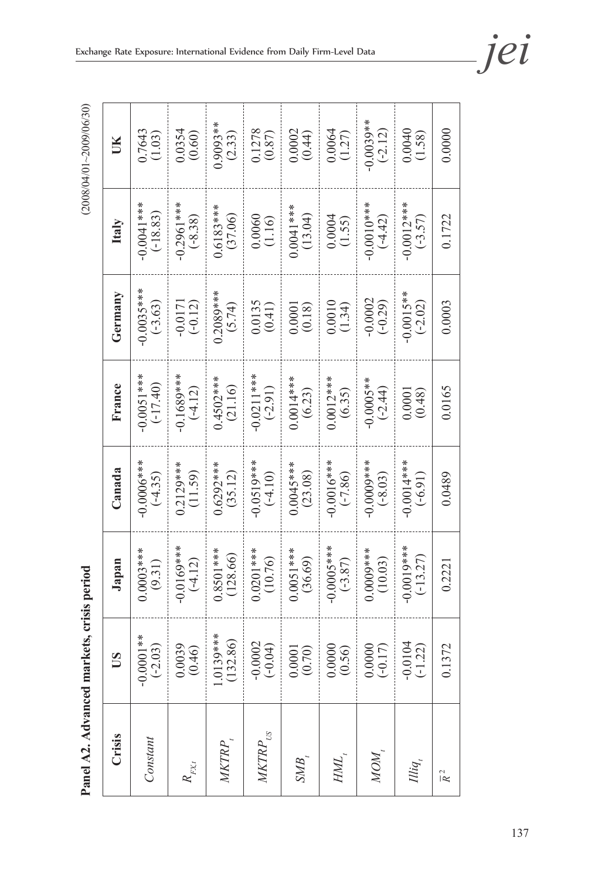**Panel A2. Advanced markets, crisis period**

(2008/04/01~2009/06/30)

| Crisis | US | Japan | Canada | France | Germany | Italy | UK |
|---|---|---|---|---|---|---|---|
| $Constant$ | -0.0001** (-2.03) | 0.0003*** (9.31) | -0.0006*** (-4.35) | -0.0051*** (-17.40) | -0.0035*** (-3.63) | -0.0041*** (-18.83) | 0.7643 (1.03) |
| $R_{FX,t}$ | 0.0039 (0.46) | -0.0169*** (-4.12) | 0.2129*** (11.59) | -0.1689*** (-4.12) | -0.0171 (-0.12) | -0.2961*** (-8.38) | 0.0354 (0.60) |
| $MKTRP_t$ | 1.0139*** (132.86) | 0.8501*** (128.66) | 0.6292*** (35.12) | 0.4502*** (21.16) | 0.2089*** (5.74) | 0.6183*** (37.06) | 0.9093** (2.33) |
| $MKTRP_{US}$ | -0.0002 (-0.04) | 0.0201*** (10.76) | -0.0519*** (-4.10) | -0.0211*** (-2.91) | 0.0135 (0.41) | 0.0060 (1.16) | 0.1278 (0.87) |
| $SMB_t$ | 0.0001 (0.70) | 0.0051*** (36.69) | 0.0045*** (23.08) | 0.0014*** (6.23) | 0.0001 (0.18) | 0.0041*** (13.04) | 0.0002 (0.44) |
| $HML_t$ | 0.0000 (0.56) | -0.0005*** (-3.87) | -0.0016*** (-7.86) | 0.0012*** (6.35) | 0.0010 (1.34) | 0.0004 (1.55) | 0.0064 (1.27) |
| $MOM_t$ | 0.0000 (-0.17) | 0.0009*** (10.03) | -0.0009*** (-8.03) | -0.0005** (-2.44) | -0.0002 (-0.29) | -0.0010*** (-4.42) | -0.0039** (-2.12) |
| $Illiq_t$ | -0.0104 (-1.22) | -0.0019*** (-13.27) | -0.0014*** (-6.91) | 0.0001 (0.48) | -0.0015** (-2.02) | -0.0012*** (-3.57) | 0.0040 (1.58) |
| $\bar{R}^2$ | 0.1372 | 0.2221 | 0.0489 | 0.0165 | 0.0003 | 0.1722 | 0.0000 |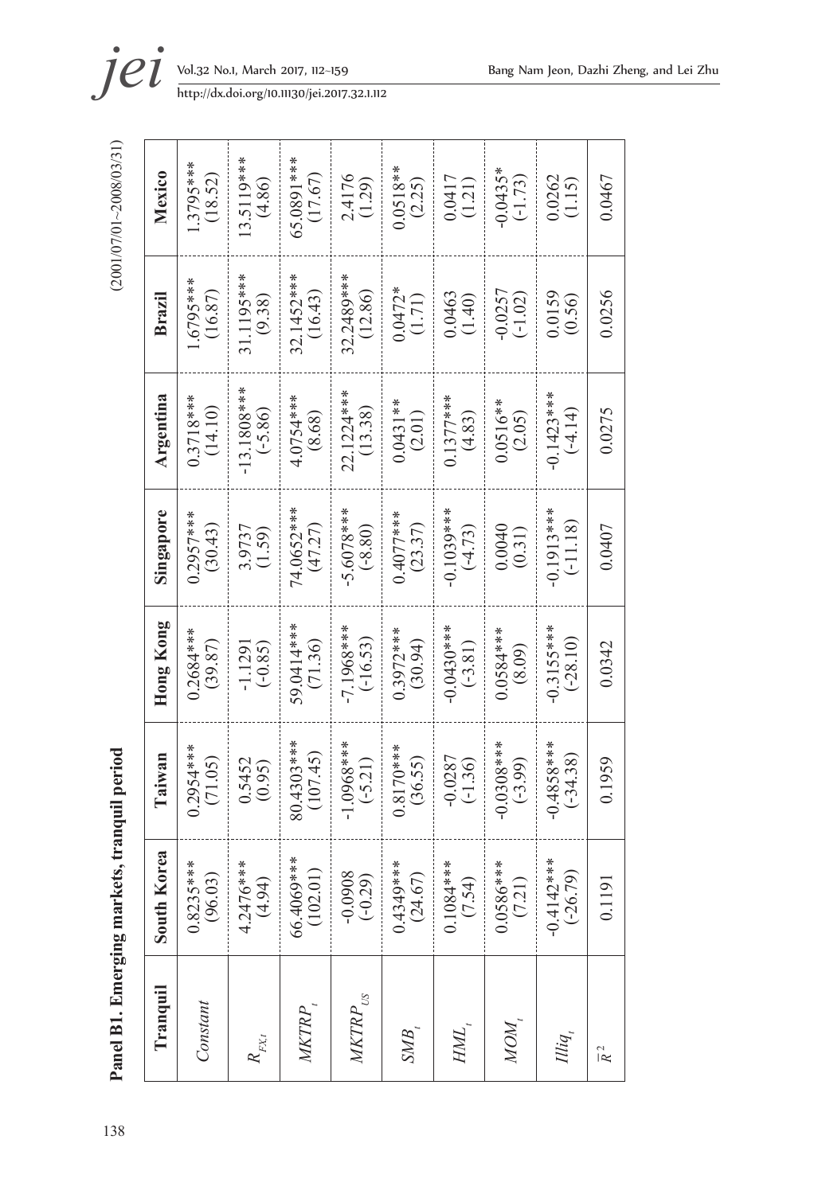**Panel B1. Emerging markets, tranquil period**

(2001/07/01~2008/03/31)

| Tranquil | South Korea | Taiwan | Hong Kong | Singapore | Argentina | Brazil | Mexico |
|---|---|---|---|---|---|---|---|
| $Constant$ | 0.8235*** (96.03) | 0.2954*** (71.05) | 0.2684*** (39.87) | 0.2957*** (30.43) | 0.3718*** (14.10) | 1.6795*** (16.87) | 1.3795*** (18.52) |
| $R_{FX,t}$ | 4.2476*** (4.94) | 0.5452 (0.95) | -1.1291 (-0.85) | 3.9737 (1.59) | -13.1808*** (-5.86) | 31.1195*** (9.38) | 13.5119*** (4.86) |
| $MKTRP_t$ | 66.4069*** (102.01) | 80.4303*** (107.45) | 59.0414*** (71.36) | 74.0652*** (47.27) | 4.0754*** (8.68) | 32.1452*** (16.43) | 65.0891*** (17.67) |
| $MKTRP_{US}$ | -0.0908 (-0.29) | -1.0968*** (-5.21) | -7.1968*** (-16.53) | -5.6078*** (-8.80) | 22.1224*** (13.38) | 32.2489*** (12.86) | 2.4176 (1.29) |
| $SMB_t$ | 0.4349*** (24.67) | 0.8170*** (36.55) | 0.3972*** (30.94) | 0.4077*** (23.37) | 0.0431** (2.01) | 0.0472* (1.71) | 0.0518** (2.25) |
| $HML_t$ | 0.1084*** (7.54) | -0.0287 (-1.36) | -0.0430*** (-3.81) | -0.1039*** (-4.73) | 0.1377*** (4.83) | 0.0463 (1.40) | 0.0417 (1.21) |
| $MOM_t$ | 0.0586*** (7.21) | -0.0308*** (-3.99) | 0.0584*** (8.09) | 0.0040 (0.31) | 0.0516** (2.05) | -0.0257 (-1.02) | -0.0435* (-1.73) |
| $Illiq_t$ | -0.4142*** (-26.79) | -0.4858*** (-34.38) | -0.3155*** (-28.10) | -0.1913*** (-11.18) | -0.1423*** (-4.14) | 0.0159 (0.56) | 0.0262 (1.15) |
| $\bar{R}^2$ | 0.1191 | 0.1959 | 0.0342 | 0.0407 | 0.0275 | 0.0256 | 0.0467 |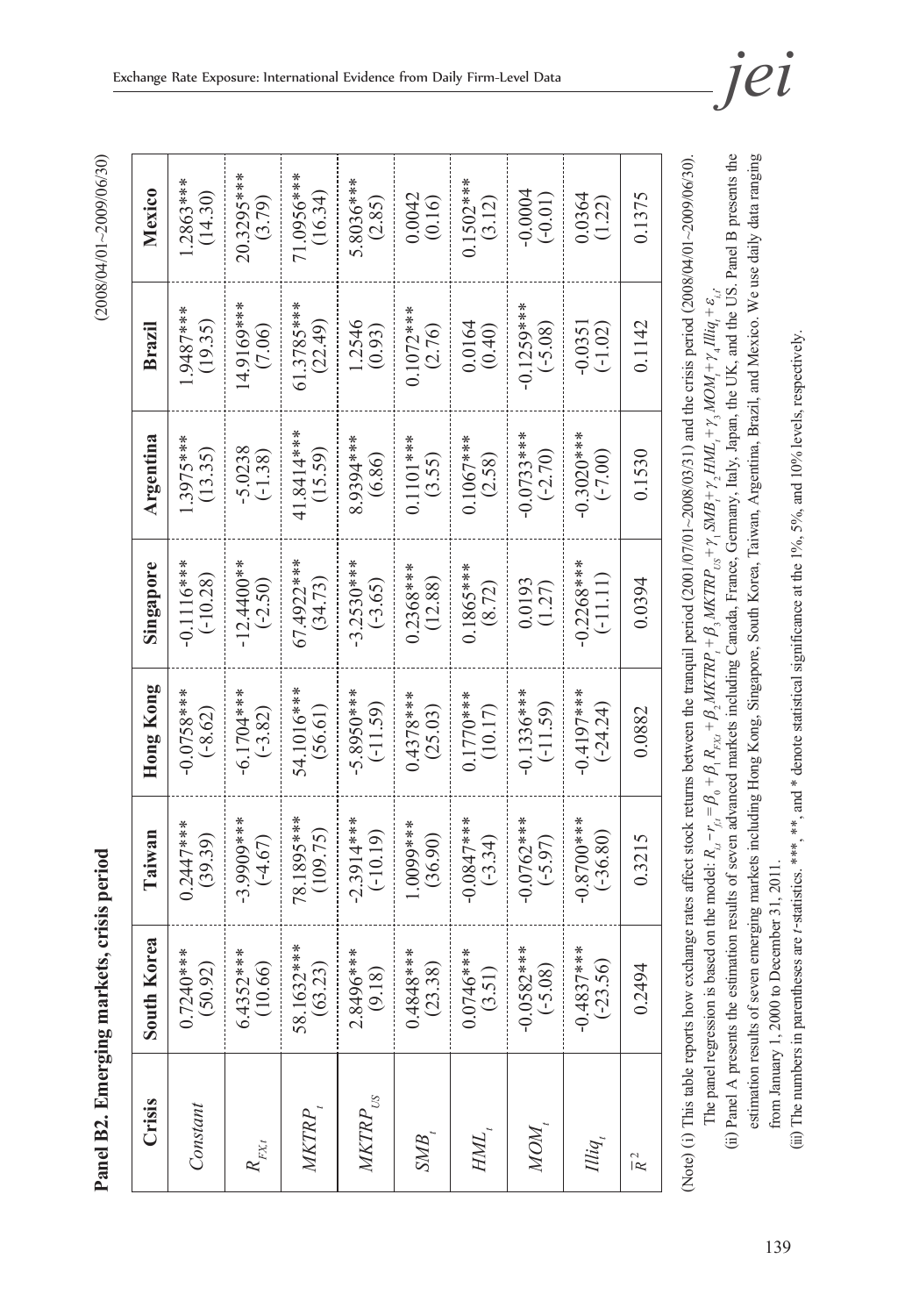**Panel B2. Emerging markets, crisis period**

(2008/04/01~2009/06/30)

| Crisis | South Korea | Taiwan | Hong Kong | Singapore | Argentina | Brazil | Mexico |
|---|---|---|---|---|---|---|---|
| *Constant* | 0.7240*** (50.92) | 0.2447*** (39.39) | -0.0758*** (-8.62) | -0.1116*** (-10.28) | 1.3975*** (13.35) | 1.9487*** (19.35) | 1.2863*** (14.30) |
| $R_{FX,t}$ | 6.4352*** (10.66) | -3.9909*** (-4.67) | -6.1704*** (-3.82) | -12.4400** (-2.50) | -5.0238 (-1.38) | 14.9169*** (7.06) | 20.3295*** (3.79) |
| $MKTRP_t$ | 58.1632*** (63.23) | 78.1895*** (109.75) | 54.1016*** (56.61) | 67.4922*** (34.73) | 41.8414*** (15.59) | 61.3785*** (22.49) | 71.0956*** (16.34) |
| $MKTRP_{US}$ | 2.8496*** (9.18) | -2.3914*** (-10.19) | -5.8950*** (-11.59) | -3.2530*** (-3.65) | 8.9394*** (6.86) | 1.2546 (0.93) | 5.8036*** (2.85) |
| $SMB_t$ | 0.4848*** (23.38) | 1.0099*** (36.90) | 0.4378*** (25.03) | 0.2368*** (12.88) | 0.1101*** (3.55) | 0.1072*** (2.76) | 0.0042 (0.16) |
| $HML_t$ | 0.0746*** (3.51) | -0.0847*** (-3.34) | 0.1770*** (10.17) | 0.1865*** (8.72) | 0.1067*** (2.58) | 0.0164 (0.40) | 0.1502*** (3.12) |
| $MOM_t$ | -0.0582*** (-5.08) | -0.0762*** (-5.97) | -0.1336*** (-11.59) | 0.0193 (1.27) | -0.0733*** (-2.70) | -0.1259*** (-5.08) | -0.0004 (-0.01) |
| $Illiq_t$ | -0.4837*** (-23.56) | -0.8700*** (-36.80) | -0.4197*** (-24.24) | -0.2268*** (-11.11) | -0.3020*** (-7.00) | -0.0351 (-1.02) | 0.0364 (1.22) |
| $\bar{R}^2$ | 0.2494 | 0.3215 | 0.0882 | 0.0394 | 0.1530 | 0.1142 | 0.1375 |

(Note) (i) This table reports how exchange rates affect stock returns between the tranquil period (2001/07/01~2008/03/31) and the crisis period (2008/04/01~2009/06/30). The panel regression is based on the model: $R_{i,t} - r_{f,t} = \beta_0 + \beta_1 R_{FX,t} + \beta_2 MKTRP_t + \beta_3 MKTRP_{US} + \gamma_1 SMB_t + \gamma_2 HML_t + \gamma_3 MOM_t + \gamma_4 Illiq_t + \varepsilon_{i,t}$

(ii) Panel A presents the estimation results of seven advanced markets including Canada, France, Germany, Italy, Japan, the UK, and the US. Panel B presents the estimation results of seven emerging markets including Hong Kong, Singapore, South Korea, Taiwan, Argentina, Brazil, and Mexico. We use daily data ranging from January 1, 2000 to December 31, 2011.

(iii) The numbers in parentheses are $t$-statistics. ***, **, and * denote statistical significance at the 1%, 5%, and 10% levels, respectively.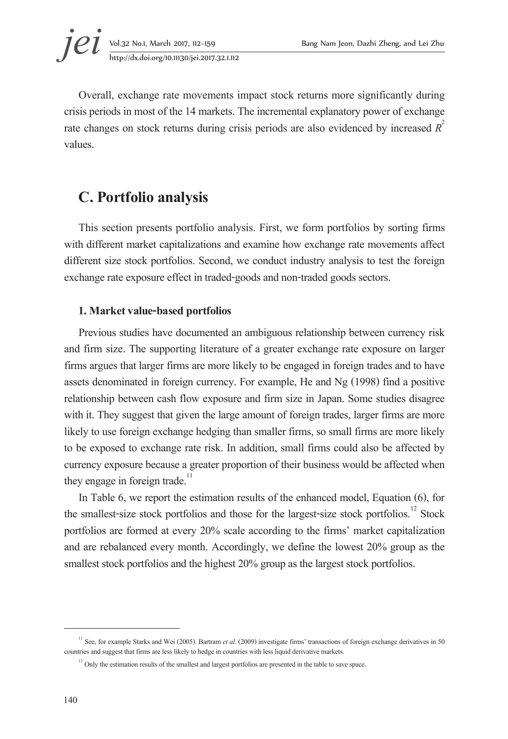Overall, exchange rate movements impact stock returns more significantly during crisis periods in most of the 14 markets. The incremental explanatory power of exchange rate changes on stock returns during crisis periods are also evidenced by increased $R^2$ values.

## C. Portfolio analysis

This section presents portfolio analysis. First, we form portfolios by sorting firms with different market capitalizations and examine how exchange rate movements affect different size stock portfolios. Second, we conduct industry analysis to test the foreign exchange rate exposure effect in traded-goods and non-traded goods sectors.

### 1. Market value-based portfolios

Previous studies have documented an ambiguous relationship between currency risk and firm size. The supporting literature of a greater exchange rate exposure on larger firms argues that larger firms are more likely to be engaged in foreign trades and to have assets denominated in foreign currency. For example, He and Ng (1998) find a positive relationship between cash flow exposure and firm size in Japan. Some studies disagree with it. They suggest that given the large amount of foreign trades, larger firms are more likely to use foreign exchange hedging than smaller firms, so small firms are more likely to be exposed to exchange rate risk. In addition, small firms could also be affected by currency exposure because a greater proportion of their business would be affected when they engage in foreign trade.[11]

In Table 6, we report the estimation results of the enhanced model, Equation (6), for the smallest-size stock portfolios and those for the largest-size stock portfolios.[12] Stock portfolios are formed at every 20% scale according to the firms' market capitalization and are rebalanced every month. Accordingly, we define the lowest 20% group as the smallest stock portfolios and the highest 20% group as the largest stock portfolios.

---

[11] See, for example Starks and Wei (2005). Bartram *et al.* (2009) investigate firms' transactions of foreign exchange derivatives in 50 countries and suggest that firms are less likely to hedge in countries with less liquid derivative markets.

[12] Only the estimation results of the smallest and largest portfolios are presented in the table to save space.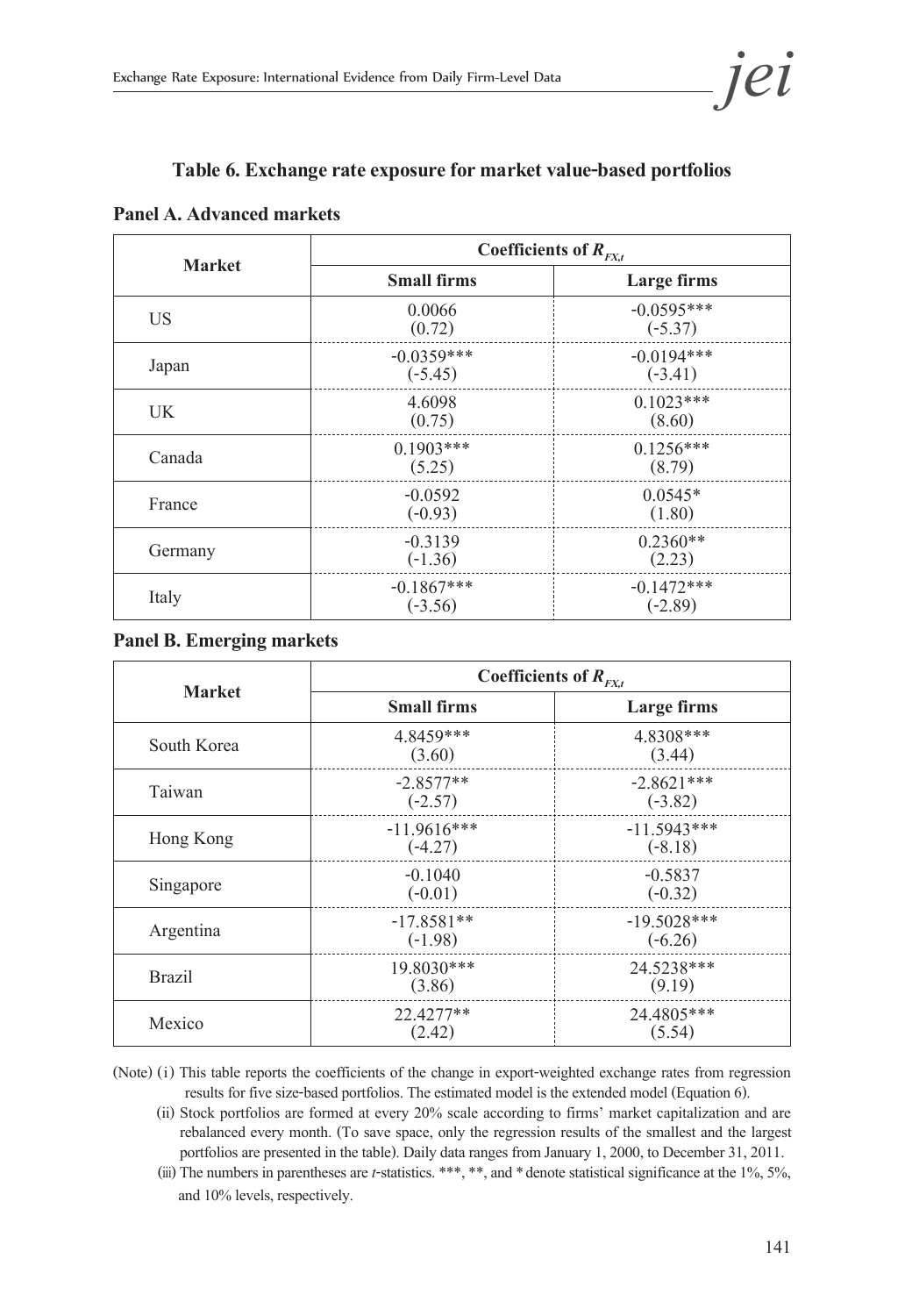**Table 6. Exchange rate exposure for market value-based portfolios**

**Panel A. Advanced markets**

| Market | Coefficients of $R_{FX,t}$ | |
|---|---|---|
| | Small firms | Large firms |
| US | 0.0066<br>(0.72) | -0.0595***<br>(-5.37) |
| Japan | -0.0359***<br>(-5.45) | -0.0194***<br>(-3.41) |
| UK | 4.6098<br>(0.75) | 0.1023***<br>(8.60) |
| Canada | 0.1903***<br>(5.25) | 0.1256***<br>(8.79) |
| France | -0.0592<br>(-0.93) | 0.0545*<br>(1.80) |
| Germany | -0.3139<br>(-1.36) | 0.2360**<br>(2.23) |
| Italy | -0.1867***<br>(-3.56) | -0.1472***<br>(-2.89) |

**Panel B. Emerging markets**

| Market | Coefficients of $R_{FX,t}$ | |
|---|---|---|
| | Small firms | Large firms |
| South Korea | 4.8459***<br>(3.60) | 4.8308***<br>(3.44) |
| Taiwan | -2.8577**<br>(-2.57) | -2.8621***<br>(-3.82) |
| Hong Kong | -11.9616***<br>(-4.27) | -11.5943***<br>(-8.18) |
| Singapore | -0.1040<br>(-0.01) | -0.5837<br>(-0.32) |
| Argentina | -17.8581**<br>(-1.98) | -19.5028***<br>(-6.26) |
| Brazil | 19.8030***<br>(3.86) | 24.5238***<br>(9.19) |
| Mexico | 22.4277**<br>(2.42) | 24.4805***<br>(5.54) |

(Note) (i) This table reports the coefficients of the change in export-weighted exchange rates from regression results for five size-based portfolios. The estimated model is the extended model (Equation 6).

(ii) Stock portfolios are formed at every 20% scale according to firms' market capitalization and are rebalanced every month. (To save space, only the regression results of the smallest and the largest portfolios are presented in the table). Daily data ranges from January 1, 2000, to December 31, 2011.

(iii) The numbers in parentheses are *t*-statistics. ***, **, and * denote statistical significance at the 1%, 5%, and 10% levels, respectively.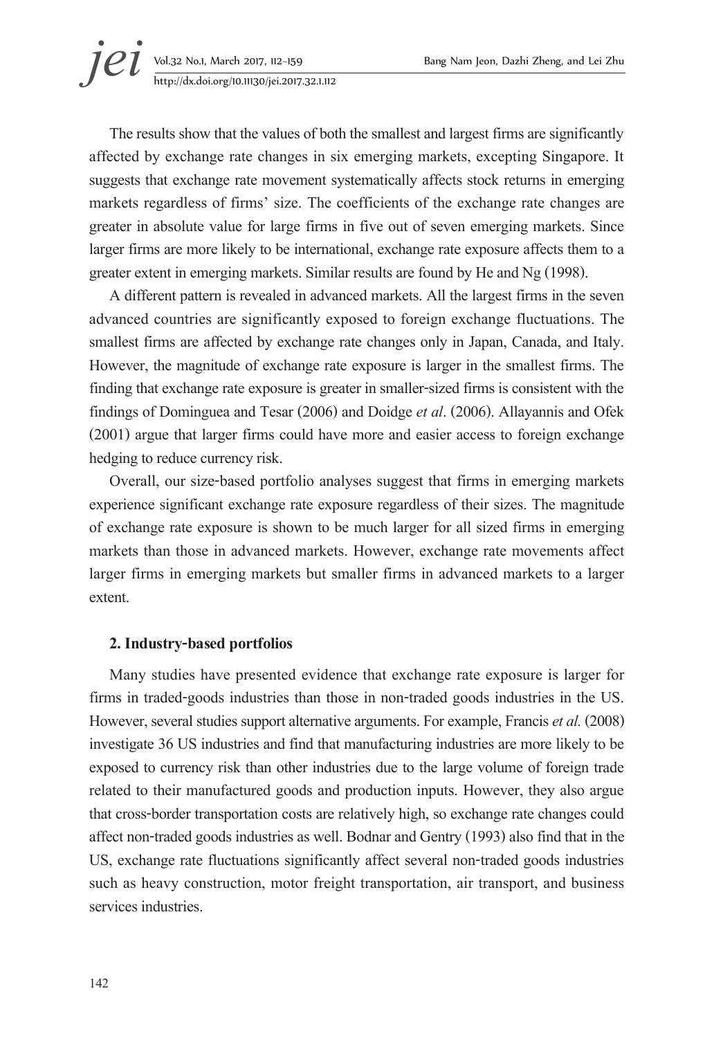The results show that the values of both the smallest and largest firms are significantly affected by exchange rate changes in six emerging markets, excepting Singapore. It suggests that exchange rate movement systematically affects stock returns in emerging markets regardless of firms' size. The coefficients of the exchange rate changes are greater in absolute value for large firms in five out of seven emerging markets. Since larger firms are more likely to be international, exchange rate exposure affects them to a greater extent in emerging markets. Similar results are found by He and Ng (1998).

A different pattern is revealed in advanced markets. All the largest firms in the seven advanced countries are significantly exposed to foreign exchange fluctuations. The smallest firms are affected by exchange rate changes only in Japan, Canada, and Italy. However, the magnitude of exchange rate exposure is larger in the smallest firms. The finding that exchange rate exposure is greater in smaller-sized firms is consistent with the findings of Dominguea and Tesar (2006) and Doidge *et al*. (2006). Allayannis and Ofek (2001) argue that larger firms could have more and easier access to foreign exchange hedging to reduce currency risk.

Overall, our size-based portfolio analyses suggest that firms in emerging markets experience significant exchange rate exposure regardless of their sizes. The magnitude of exchange rate exposure is shown to be much larger for all sized firms in emerging markets than those in advanced markets. However, exchange rate movements affect larger firms in emerging markets but smaller firms in advanced markets to a larger extent.

### 2. Industry-based portfolios

Many studies have presented evidence that exchange rate exposure is larger for firms in traded-goods industries than those in non-traded goods industries in the US. However, several studies support alternative arguments. For example, Francis *et al.* (2008) investigate 36 US industries and find that manufacturing industries are more likely to be exposed to currency risk than other industries due to the large volume of foreign trade related to their manufactured goods and production inputs. However, they also argue that cross-border transportation costs are relatively high, so exchange rate changes could affect non-traded goods industries as well. Bodnar and Gentry (1993) also find that in the US, exchange rate fluctuations significantly affect several non-traded goods industries such as heavy construction, motor freight transportation, air transport, and business services industries.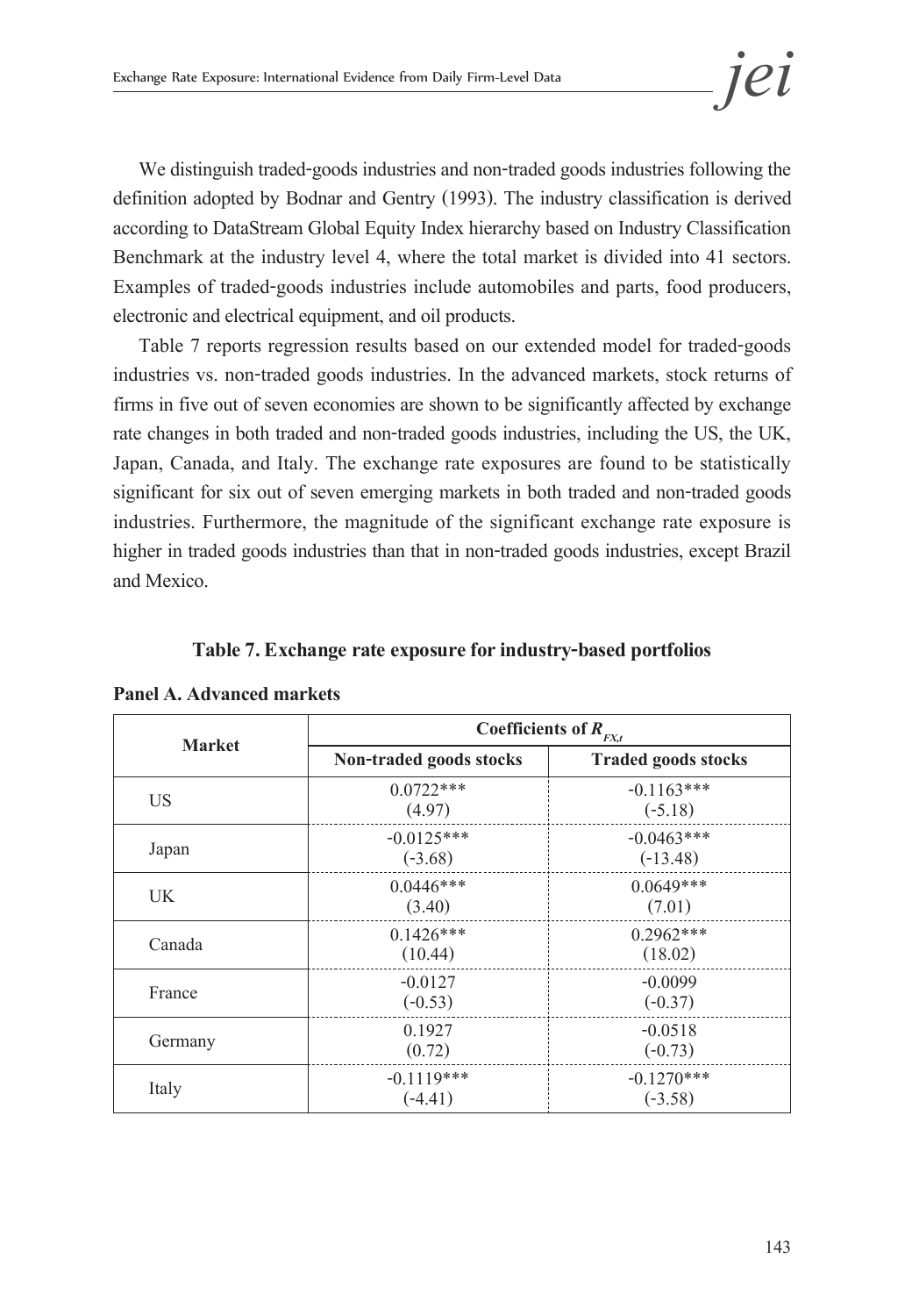We distinguish traded-goods industries and non-traded goods industries following the definition adopted by Bodnar and Gentry (1993). The industry classification is derived according to DataStream Global Equity Index hierarchy based on Industry Classification Benchmark at the industry level 4, where the total market is divided into 41 sectors. Examples of traded-goods industries include automobiles and parts, food producers, electronic and electrical equipment, and oil products.

Table 7 reports regression results based on our extended model for traded-goods industries vs. non-traded goods industries. In the advanced markets, stock returns of firms in five out of seven economies are shown to be significantly affected by exchange rate changes in both traded and non-traded goods industries, including the US, the UK, Japan, Canada, and Italy. The exchange rate exposures are found to be statistically significant for six out of seven emerging markets in both traded and non-traded goods industries. Furthermore, the magnitude of the significant exchange rate exposure is higher in traded goods industries than that in non-traded goods industries, except Brazil and Mexico.

**Table 7. Exchange rate exposure for industry-based portfolios**

**Panel A. Advanced markets**

| Market | Coefficients of $R_{FX,t}$ | |
|---|---|---|
| | **Non-traded goods stocks** | **Traded goods stocks** |
| US | 0.0722*** (4.97) | -0.1163*** (-5.18) |
| Japan | -0.0125*** (-3.68) | -0.0463*** (-13.48) |
| UK | 0.0446*** (3.40) | 0.0649*** (7.01) |
| Canada | 0.1426*** (10.44) | 0.2962*** (18.02) |
| France | -0.0127 (-0.53) | -0.0099 (-0.37) |
| Germany | 0.1927 (0.72) | -0.0518 (-0.73) |
| Italy | -0.1119*** (-4.41) | -0.1270*** (-3.58) |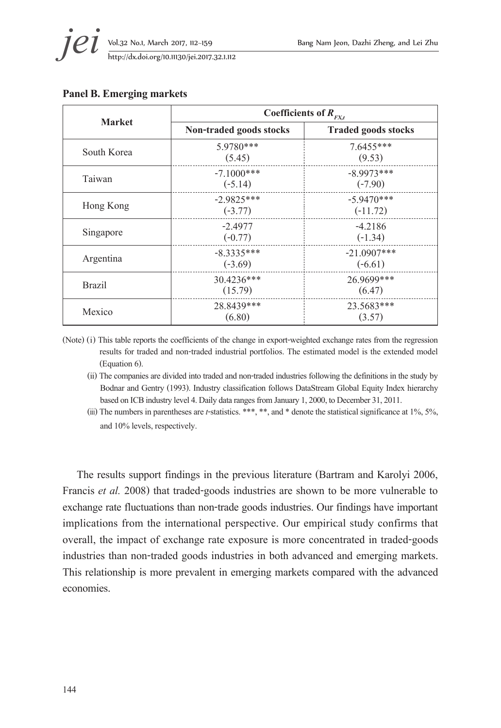**Panel B. Emerging markets**

| Market | Coefficients of $R_{FX,t}$ | |
|---|---|---|
| | Non-traded goods stocks | Traded goods stocks |
| South Korea | 5.9780***<br>(5.45) | 7.6455***<br>(9.53) |
| Taiwan | -7.1000***<br>(-5.14) | -8.9973***<br>(-7.90) |
| Hong Kong | -2.9825***<br>(-3.77) | -5.9470***<br>(-11.72) |
| Singapore | -2.4977<br>(-0.77) | -4.2186<br>(-1.34) |
| Argentina | -8.3335***<br>(-3.69) | -21.0907***<br>(-6.61) |
| Brazil | 30.4236***<br>(15.79) | 26.9699***<br>(6.47) |
| Mexico | 28.8439***<br>(6.80) | 23.5683***<br>(3.57) |

(Note) (i) This table reports the coefficients of the change in export-weighted exchange rates from the regression results for traded and non-traded industrial portfolios. The estimated model is the extended model (Equation 6).

(ii) The companies are divided into traded and non-traded industries following the definitions in the study by Bodnar and Gentry (1993). Industry classification follows DataStream Global Equity Index hierarchy based on ICB industry level 4. Daily data ranges from January 1, 2000, to December 31, 2011.

(iii) The numbers in parentheses are *t*-statistics. ***, **, and * denote the statistical significance at 1%, 5%, and 10% levels, respectively.

The results support findings in the previous literature (Bartram and Karolyi 2006, Francis *et al.* 2008) that traded-goods industries are shown to be more vulnerable to exchange rate fluctuations than non-trade goods industries. Our findings have important implications from the international perspective. Our empirical study confirms that overall, the impact of exchange rate exposure is more concentrated in traded-goods industries than non-traded goods industries in both advanced and emerging markets. This relationship is more prevalent in emerging markets compared with the advanced economies.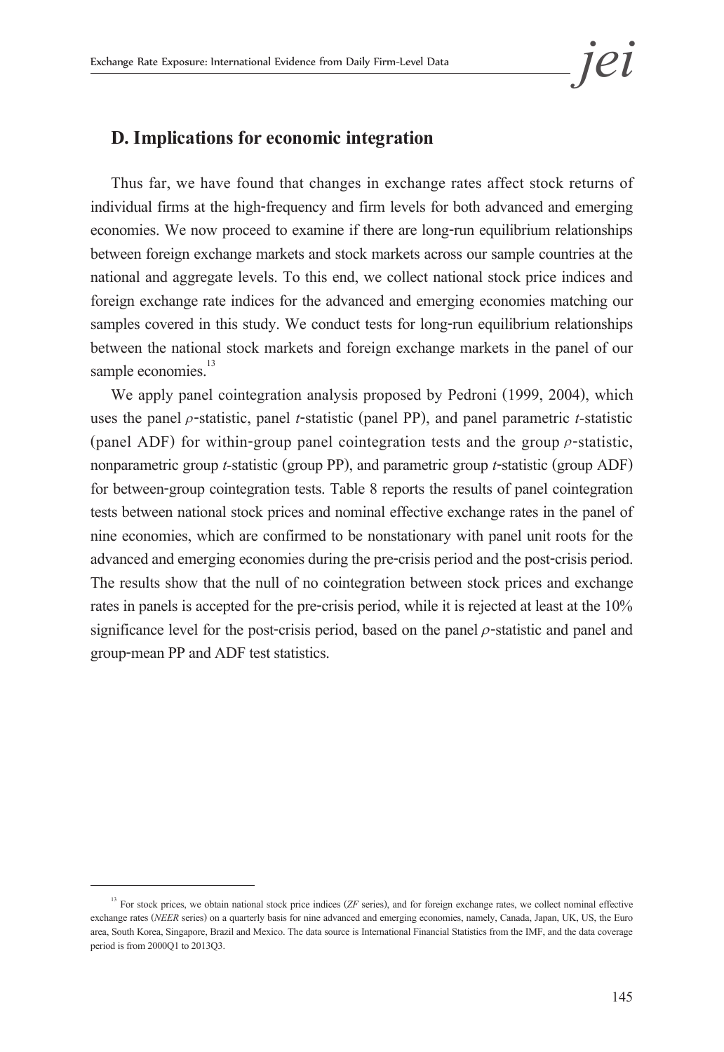## D. Implications for economic integration

Thus far, we have found that changes in exchange rates affect stock returns of individual firms at the high-frequency and firm levels for both advanced and emerging economies. We now proceed to examine if there are long-run equilibrium relationships between foreign exchange markets and stock markets across our sample countries at the national and aggregate levels. To this end, we collect national stock price indices and foreign exchange rate indices for the advanced and emerging economies matching our samples covered in this study. We conduct tests for long-run equilibrium relationships between the national stock markets and foreign exchange markets in the panel of our sample economies.[13]

We apply panel cointegration analysis proposed by Pedroni (1999, 2004), which uses the panel $\rho$-statistic, panel *t*-statistic (panel PP), and panel parametric *t*-statistic (panel ADF) for within-group panel cointegration tests and the group $\rho$-statistic, nonparametric group *t*-statistic (group PP), and parametric group *t*-statistic (group ADF) for between-group cointegration tests. Table 8 reports the results of panel cointegration tests between national stock prices and nominal effective exchange rates in the panel of nine economies, which are confirmed to be nonstationary with panel unit roots for the advanced and emerging economies during the pre-crisis period and the post-crisis period. The results show that the null of no cointegration between stock prices and exchange rates in panels is accepted for the pre-crisis period, while it is rejected at least at the 10% significance level for the post-crisis period, based on the panel $\rho$-statistic and panel and group-mean PP and ADF test statistics.

[13] For stock prices, we obtain national stock price indices (*ZF* series), and for foreign exchange rates, we collect nominal effective exchange rates (*NEER* series) on a quarterly basis for nine advanced and emerging economies, namely, Canada, Japan, UK, US, the Euro area, South Korea, Singapore, Brazil and Mexico. The data source is International Financial Statistics from the IMF, and the data coverage period is from 2000Q1 to 2013Q3.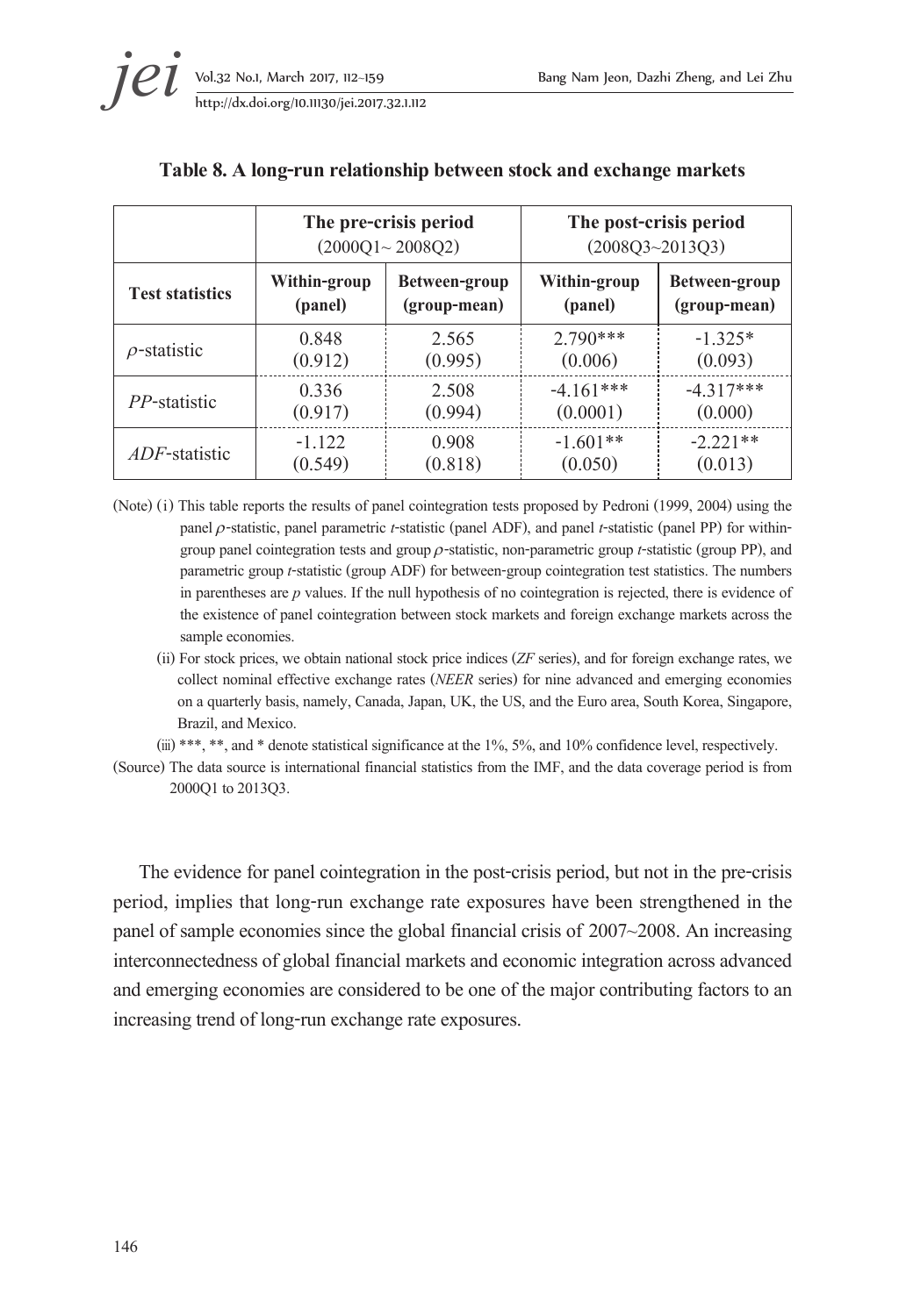**Table 8. A long-run relationship between stock and exchange markets**

| | The pre-crisis period (2000Q1~ 2008Q2) | | The post-crisis period (2008Q3~2013Q3) | |
|---|---|---|---|---|
| **Test statistics** | **Within-group (panel)** | **Between-group (group-mean)** | **Within-group (panel)** | **Between-group (group-mean)** |
| $\rho$-statistic | 0.848 (0.912) | 2.565 (0.995) | 2.790*** (0.006) | -1.325* (0.093) |
| *PP*-statistic | 0.336 (0.917) | 2.508 (0.994) | -4.161*** (0.0001) | -4.317*** (0.000) |
| *ADF*-statistic | -1.122 (0.549) | 0.908 (0.818) | -1.601** (0.050) | -2.221** (0.013) |

(Note) (i) This table reports the results of panel cointegration tests proposed by Pedroni (1999, 2004) using the panel $\rho$-statistic, panel parametric *t*-statistic (panel ADF), and panel *t*-statistic (panel PP) for within-group panel cointegration tests and group $\rho$-statistic, non-parametric group *t*-statistic (group PP), and parametric group *t*-statistic (group ADF) for between-group cointegration test statistics. The numbers in parentheses are *p* values. If the null hypothesis of no cointegration is rejected, there is evidence of the existence of panel cointegration between stock markets and foreign exchange markets across the sample economies.

(ii) For stock prices, we obtain national stock price indices (*ZF* series), and for foreign exchange rates, we collect nominal effective exchange rates (*NEER* series) for nine advanced and emerging economies on a quarterly basis, namely, Canada, Japan, UK, the US, and the Euro area, South Korea, Singapore, Brazil, and Mexico.

(iii) ***, **, and * denote statistical significance at the 1%, 5%, and 10% confidence level, respectively.

(Source) The data source is international financial statistics from the IMF, and the data coverage period is from 2000Q1 to 2013Q3.

The evidence for panel cointegration in the post-crisis period, but not in the pre-crisis period, implies that long-run exchange rate exposures have been strengthened in the panel of sample economies since the global financial crisis of 2007~2008. An increasing interconnectedness of global financial markets and economic integration across advanced and emerging economies are considered to be one of the major contributing factors to an increasing trend of long-run exchange rate exposures.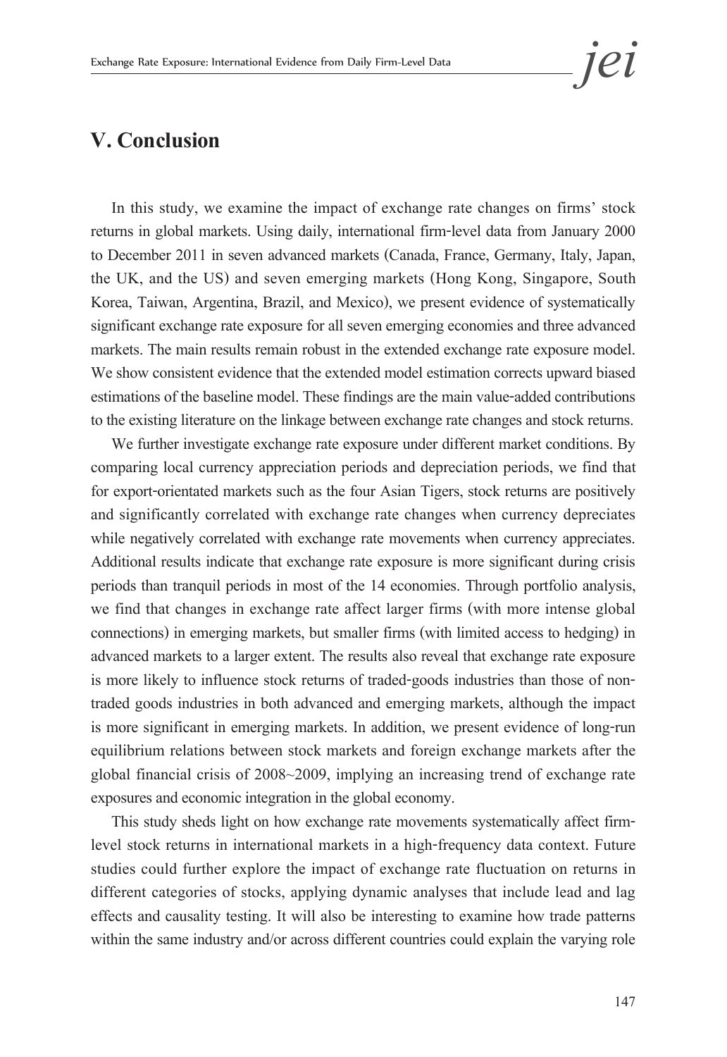## V. Conclusion

In this study, we examine the impact of exchange rate changes on firms' stock returns in global markets. Using daily, international firm-level data from January 2000 to December 2011 in seven advanced markets (Canada, France, Germany, Italy, Japan, the UK, and the US) and seven emerging markets (Hong Kong, Singapore, South Korea, Taiwan, Argentina, Brazil, and Mexico), we present evidence of systematically significant exchange rate exposure for all seven emerging economies and three advanced markets. The main results remain robust in the extended exchange rate exposure model. We show consistent evidence that the extended model estimation corrects upward biased estimations of the baseline model. These findings are the main value-added contributions to the existing literature on the linkage between exchange rate changes and stock returns.

We further investigate exchange rate exposure under different market conditions. By comparing local currency appreciation periods and depreciation periods, we find that for export-orientated markets such as the four Asian Tigers, stock returns are positively and significantly correlated with exchange rate changes when currency depreciates while negatively correlated with exchange rate movements when currency appreciates. Additional results indicate that exchange rate exposure is more significant during crisis periods than tranquil periods in most of the 14 economies. Through portfolio analysis, we find that changes in exchange rate affect larger firms (with more intense global connections) in emerging markets, but smaller firms (with limited access to hedging) in advanced markets to a larger extent. The results also reveal that exchange rate exposure is more likely to influence stock returns of traded-goods industries than those of non-traded goods industries in both advanced and emerging markets, although the impact is more significant in emerging markets. In addition, we present evidence of long-run equilibrium relations between stock markets and foreign exchange markets after the global financial crisis of 2008~2009, implying an increasing trend of exchange rate exposures and economic integration in the global economy.

This study sheds light on how exchange rate movements systematically affect firm-level stock returns in international markets in a high-frequency data context. Future studies could further explore the impact of exchange rate fluctuation on returns in different categories of stocks, applying dynamic analyses that include lead and lag effects and causality testing. It will also be interesting to examine how trade patterns within the same industry and/or across different countries could explain the varying role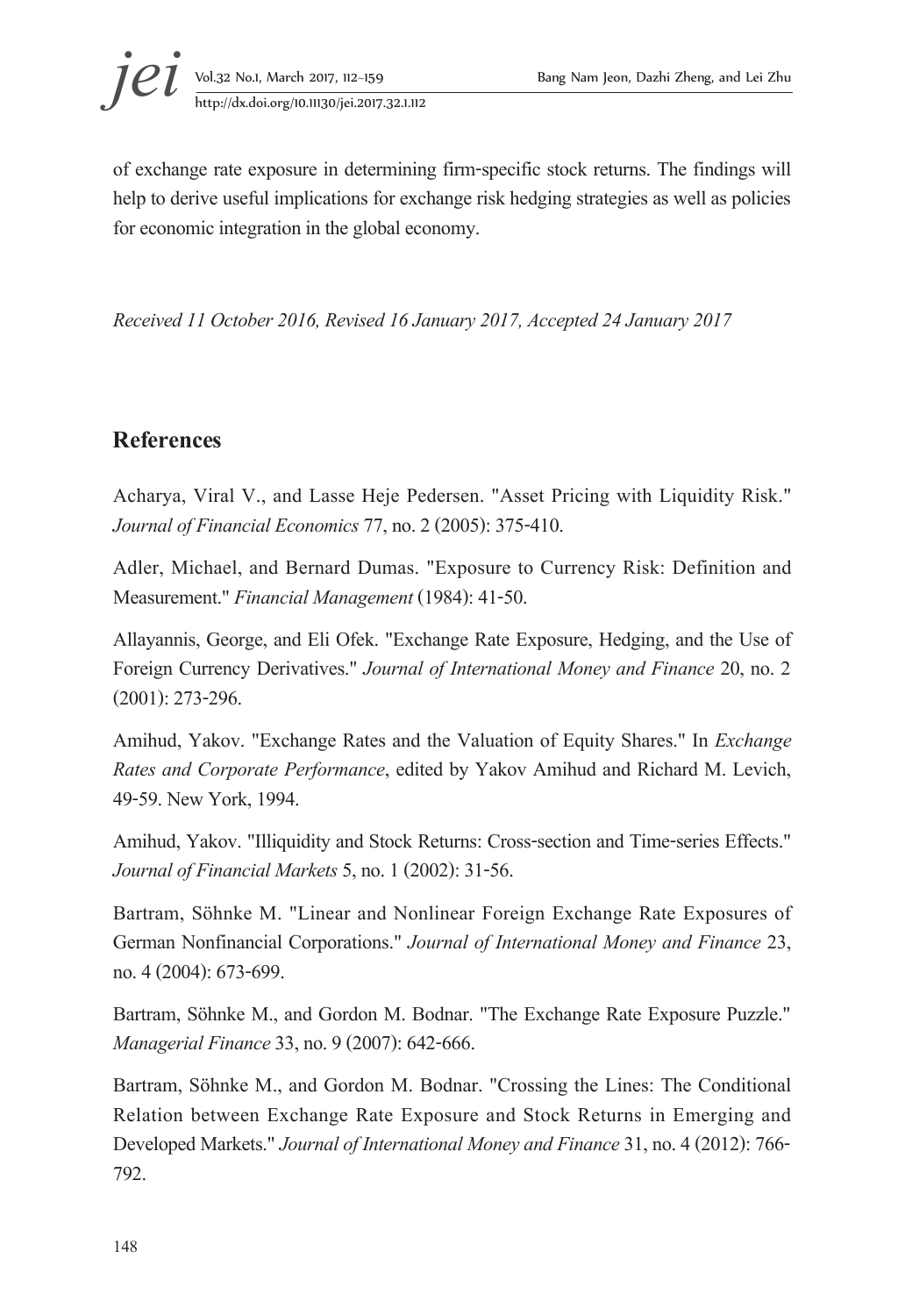of exchange rate exposure in determining firm-specific stock returns. The findings will help to derive useful implications for exchange risk hedging strategies as well as policies for economic integration in the global economy.

*Received 11 October 2016, Revised 16 January 2017, Accepted 24 January 2017*

## References

Acharya, Viral V., and Lasse Heje Pedersen. "Asset Pricing with Liquidity Risk." *Journal of Financial Economics* 77, no. 2 (2005): 375-410.

Adler, Michael, and Bernard Dumas. "Exposure to Currency Risk: Definition and Measurement." *Financial Management* (1984): 41-50.

Allayannis, George, and Eli Ofek. "Exchange Rate Exposure, Hedging, and the Use of Foreign Currency Derivatives." *Journal of International Money and Finance* 20, no. 2 (2001): 273-296.

Amihud, Yakov. "Exchange Rates and the Valuation of Equity Shares." In *Exchange Rates and Corporate Performance*, edited by Yakov Amihud and Richard M. Levich, 49-59. New York, 1994.

Amihud, Yakov. "Illiquidity and Stock Returns: Cross-section and Time-series Effects." *Journal of Financial Markets* 5, no. 1 (2002): 31-56.

Bartram, Söhnke M. "Linear and Nonlinear Foreign Exchange Rate Exposures of German Nonfinancial Corporations." *Journal of International Money and Finance* 23, no. 4 (2004): 673-699.

Bartram, Söhnke M., and Gordon M. Bodnar. "The Exchange Rate Exposure Puzzle." *Managerial Finance* 33, no. 9 (2007): 642-666.

Bartram, Söhnke M., and Gordon M. Bodnar. "Crossing the Lines: The Conditional Relation between Exchange Rate Exposure and Stock Returns in Emerging and Developed Markets." *Journal of International Money and Finance* 31, no. 4 (2012): 766-792.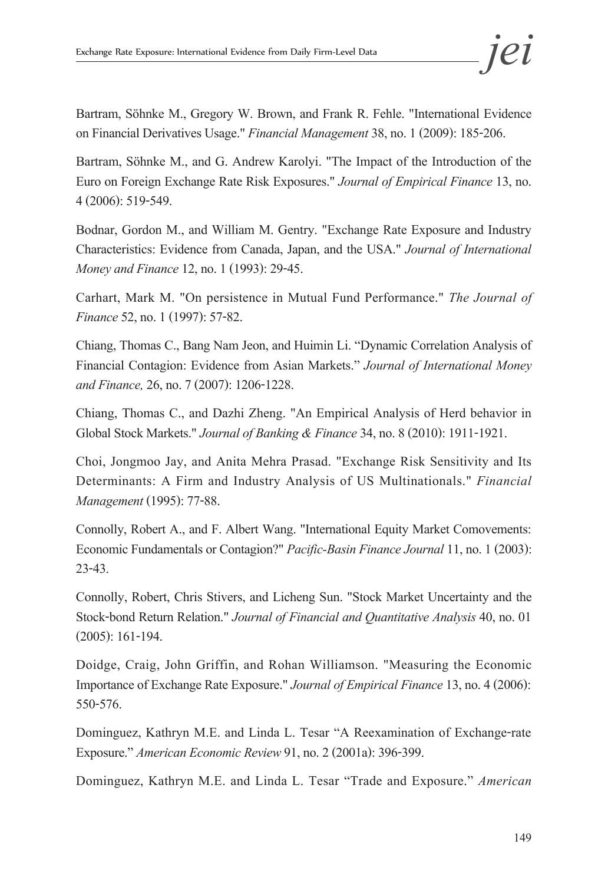Bartram, Söhnke M., Gregory W. Brown, and Frank R. Fehle. "International Evidence on Financial Derivatives Usage." *Financial Management* 38, no. 1 (2009): 185-206.

Bartram, Söhnke M., and G. Andrew Karolyi. "The Impact of the Introduction of the Euro on Foreign Exchange Rate Risk Exposures." *Journal of Empirical Finance* 13, no. 4 (2006): 519-549.

Bodnar, Gordon M., and William M. Gentry. "Exchange Rate Exposure and Industry Characteristics: Evidence from Canada, Japan, and the USA." *Journal of International Money and Finance* 12, no. 1 (1993): 29-45.

Carhart, Mark M. "On persistence in Mutual Fund Performance." *The Journal of Finance* 52, no. 1 (1997): 57-82.

Chiang, Thomas C., Bang Nam Jeon, and Huimin Li. "Dynamic Correlation Analysis of Financial Contagion: Evidence from Asian Markets." *Journal of International Money and Finance,* 26, no. 7 (2007): 1206-1228.

Chiang, Thomas C., and Dazhi Zheng. "An Empirical Analysis of Herd behavior in Global Stock Markets." *Journal of Banking & Finance* 34, no. 8 (2010): 1911-1921.

Choi, Jongmoo Jay, and Anita Mehra Prasad. "Exchange Risk Sensitivity and Its Determinants: A Firm and Industry Analysis of US Multinationals." *Financial Management* (1995): 77-88.

Connolly, Robert A., and F. Albert Wang. "International Equity Market Comovements: Economic Fundamentals or Contagion?" *Pacific-Basin Finance Journal* 11, no. 1 (2003): 23-43.

Connolly, Robert, Chris Stivers, and Licheng Sun. "Stock Market Uncertainty and the Stock-bond Return Relation." *Journal of Financial and Quantitative Analysis* 40, no. 01 (2005): 161-194.

Doidge, Craig, John Griffin, and Rohan Williamson. "Measuring the Economic Importance of Exchange Rate Exposure." *Journal of Empirical Finance* 13, no. 4 (2006): 550-576.

Dominguez, Kathryn M.E. and Linda L. Tesar "A Reexamination of Exchange-rate Exposure." *American Economic Review* 91, no. 2 (2001a): 396-399.

Dominguez, Kathryn M.E. and Linda L. Tesar "Trade and Exposure." *American*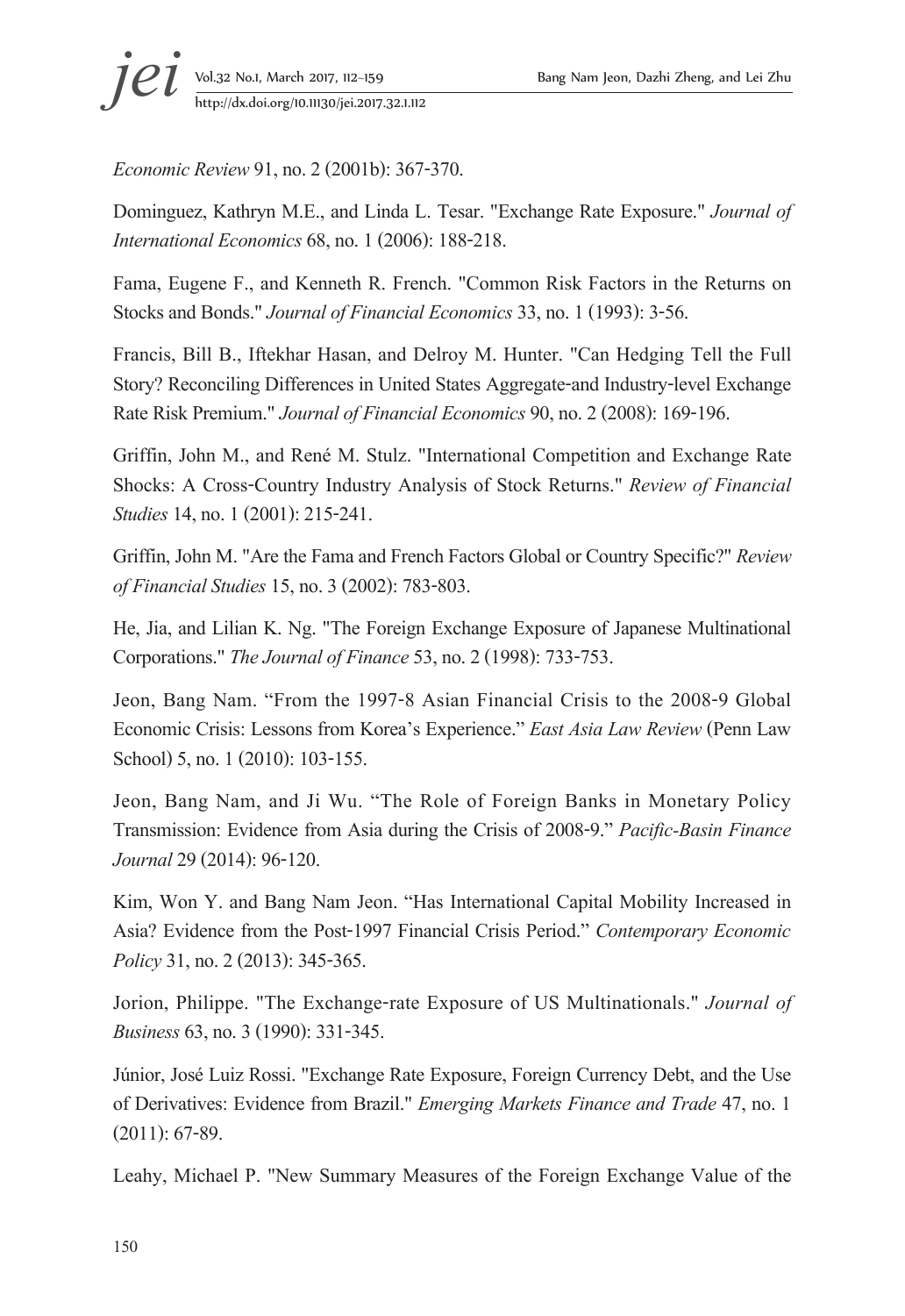*Economic Review* 91, no. 2 (2001b): 367-370.

Dominguez, Kathryn M.E., and Linda L. Tesar. "Exchange Rate Exposure." *Journal of International Economics* 68, no. 1 (2006): 188-218.

Fama, Eugene F., and Kenneth R. French. "Common Risk Factors in the Returns on Stocks and Bonds." *Journal of Financial Economics* 33, no. 1 (1993): 3-56.

Francis, Bill B., Iftekhar Hasan, and Delroy M. Hunter. "Can Hedging Tell the Full Story? Reconciling Differences in United States Aggregate-and Industry-level Exchange Rate Risk Premium." *Journal of Financial Economics* 90, no. 2 (2008): 169-196.

Griffin, John M., and René M. Stulz. "International Competition and Exchange Rate Shocks: A Cross-Country Industry Analysis of Stock Returns." *Review of Financial Studies* 14, no. 1 (2001): 215-241.

Griffin, John M. "Are the Fama and French Factors Global or Country Specific?" *Review of Financial Studies* 15, no. 3 (2002): 783-803.

He, Jia, and Lilian K. Ng. "The Foreign Exchange Exposure of Japanese Multinational Corporations." *The Journal of Finance* 53, no. 2 (1998): 733-753.

Jeon, Bang Nam. "From the 1997-8 Asian Financial Crisis to the 2008-9 Global Economic Crisis: Lessons from Korea's Experience." *East Asia Law Review* (Penn Law School) 5, no. 1 (2010): 103-155.

Jeon, Bang Nam, and Ji Wu. "The Role of Foreign Banks in Monetary Policy Transmission: Evidence from Asia during the Crisis of 2008-9." *Pacific-Basin Finance Journal* 29 (2014): 96-120.

Kim, Won Y. and Bang Nam Jeon. "Has International Capital Mobility Increased in Asia? Evidence from the Post-1997 Financial Crisis Period." *Contemporary Economic Policy* 31, no. 2 (2013): 345-365.

Jorion, Philippe. "The Exchange-rate Exposure of US Multinationals." *Journal of Business* 63, no. 3 (1990): 331-345.

Júnior, José Luiz Rossi. "Exchange Rate Exposure, Foreign Currency Debt, and the Use of Derivatives: Evidence from Brazil." *Emerging Markets Finance and Trade* 47, no. 1 (2011): 67-89.

Leahy, Michael P. "New Summary Measures of the Foreign Exchange Value of the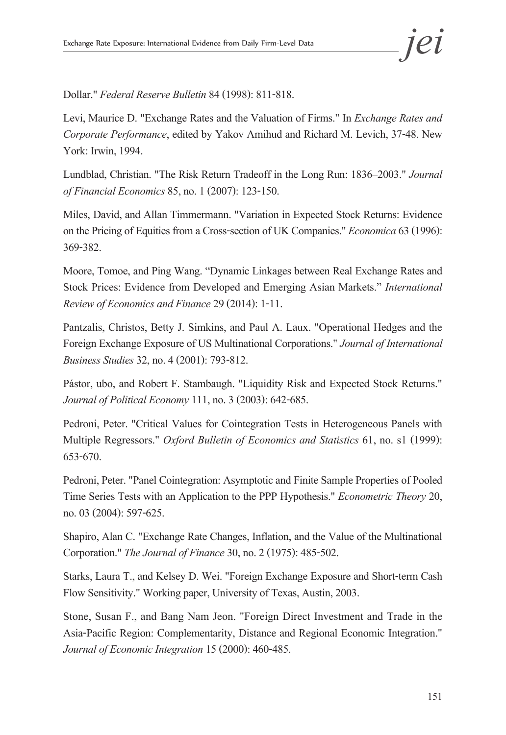Dollar." *Federal Reserve Bulletin* 84 (1998): 811-818.

Levi, Maurice D. "Exchange Rates and the Valuation of Firms." In *Exchange Rates and Corporate Performance*, edited by Yakov Amihud and Richard M. Levich, 37-48. New York: Irwin, 1994.

Lundblad, Christian. "The Risk Return Tradeoff in the Long Run: 1836–2003." *Journal of Financial Economics* 85, no. 1 (2007): 123-150.

Miles, David, and Allan Timmermann. "Variation in Expected Stock Returns: Evidence on the Pricing of Equities from a Cross-section of UK Companies." *Economica* 63 (1996): 369-382.

Moore, Tomoe, and Ping Wang. "Dynamic Linkages between Real Exchange Rates and Stock Prices: Evidence from Developed and Emerging Asian Markets." *International Review of Economics and Finance* 29 (2014): 1-11.

Pantzalis, Christos, Betty J. Simkins, and Paul A. Laux. "Operational Hedges and the Foreign Exchange Exposure of US Multinational Corporations." *Journal of International Business Studies* 32, no. 4 (2001): 793-812.

Pástor, ubo, and Robert F. Stambaugh. "Liquidity Risk and Expected Stock Returns." *Journal of Political Economy* 111, no. 3 (2003): 642-685.

Pedroni, Peter. "Critical Values for Cointegration Tests in Heterogeneous Panels with Multiple Regressors." *Oxford Bulletin of Economics and Statistics* 61, no. s1 (1999): 653-670.

Pedroni, Peter. "Panel Cointegration: Asymptotic and Finite Sample Properties of Pooled Time Series Tests with an Application to the PPP Hypothesis." *Econometric Theory* 20, no. 03 (2004): 597-625.

Shapiro, Alan C. "Exchange Rate Changes, Inflation, and the Value of the Multinational Corporation." *The Journal of Finance* 30, no. 2 (1975): 485-502.

Starks, Laura T., and Kelsey D. Wei. "Foreign Exchange Exposure and Short-term Cash Flow Sensitivity." Working paper, University of Texas, Austin, 2003.

Stone, Susan F., and Bang Nam Jeon. "Foreign Direct Investment and Trade in the Asia-Pacific Region: Complementarity, Distance and Regional Economic Integration." *Journal of Economic Integration* 15 (2000): 460-485.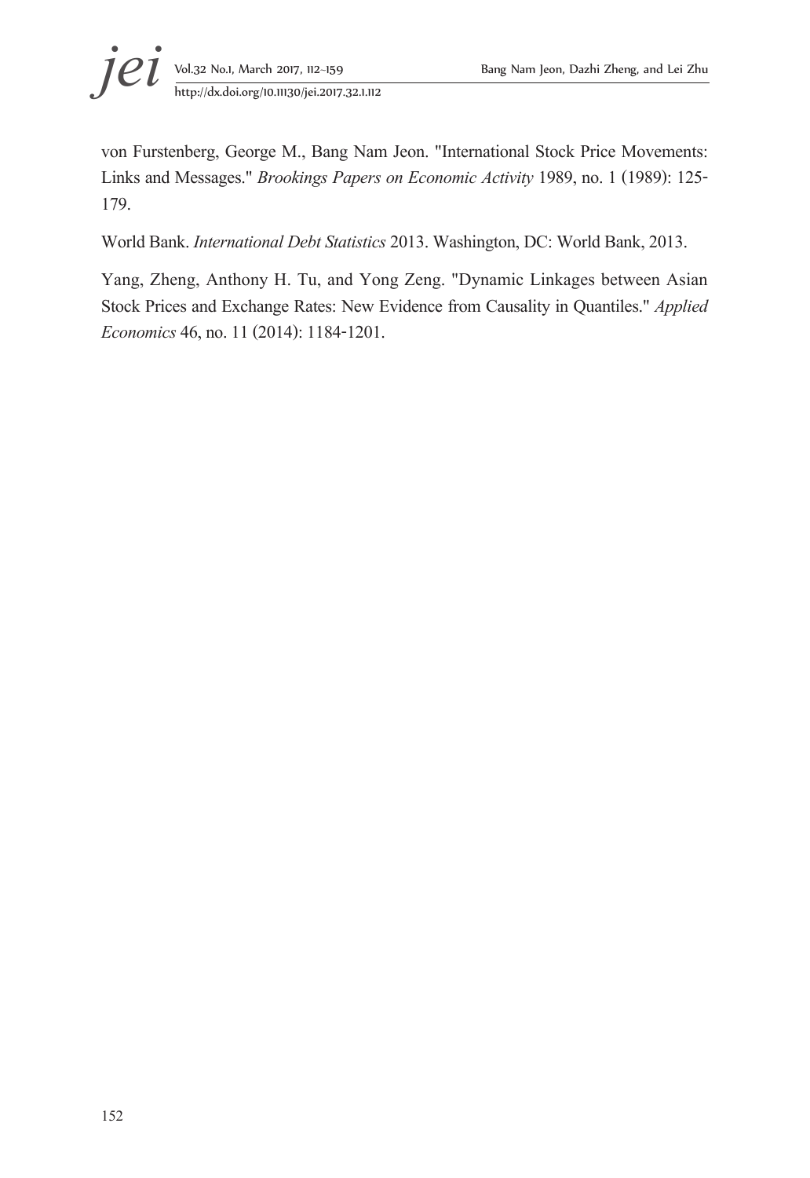von Furstenberg, George M., Bang Nam Jeon. "International Stock Price Movements: Links and Messages." *Brookings Papers on Economic Activity* 1989, no. 1 (1989): 125-179.

World Bank. *International Debt Statistics* 2013. Washington, DC: World Bank, 2013.

Yang, Zheng, Anthony H. Tu, and Yong Zeng. "Dynamic Linkages between Asian Stock Prices and Exchange Rates: New Evidence from Causality in Quantiles." *Applied Economics* 46, no. 11 (2014): 1184-1201.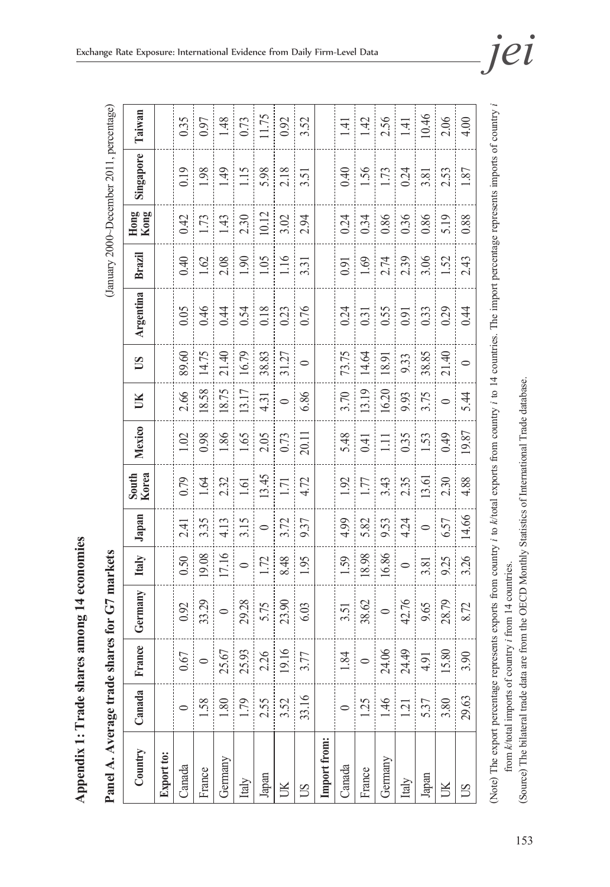## Appendix 1: Trade shares among 14 economies

### Panel A. Average trade shares for G7 markets

(January 2000~December 2011, percentage)

| Country | Canada | France | Germany | Italy | Japan | South Korea | Mexico | UK | US | Argentina | Brazil | Hong Kong | Singapore | Taiwan |
|---|---|---|---|---|---|---|---|---|---|---|---|---|---|---|
| **Export to:** | | | | | | | | | | | | | | |
| Canada | 0 | 0.67 | 0.92 | 0.50 | 2.41 | 0.79 | 1.02 | 2.66 | 89.60 | 0.05 | 0.40 | 0.42 | 0.19 | 0.35 |
| France | 1.58 | 0 | 33.29 | 19.08 | 3.35 | 1.64 | 0.98 | 18.58 | 14.75 | 0.46 | 1.62 | 1.73 | 1.98 | 0.97 |
| Germany | 1.80 | 25.67 | 0 | 17.16 | 4.13 | 2.32 | 1.86 | 18.75 | 21.40 | 0.44 | 2.08 | 1.43 | 1.49 | 1.48 |
| Italy | 1.79 | 25.93 | 29.28 | 0 | 3.15 | 1.61 | 1.65 | 13.17 | 16.79 | 0.54 | 1.90 | 2.30 | 1.15 | 0.73 |
| Japan | 2.55 | 2.26 | 5.75 | 1.72 | 0 | 13.45 | 2.05 | 4.31 | 38.83 | 0.18 | 1.05 | 10.12 | 5.98 | 11.75 |
| UK | 3.52 | 19.16 | 23.90 | 8.48 | 3.72 | 1.71 | 0.73 | 0 | 31.27 | 0.23 | 1.16 | 3.02 | 2.18 | 0.92 |
| US | 33.16 | 3.77 | 6.03 | 1.95 | 9.37 | 4.72 | 20.11 | 6.86 | 0 | 0.76 | 3.31 | 2.94 | 3.51 | 3.52 |
| **Import from:** | | | | | | | | | | | | | | |
| Canada | 0 | 1.84 | 3.51 | 1.59 | 4.99 | 1.92 | 5.48 | 3.70 | 73.75 | 0.24 | 0.91 | 0.24 | 0.40 | 1.41 |
| France | 1.25 | 0 | 38.62 | 18.98 | 5.82 | 1.77 | 0.41 | 13.19 | 14.64 | 0.31 | 1.69 | 0.34 | 1.56 | 1.42 |
| Germany | 1.46 | 24.06 | 0 | 16.86 | 9.53 | 3.43 | 1.11 | 16.20 | 18.91 | 0.55 | 2.74 | 0.86 | 1.73 | 2.56 |
| Italy | 1.21 | 24.49 | 42.76 | 0 | 4.24 | 2.35 | 0.35 | 9.93 | 9.33 | 0.91 | 2.39 | 0.36 | 0.24 | 1.41 |
| Japan | 5.37 | 4.91 | 9.65 | 3.81 | 0 | 13.61 | 1.53 | 3.75 | 38.85 | 0.33 | 3.06 | 0.86 | 3.81 | 10.46 |
| UK | 3.80 | 15.80 | 28.79 | 9.25 | 6.57 | 2.30 | 0.49 | 0 | 21.40 | 0.29 | 1.52 | 5.19 | 2.53 | 2.06 |
| US | 29.63 | 3.90 | 8.72 | 3.26 | 14.66 | 4.88 | 19.87 | 5.44 | 0 | 0.44 | 2.43 | 0.88 | 1.87 | 4.00 |

(Note) The export percentage represents exports from country *i* to *k*/total exports from country *i* to 14 countries. The import percentage represents imports of country *i* from *k*/total imports of country *i* from 14 countries.

(Source) The bilateral trade data are from the OECD Monthly Statistics of International Trade database.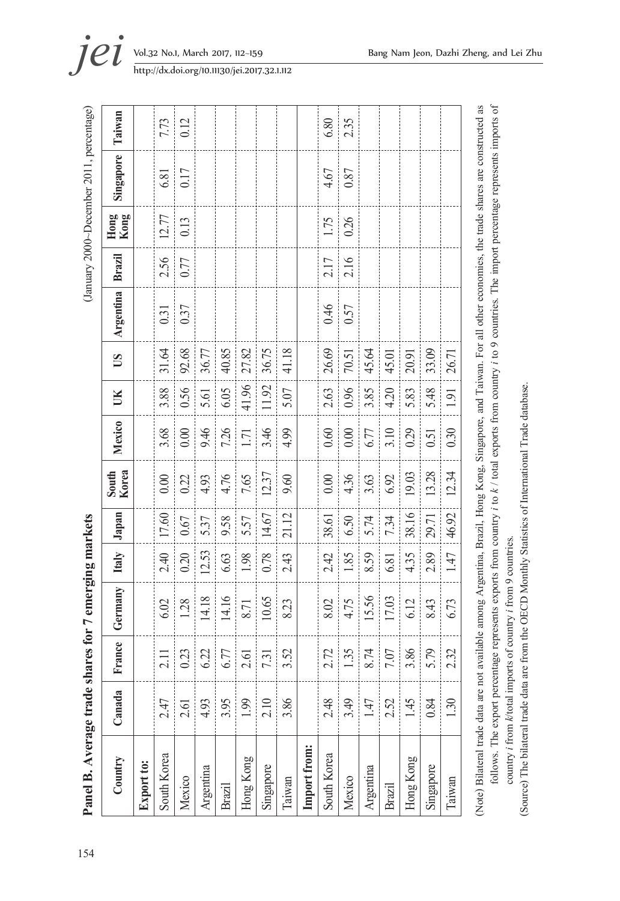**Panel B. Average trade shares for 7 emerging markets**

(January 2000~December 2011, percentage)

| Country | Canada | France | Germany | Italy | Japan | South Korea | Mexico | UK | US | Argentina | Brazil | Hong Kong | Singapore | Taiwan |
|---|---|---|---|---|---|---|---|---|---|---|---|---|---|---|
| **Export to:** | | | | | | | | | | | | | | |
| South Korea | 2.47 | 2.11 | 6.02 | 2.40 | 17.60 | 0.00 | 3.68 | 3.88 | 31.64 | 0.31 | 2.56 | 12.77 | 6.81 | 7.73 |
| Mexico | 2.61 | 0.23 | 1.28 | 0.20 | 0.67 | 0.22 | 0.00 | 0.56 | 92.68 | 0.37 | 0.77 | 0.13 | 0.17 | 0.12 |
| Argentina | 4.93 | 6.22 | 14.18 | 12.53 | 5.37 | 4.93 | 9.46 | 5.61 | 36.77 | | | | | |
| Brazil | 3.95 | 6.77 | 14.16 | 6.63 | 9.58 | 4.76 | 7.26 | 6.05 | 40.85 | | | | | |
| Hong Kong | 1.99 | 2.61 | 8.71 | 1.98 | 5.57 | 7.65 | 1.71 | 41.96 | 27.82 | | | | | |
| Singapore | 2.10 | 7.31 | 10.65 | 0.78 | 14.67 | 12.37 | 3.46 | 11.92 | 36.75 | | | | | |
| Taiwan | 3.86 | 3.52 | 8.23 | 2.43 | 21.12 | 9.60 | 4.99 | 5.07 | 41.18 | | | | | |
| **Import from:** | | | | | | | | | | | | | | |
| South Korea | 2.48 | 2.72 | 8.02 | 2.42 | 38.61 | 0.00 | 0.60 | 2.63 | 26.69 | 0.46 | 2.17 | 1.75 | 4.67 | 6.80 |
| Mexico | 3.49 | 1.35 | 4.75 | 1.85 | 6.50 | 4.36 | 0.00 | 0.96 | 70.51 | 0.57 | 2.16 | 0.26 | 0.87 | 2.35 |
| Argentina | 1.47 | 8.74 | 15.56 | 8.59 | 5.74 | 3.63 | 6.77 | 3.85 | 45.64 | | | | | |
| Brazil | 2.52 | 7.07 | 17.03 | 6.81 | 7.34 | 6.92 | 3.10 | 4.20 | 45.01 | | | | | |
| Hong Kong | 1.45 | 3.86 | 6.12 | 4.35 | 38.16 | 19.03 | 0.29 | 5.83 | 20.91 | | | | | |
| Singapore | 0.84 | 5.79 | 8.43 | 2.89 | 29.71 | 13.28 | 0.51 | 5.48 | 33.09 | | | | | |
| Taiwan | 1.30 | 2.32 | 6.73 | 1.47 | 46.92 | 12.34 | 0.30 | 1.91 | 26.71 | | | | | |

(Note) Bilateral trade data are not available among Argentina, Brazil, Hong Kong, Singapore, and Taiwan. For all other economies, the trade shares are constructed as follows. The export percentage represents exports from country *i* to *k* / total exports from country *i* to 9 countries. The import percentage represents imports of country *i* from *k*/total imports of country *i* from 9 countries.

(Source) The bilateral trade data are from the OECD Monthly Statistics of International Trade database.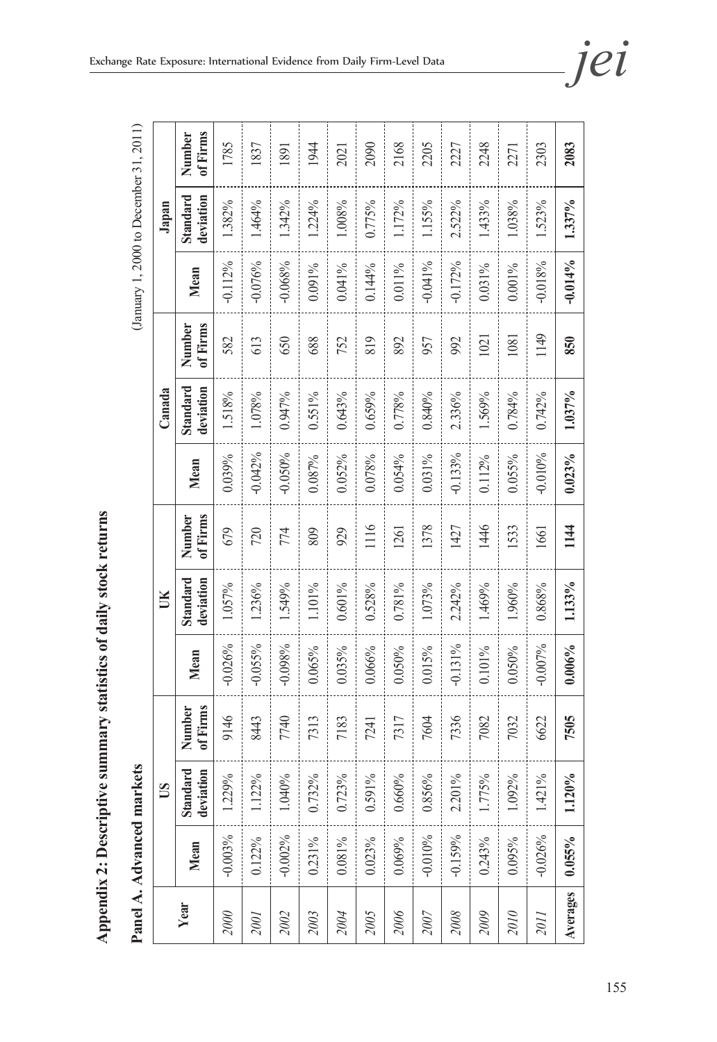## Appendix 2: Descriptive summary statistics of daily stock returns

### Panel A. Advanced markets

(January 1, 2000 to December 31, 2011)

| Year | US | | | UK | | | Canada | | | Japan | | |
|---|---|---|---|---|---|---|---|---|---|---|---|---|
| | Mean | Standard deviation | Number of Firms | Mean | Standard deviation | Number of Firms | Mean | Standard deviation | Number of Firms | Mean | Standard deviation | Number of Firms |
| *2000* | -0.003% | 1.229% | 9146 | -0.026% | 1.057% | 679 | 0.039% | 1.518% | 582 | -0.112% | 1.382% | 1785 |
| *2001* | 0.122% | 1.122% | 8443 | -0.055% | 1.236% | 720 | -0.042% | 1.078% | 613 | -0.076% | 1.464% | 1837 |
| *2002* | -0.002% | 1.040% | 7740 | -0.098% | 1.549% | 774 | -0.050% | 0.947% | 650 | -0.068% | 1.342% | 1891 |
| *2003* | 0.231% | 0.732% | 7313 | 0.065% | 1.101% | 809 | 0.087% | 0.551% | 688 | 0.091% | 1.224% | 1944 |
| *2004* | 0.081% | 0.723% | 7183 | 0.035% | 0.601% | 929 | 0.052% | 0.643% | 752 | 0.041% | 1.008% | 2021 |
| *2005* | 0.023% | 0.591% | 7241 | 0.066% | 0.528% | 1116 | 0.078% | 0.659% | 819 | 0.144% | 0.775% | 2090 |
| *2006* | 0.069% | 0.660% | 7317 | 0.050% | 0.781% | 1261 | 0.054% | 0.778% | 892 | 0.011% | 1.172% | 2168 |
| *2007* | -0.010% | 0.856% | 7604 | 0.015% | 1.073% | 1378 | 0.031% | 0.840% | 957 | -0.041% | 1.155% | 2205 |
| *2008* | -0.159% | 2.201% | 7336 | -0.131% | 2.242% | 1427 | -0.133% | 2.336% | 992 | -0.172% | 2.522% | 2227 |
| *2009* | 0.243% | 1.775% | 7082 | 0.101% | 1.469% | 1446 | 0.112% | 1.569% | 1021 | 0.031% | 1.433% | 2248 |
| *2010* | 0.095% | 1.092% | 7032 | 0.050% | 1.960% | 1533 | 0.055% | 0.784% | 1081 | 0.001% | 1.038% | 2271 |
| *2011* | -0.026% | 1.421% | 6622 | -0.007% | 0.868% | 1661 | -0.010% | 0.742% | 1149 | -0.018% | 1.523% | 2303 |
| **Averages** | **0.055%** | **1.120%** | **7505** | **0.006%** | **1.133%** | **1144** | **0.023%** | **1.037%** | **850** | **-0.014%** | **1.337%** | **2083** |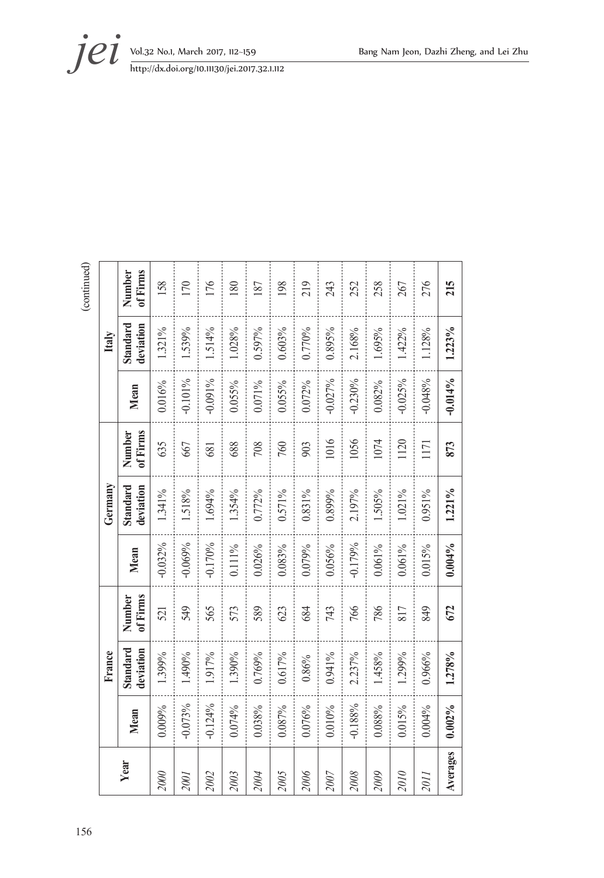(continued)

| Year | France | | | Germany | | | Italy | | |
|---|---|---|---|---|---|---|---|---|---|
| | Mean | Standard deviation | Number of Firms | Mean | Standard deviation | Number of Firms | Mean | Standard deviation | Number of Firms |
| *2000* | 0.009% | 1.399% | 521 | -0.032% | 1.341% | 635 | 0.016% | 1.321% | 158 |
| *2001* | -0.073% | 1.490% | 549 | -0.069% | 1.518% | 667 | -0.101% | 1.539% | 170 |
| *2002* | -0.124% | 1.917% | 565 | -0.170% | 1.694% | 681 | -0.091% | 1.514% | 176 |
| *2003* | 0.074% | 1.390% | 573 | 0.111% | 1.354% | 688 | 0.055% | 1.028% | 180 |
| *2004* | 0.038% | 0.769% | 589 | 0.026% | 0.772% | 708 | 0.071% | 0.597% | 187 |
| *2005* | 0.087% | 0.617% | 623 | 0.083% | 0.571% | 760 | 0.055% | 0.603% | 198 |
| *2006* | 0.076% | 0.86% | 684 | 0.079% | 0.831% | 903 | 0.072% | 0.770% | 219 |
| *2007* | 0.010% | 0.941% | 743 | 0.056% | 0.899% | 1016 | -0.027% | 0.895% | 243 |
| *2008* | -0.188% | 2.237% | 766 | -0.179% | 2.197% | 1056 | -0.230% | 2.168% | 252 |
| *2009* | 0.088% | 1.458% | 786 | 0.061% | 1.505% | 1074 | 0.082% | 1.695% | 258 |
| *2010* | 0.015% | 1.299% | 817 | 0.061% | 1.021% | 1120 | -0.025% | 1.422% | 267 |
| *2011* | 0.004% | 0.966% | 849 | 0.015% | 0.951% | 1171 | -0.048% | 1.128% | 276 |
| **Averages** | **0.002%** | **1.278%** | **672** | **0.004%** | **1.221%** | **873** | **-0.014%** | **1.223%** | **215** |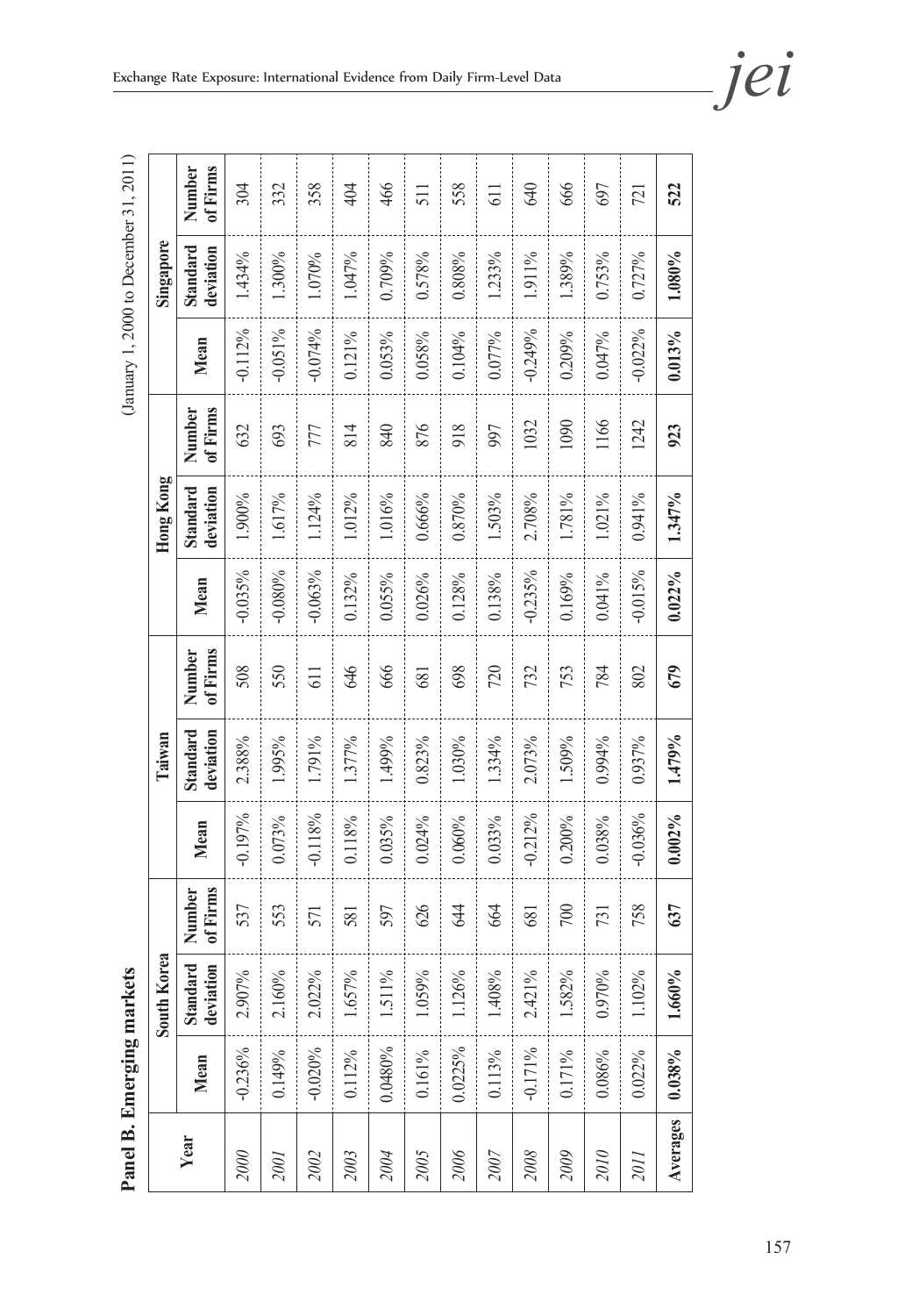**Panel B. Emerging markets**

(January 1, 2000 to December 31, 2011)

| Year | South Korea | | | Taiwan | | | Hong Kong | | | Singapore | | |
|---|---|---|---|---|---|---|---|---|---|---|---|---|
| | Mean | Standard deviation | Number of Firms | Mean | Standard deviation | Number of Firms | Mean | Standard deviation | Number of Firms | Mean | Standard deviation | Number of Firms |
| *2000* | -0.236% | 2.907% | 537 | -0.197% | 2.388% | 508 | -0.035% | 1.900% | 632 | -0.112% | 1.434% | 304 |
| *2001* | 0.149% | 2.160% | 553 | 0.073% | 1.995% | 550 | -0.080% | 1.617% | 693 | -0.051% | 1.300% | 332 |
| *2002* | -0.020% | 2.022% | 571 | -0.118% | 1.791% | 611 | -0.063% | 1.124% | 777 | -0.074% | 1.070% | 358 |
| *2003* | 0.112% | 1.657% | 581 | 0.118% | 1.377% | 646 | 0.132% | 1.012% | 814 | 0.121% | 1.047% | 404 |
| *2004* | 0.0480% | 1.511% | 597 | 0.035% | 1.499% | 666 | 0.055% | 1.016% | 840 | 0.053% | 0.709% | 466 |
| *2005* | 0.161% | 1.059% | 626 | 0.024% | 0.823% | 681 | 0.026% | 0.666% | 876 | 0.058% | 0.578% | 511 |
| *2006* | 0.0225% | 1.126% | 644 | 0.060% | 1.030% | 698 | 0.128% | 0.870% | 918 | 0.104% | 0.808% | 558 |
| *2007* | 0.113% | 1.408% | 664 | 0.033% | 1.334% | 720 | 0.138% | 1.503% | 997 | 0.077% | 1.233% | 611 |
| *2008* | -0.171% | 2.421% | 681 | -0.212% | 2.073% | 732 | -0.235% | 2.708% | 1032 | -0.249% | 1.911% | 640 |
| *2009* | 0.171% | 1.582% | 700 | 0.200% | 1.509% | 753 | 0.169% | 1.781% | 1090 | 0.209% | 1.389% | 666 |
| *2010* | 0.086% | 0.970% | 731 | 0.038% | 0.994% | 784 | 0.041% | 1.021% | 1166 | 0.047% | 0.753% | 697 |
| *2011* | 0.022% | 1.102% | 758 | -0.036% | 0.937% | 802 | -0.015% | 0.941% | 1242 | -0.022% | 0.727% | 721 |
| **Averages** | **0.038%** | **1.660%** | **637** | **0.002%** | **1.479%** | **679** | **0.022%** | **1.347%** | **923** | **0.013%** | **1.080%** | **522** |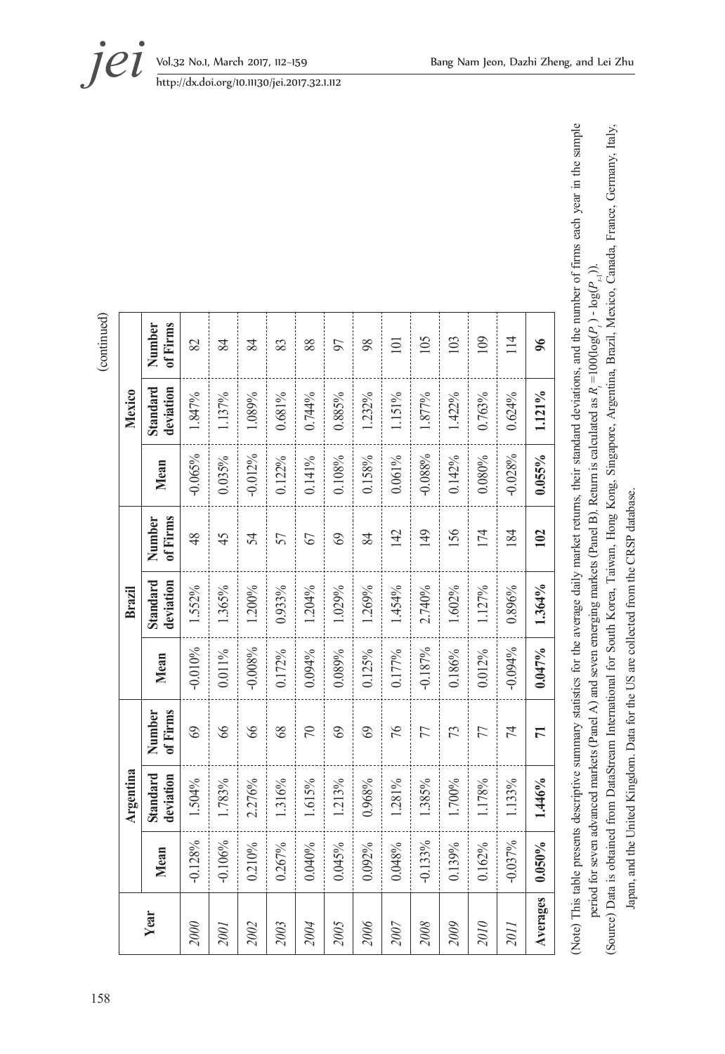(continued)

| Year | Argentina | | | Brazil | | | Mexico | | |
|---|---|---|---|---|---|---|---|---|---|
| | Mean | Standard deviation | Number of Firms | Mean | Standard deviation | Number of Firms | Mean | Standard deviation | Number of Firms |
| *2000* | -0.128% | 1.504% | 69 | -0.010% | 1.552% | 48 | -0.065% | 1.847% | 82 |
| *2001* | -0.106% | 1.783% | 66 | 0.011% | 1.365% | 45 | 0.035% | 1.137% | 84 |
| *2002* | 0.210% | 2.276% | 66 | -0.008% | 1.200% | 54 | -0.012% | 1.089% | 84 |
| *2003* | 0.267% | 1.316% | 68 | 0.172% | 0.933% | 57 | 0.122% | 0.681% | 83 |
| *2004* | 0.040% | 1.615% | 70 | 0.094% | 1.204% | 67 | 0.141% | 0.744% | 88 |
| *2005* | 0.045% | 1.213% | 69 | 0.089% | 1.029% | 69 | 0.108% | 0.885% | 97 |
| *2006* | 0.092% | 0.968% | 69 | 0.125% | 1.269% | 84 | 0.158% | 1.232% | 98 |
| *2007* | 0.048% | 1.281% | 76 | 0.177% | 1.454% | 142 | 0.061% | 1.151% | 101 |
| *2008* | -0.133% | 1.385% | 77 | -0.187% | 2.740% | 149 | -0.088% | 1.877% | 105 |
| *2009* | 0.139% | 1.700% | 73 | 0.186% | 1.602% | 156 | 0.142% | 1.422% | 103 |
| *2010* | 0.162% | 1.178% | 77 | 0.012% | 1.127% | 174 | 0.080% | 0.763% | 109 |
| *2011* | -0.037% | 1.133% | 74 | -0.094% | 0.896% | 184 | -0.028% | 0.624% | 114 |
| **Averages** | **0.050%** | **1.446%** | **71** | **0.047%** | **1.364%** | **102** | **0.055%** | **1.121%** | **96** |

(Note) This table presents descriptive summary statistics for the average daily market returns, their standard deviations, and the number of firms each year in the sample period for seven advanced markets (Panel A) and seven emerging markets (Panel B). Return is calculated as $R_t = 100(\log(P_t) - \log(P_{t-1}))$.

(Source) Data is obtained from DataStream International for South Korea, Taiwan, Hong Kong, Singapore, Argentina, Brazil, Mexico, Canada, France, Germany, Italy, Japan, and the United Kingdom. Data for the US are collected from the CRSP database.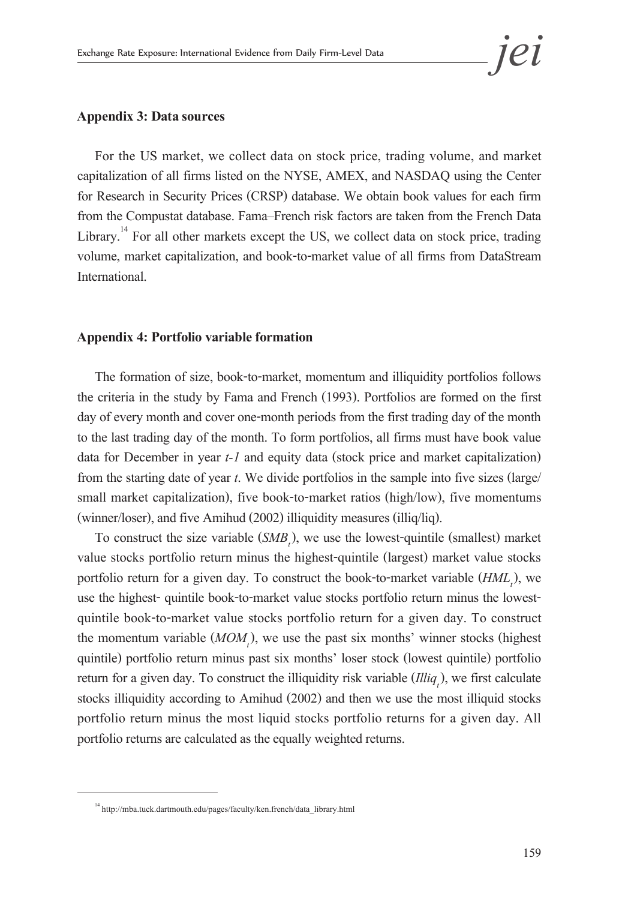### Appendix 3: Data sources

For the US market, we collect data on stock price, trading volume, and market capitalization of all firms listed on the NYSE, AMEX, and NASDAQ using the Center for Research in Security Prices (CRSP) database. We obtain book values for each firm from the Compustat database. Fama–French risk factors are taken from the French Data Library.[14] For all other markets except the US, we collect data on stock price, trading volume, market capitalization, and book-to-market value of all firms from DataStream International.

### Appendix 4: Portfolio variable formation

The formation of size, book-to-market, momentum and illiquidity portfolios follows the criteria in the study by Fama and French (1993). Portfolios are formed on the first day of every month and cover one-month periods from the first trading day of the month to the last trading day of the month. To form portfolios, all firms must have book value data for December in year *t-1* and equity data (stock price and market capitalization) from the starting date of year *t*. We divide portfolios in the sample into five sizes (large/small market capitalization), five book-to-market ratios (high/low), five momentums (winner/loser), and five Amihud (2002) illiquidity measures (illiq/liq).

To construct the size variable ($SMB_t$), we use the lowest-quintile (smallest) market value stocks portfolio return minus the highest-quintile (largest) market value stocks portfolio return for a given day. To construct the book-to-market variable ($HML_t$), we use the highest- quintile book-to-market value stocks portfolio return minus the lowest-quintile book-to-market value stocks portfolio return for a given day. To construct the momentum variable ($MOM_t$), we use the past six months' winner stocks (highest quintile) portfolio return minus past six months' loser stock (lowest quintile) portfolio return for a given day. To construct the illiquidity risk variable ($Illiq_t$), we first calculate stocks illiquidity according to Amihud (2002) and then we use the most illiquid stocks portfolio return minus the most liquid stocks portfolio returns for a given day. All portfolio returns are calculated as the equally weighted returns.

---

[14] http://mba.tuck.dartmouth.edu/pages/faculty/ken.french/data_library.html